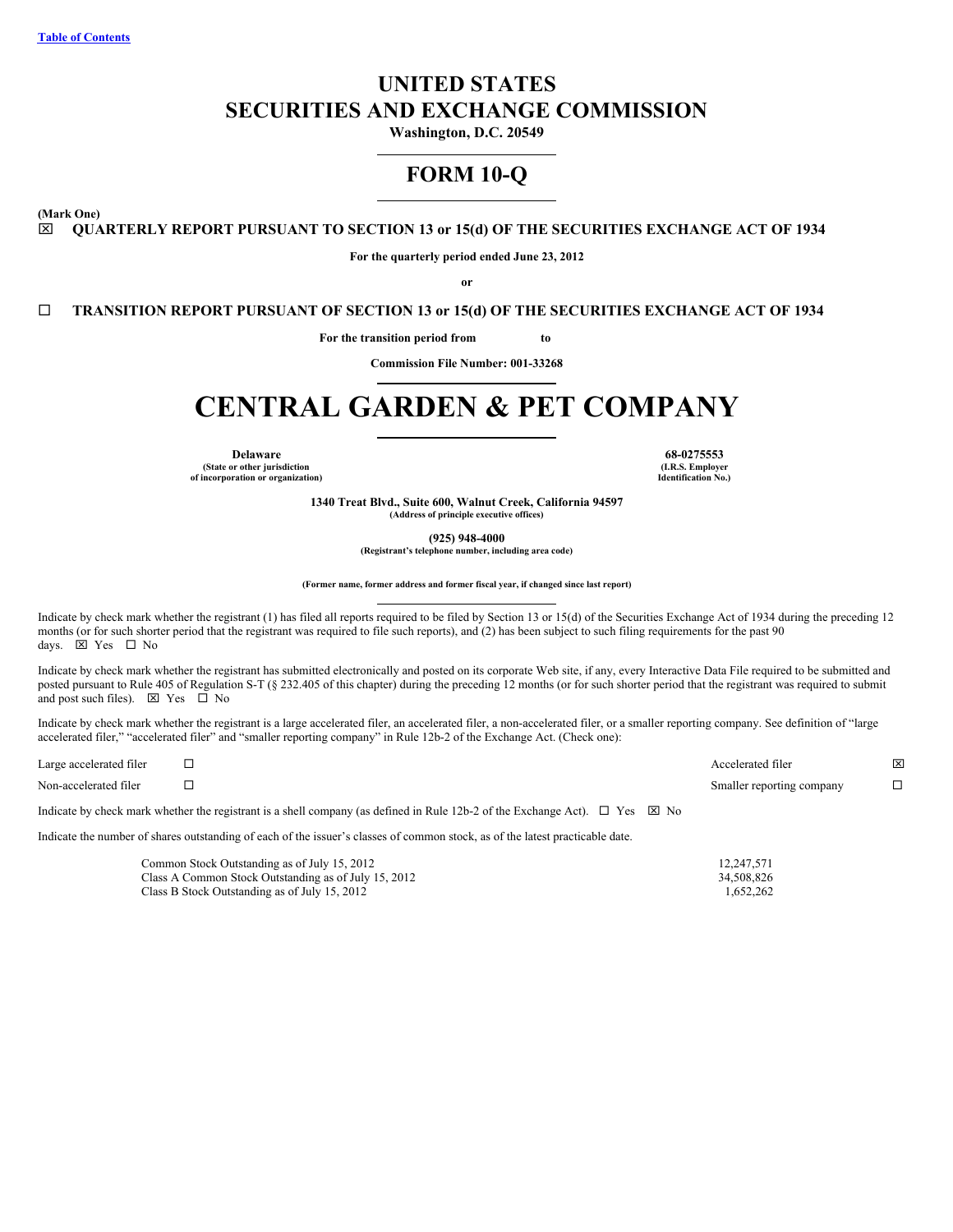Table of Contents

# UNITED STATES SECURITIES AND EXCHANGE COMMISSION

**Washington, D.C. 20549**

## FORM 10-Q

**(Mark One)**

☒ **QUARTERLY REPORT PURSUANT TO SECTION 13 or 15(d) OF THE SECURITIES EXCHANGE ACT OF 1934**

**For the quarterly period ended June 23, 2012**

**or**

☐ **TRANSITION REPORT PURSUANT OF SECTION 13 or 15(d) OF THE SECURITIES EXCHANGE ACT OF 1934**

**For the transition period from to**

**Commission File Number: 001-33268**

# CENTRAL GARDEN & PET COMPANY

| **Delaware** | **68-0275553** |
|---|---|
| **(State or other jurisdiction of incorporation or organization)** | **(I.R.S. Employer Identification No.)** |

**1340 Treat Blvd., Suite 600, Walnut Creek, California 94597**
**(Address of principal executive offices)**

**(925) 948-4000**
**(Registrant's telephone number, including area code)**

**(Former name, former address and former fiscal year, if changed since last report)**

Indicate by check mark whether the registrant (1) has filed all reports required to be filed by Section 13 or 15(d) of the Securities Exchange Act of 1934 during the preceding 12 months (or for such shorter period that the registrant was required to file such reports), and (2) has been subject to such filing requirements for the past 90 days. ☒ Yes ☐ No

Indicate by check mark whether the registrant has submitted electronically and posted on its corporate Web site, if any, every Interactive Data File required to be submitted and posted pursuant to Rule 405 of Regulation S-T (§ 232.405 of this chapter) during the preceding 12 months (or for such shorter period that the registrant was required to submit and post such files). ☒ Yes ☐ No

Indicate by check mark whether the registrant is a large accelerated filer, an accelerated filer, a non-accelerated filer, or a smaller reporting company. See definition of "large accelerated filer," "accelerated filer" and "smaller reporting company" in Rule 12b-2 of the Exchange Act. (Check one):

| | | | |
|---|---|---|---|
| Large accelerated filer | ☐ | Accelerated filer | ☒ |
| Non-accelerated filer | ☐ | Smaller reporting company | ☐ |

Indicate by check mark whether the registrant is a shell company (as defined in Rule 12b-2 of the Exchange Act). ☐ Yes ☒ No

Indicate the number of shares outstanding of each of the issuer's classes of common stock, as of the latest practicable date.

| | |
|---|---|
| Common Stock Outstanding as of July 15, 2012 | 12,247,571 |
| Class A Common Stock Outstanding as of July 15, 2012 | 34,508,826 |
| Class B Stock Outstanding as of July 15, 2012 | 1,652,262 |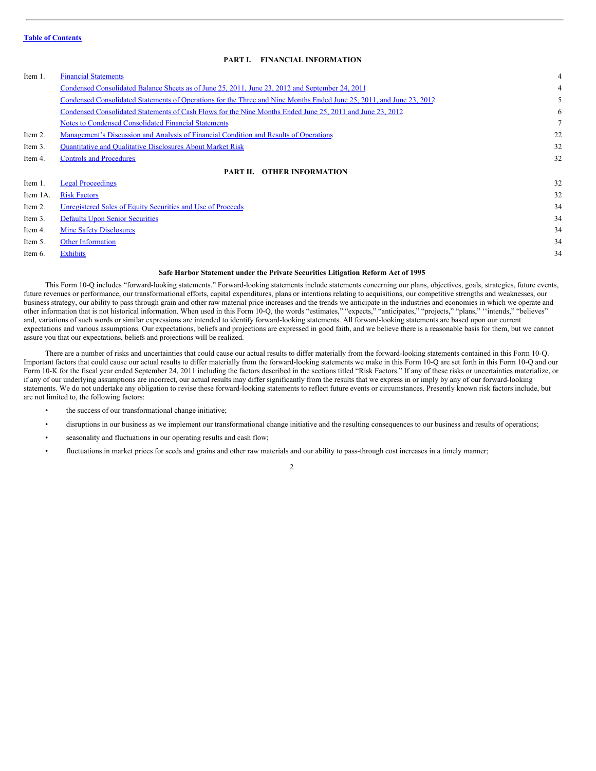[Table of Contents](#)

## PART I. FINANCIAL INFORMATION

| | | |
|---|---|---|
| Item 1. | Financial Statements | 4 |
| | Condensed Consolidated Balance Sheets as of June 25, 2011, June 23, 2012 and September 24, 2011 | 4 |
| | Condensed Consolidated Statements of Operations for the Three and Nine Months Ended June 25, 2011, and June 23, 2012 | 5 |
| | Condensed Consolidated Statements of Cash Flows for the Nine Months Ended June 25, 2011 and June 23, 2012 | 6 |
| | Notes to Condensed Consolidated Financial Statements | 7 |
| Item 2. | Management's Discussion and Analysis of Financial Condition and Results of Operations | 22 |
| Item 3. | Quantitative and Qualitative Disclosures About Market Risk | 32 |
| Item 4. | Controls and Procedures | 32 |

## PART II. OTHER INFORMATION

| | | |
|---|---|---|
| Item 1. | Legal Proceedings | 32 |
| Item 1A. | Risk Factors | 32 |
| Item 2. | Unregistered Sales of Equity Securities and Use of Proceeds | 34 |
| Item 3. | Defaults Upon Senior Securities | 34 |
| Item 4. | Mine Safety Disclosures | 34 |
| Item 5. | Other Information | 34 |
| Item 6. | Exhibits | 34 |

**Safe Harbor Statement under the Private Securities Litigation Reform Act of 1995**

This Form 10-Q includes "forward-looking statements." Forward-looking statements include statements concerning our plans, objectives, goals, strategies, future events, future revenues or performance, our transformational efforts, capital expenditures, plans or intentions relating to acquisitions, our competitive strengths and weaknesses, our business strategy, our ability to pass through grain and other raw material price increases and the trends we anticipate in the industries and economies in which we operate and other information that is not historical information. When used in this Form 10-Q, the words "estimates," "expects," "anticipates," "projects," "plans," ''intends," "believes" and, variations of such words or similar expressions are intended to identify forward-looking statements. All forward-looking statements are based upon our current expectations and various assumptions. Our expectations, beliefs and projections are expressed in good faith, and we believe there is a reasonable basis for them, but we cannot assure you that our expectations, beliefs and projections will be realized.

There are a number of risks and uncertainties that could cause our actual results to differ materially from the forward-looking statements contained in this Form 10-Q. Important factors that could cause our actual results to differ materially from the forward-looking statements we make in this Form 10-Q are set forth in this Form 10-Q and our Form 10-K for the fiscal year ended September 24, 2011 including the factors described in the sections titled "Risk Factors." If any of these risks or uncertainties materialize, or if any of our underlying assumptions are incorrect, our actual results may differ significantly from the results that we express in or imply by any of our forward-looking statements. We do not undertake any obligation to revise these forward-looking statements to reflect future events or circumstances. Presently known risk factors include, but are not limited to, the following factors:

- the success of our transformational change initiative;
- disruptions in our business as we implement our transformational change initiative and the resulting consequences to our business and results of operations;
- seasonality and fluctuations in our operating results and cash flow;
- fluctuations in market prices for seeds and grains and other raw materials and our ability to pass-through cost increases in a timely manner;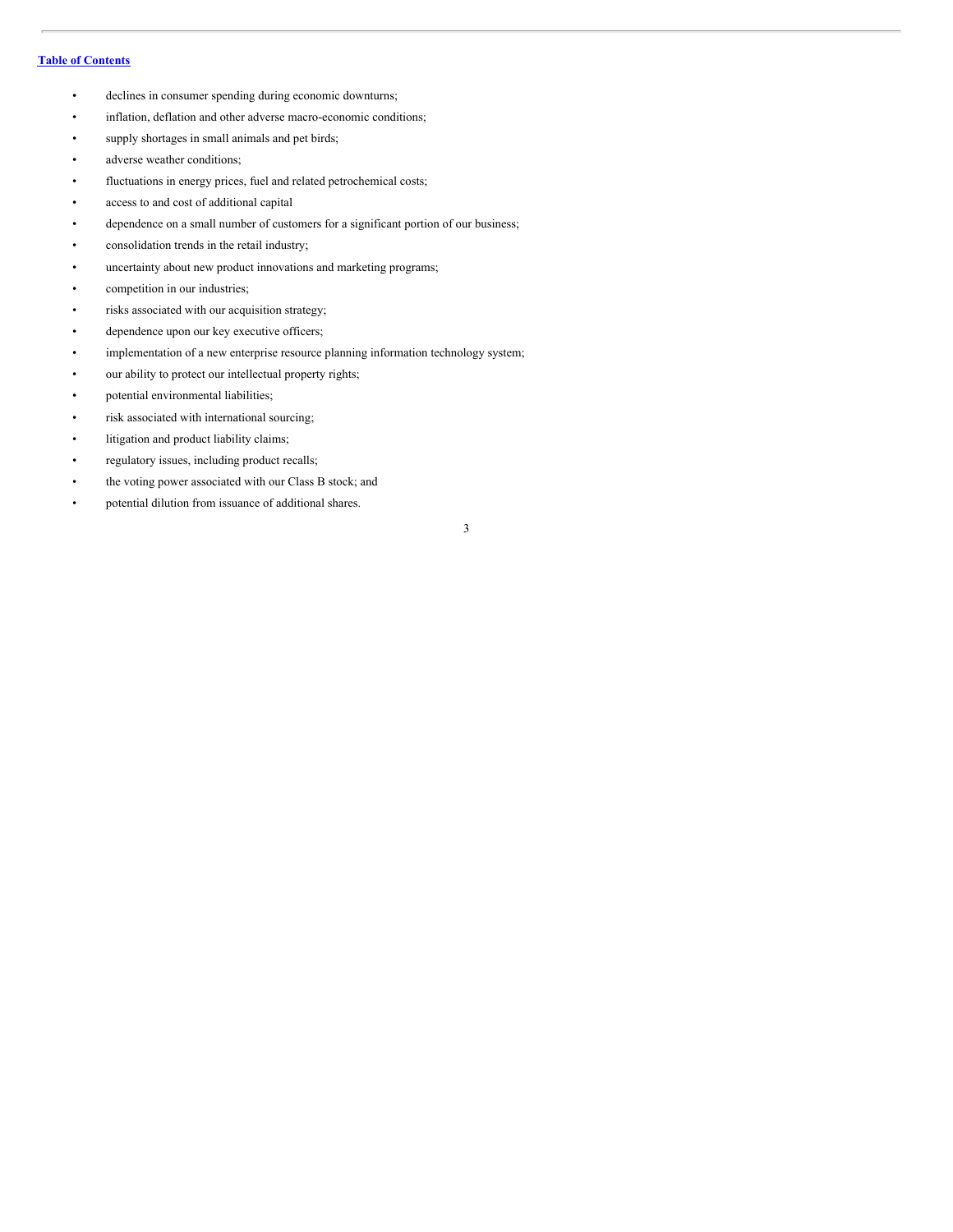- declines in consumer spending during economic downturns;
- inflation, deflation and other adverse macro-economic conditions;
- supply shortages in small animals and pet birds;
- adverse weather conditions;
- fluctuations in energy prices, fuel and related petrochemical costs;
- access to and cost of additional capital
- dependence on a small number of customers for a significant portion of our business;
- consolidation trends in the retail industry;
- uncertainty about new product innovations and marketing programs;
- competition in our industries;
- risks associated with our acquisition strategy;
- dependence upon our key executive officers;
- implementation of a new enterprise resource planning information technology system;
- our ability to protect our intellectual property rights;
- potential environmental liabilities;
- risk associated with international sourcing;
- litigation and product liability claims;
- regulatory issues, including product recalls;
- the voting power associated with our Class B stock; and
- potential dilution from issuance of additional shares.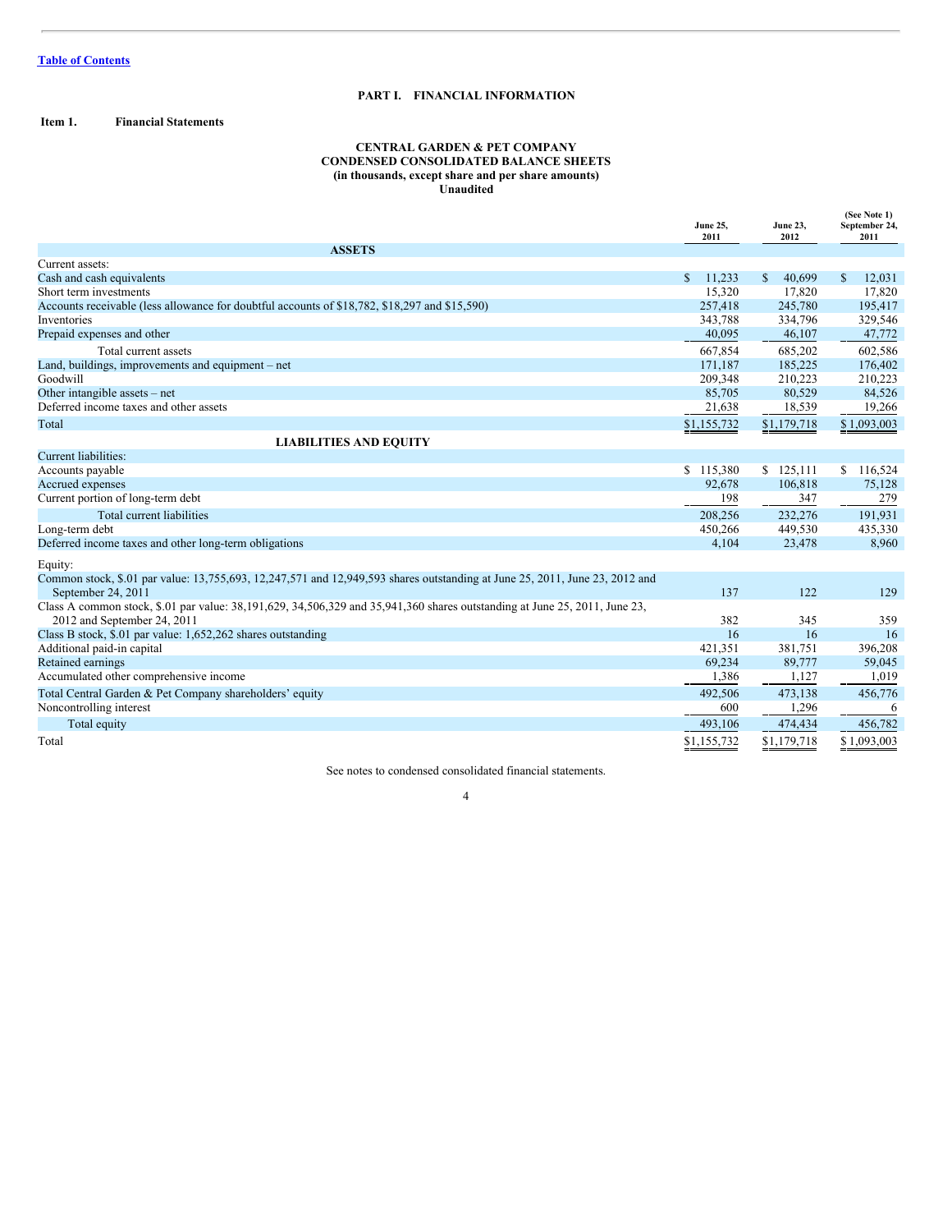Table of Contents

# PART I. FINANCIAL INFORMATION

## Item 1. Financial Statements

### CENTRAL GARDEN & PET COMPANY
### CONDENSED CONSOLIDATED BALANCE SHEETS
### (in thousands, except share and per share amounts)
### Unaudited

| | June 25, 2011 | June 23, 2012 | (See Note 1) September 24, 2011 |
|---|---|---|---|
| **ASSETS** | | | |
| Current assets: | | | |
| Cash and cash equivalents | $ 11,233 | $ 40,699 | $ 12,031 |
| Short term investments | 15,320 | 17,820 | 17,820 |
| Accounts receivable (less allowance for doubtful accounts of $18,782, $18,297 and $15,590) | 257,418 | 245,780 | 195,417 |
| Inventories | 343,788 | 334,796 | 329,546 |
| Prepaid expenses and other | 40,095 | 46,107 | 47,772 |
| Total current assets | 667,854 | 685,202 | 602,586 |
| Land, buildings, improvements and equipment – net | 171,187 | 185,225 | 176,402 |
| Goodwill | 209,348 | 210,223 | 210,223 |
| Other intangible assets – net | 85,705 | 80,529 | 84,526 |
| Deferred income taxes and other assets | 21,638 | 18,539 | 19,266 |
| Total | $1,155,732 | $1,179,718 | $ 1,093,003 |
| **LIABILITIES AND EQUITY** | | | |
| Current liabilities: | | | |
| Accounts payable | $ 115,380 | $ 125,111 | $ 116,524 |
| Accrued expenses | 92,678 | 106,818 | 75,128 |
| Current portion of long-term debt | 198 | 347 | 279 |
| Total current liabilities | 208,256 | 232,276 | 191,931 |
| Long-term debt | 450,266 | 449,530 | 435,330 |
| Deferred income taxes and other long-term obligations | 4,104 | 23,478 | 8,960 |
| Equity: | | | |
| Common stock, $.01 par value: 13,755,693, 12,247,571 and 12,949,593 shares outstanding at June 25, 2011, June 23, 2012 and September 24, 2011 | 137 | 122 | 129 |
| Class A common stock, $.01 par value: 38,191,629, 34,506,329 and 35,941,360 shares outstanding at June 25, 2011, June 23, 2012 and September 24, 2011 | 382 | 345 | 359 |
| Class B stock, $.01 par value: 1,652,262 shares outstanding | 16 | 16 | 16 |
| Additional paid-in capital | 421,351 | 381,751 | 396,208 |
| Retained earnings | 69,234 | 89,777 | 59,045 |
| Accumulated other comprehensive income | 1,386 | 1,127 | 1,019 |
| Total Central Garden & Pet Company shareholders' equity | 492,506 | 473,138 | 456,776 |
| Noncontrolling interest | 600 | 1,296 | 6 |
| Total equity | 493,106 | 474,434 | 456,782 |
| Total | $1,155,732 | $1,179,718 | $ 1,093,003 |

See notes to condensed consolidated financial statements.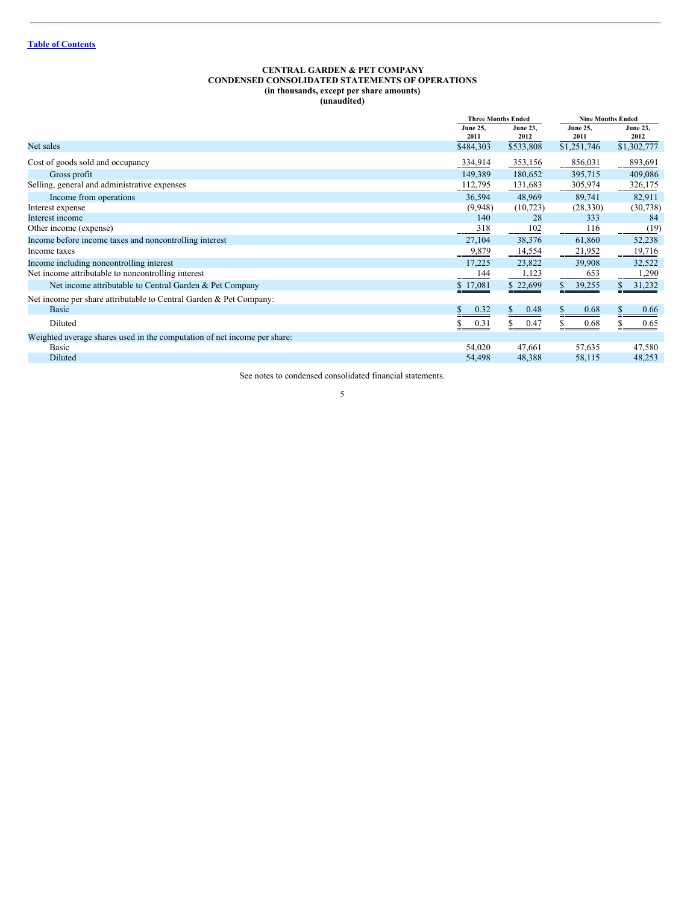[Table of Contents](#)

**CENTRAL GARDEN & PET COMPANY**
**CONDENSED CONSOLIDATED STATEMENTS OF OPERATIONS**
**(in thousands, except per share amounts)**
**(unaudited)**

| | Three Months Ended | | Nine Months Ended | |
|---|---|---|---|---|
| | June 25, 2011 | June 23, 2012 | June 25, 2011 | June 23, 2012 |
| Net sales | $484,303 | $533,808 | $1,251,746 | $1,302,777 |
| Cost of goods sold and occupancy | 334,914 | 353,156 | 856,031 | 893,691 |
| Gross profit | 149,389 | 180,652 | 395,715 | 409,086 |
| Selling, general and administrative expenses | 112,795 | 131,683 | 305,974 | 326,175 |
| Income from operations | 36,594 | 48,969 | 89,741 | 82,911 |
| Interest expense | (9,948) | (10,723) | (28,330) | (30,738) |
| Interest income | 140 | 28 | 333 | 84 |
| Other income (expense) | 318 | 102 | 116 | (19) |
| Income before income taxes and noncontrolling interest | 27,104 | 38,376 | 61,860 | 52,238 |
| Income taxes | 9,879 | 14,554 | 21,952 | 19,716 |
| Income including noncontrolling interest | 17,225 | 23,822 | 39,908 | 32,522 |
| Net income attributable to noncontrolling interest | 144 | 1,123 | 653 | 1,290 |
| Net income attributable to Central Garden & Pet Company | $ 17,081 | $ 22,699 | $ 39,255 | $ 31,232 |
| Net income per share attributable to Central Garden & Pet Company: | | | | |
| Basic | $ 0.32 | $ 0.48 | $ 0.68 | $ 0.66 |
| Diluted | $ 0.31 | $ 0.47 | $ 0.68 | $ 0.65 |
| Weighted average shares used in the computation of net income per share: | | | | |
| Basic | 54,020 | 47,661 | 57,635 | 47,580 |
| Diluted | 54,498 | 48,388 | 58,115 | 48,253 |

See notes to condensed consolidated financial statements.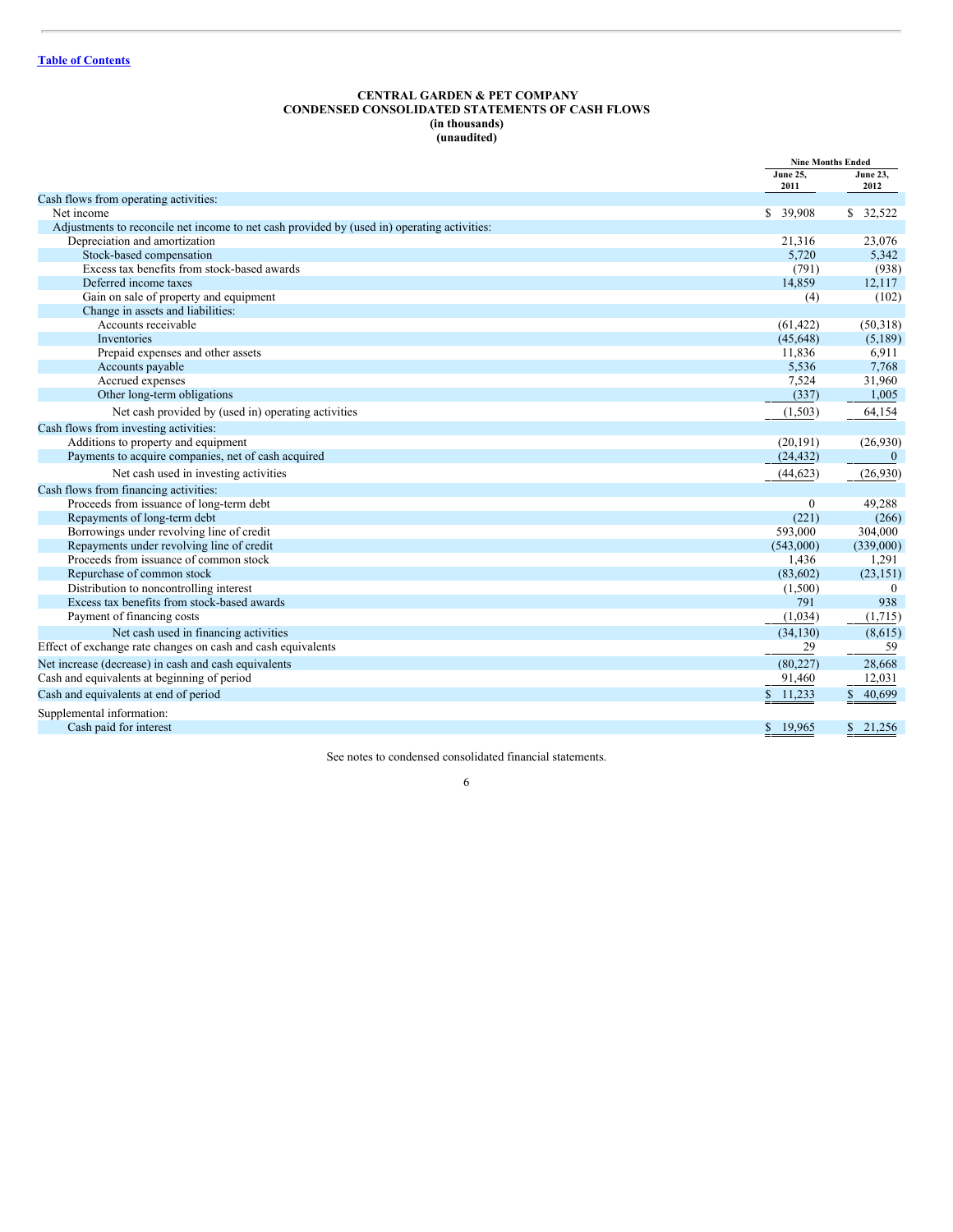[Table of Contents](#)

**CENTRAL GARDEN & PET COMPANY**
**CONDENSED CONSOLIDATED STATEMENTS OF CASH FLOWS**
**(in thousands)**
**(unaudited)**

| | Nine Months Ended | |
|---|---|---|
| | June 25, 2011 | June 23, 2012 |
| Cash flows from operating activities: | | |
| Net income | $ 39,908 | $ 32,522 |
| Adjustments to reconcile net income to net cash provided by (used in) operating activities: | | |
| Depreciation and amortization | 21,316 | 23,076 |
| Stock-based compensation | 5,720 | 5,342 |
| Excess tax benefits from stock-based awards | (791) | (938) |
| Deferred income taxes | 14,859 | 12,117 |
| Gain on sale of property and equipment | (4) | (102) |
| Change in assets and liabilities: | | |
| Accounts receivable | (61,422) | (50,318) |
| Inventories | (45,648) | (5,189) |
| Prepaid expenses and other assets | 11,836 | 6,911 |
| Accounts payable | 5,536 | 7,768 |
| Accrued expenses | 7,524 | 31,960 |
| Other long-term obligations | (337) | 1,005 |
| Net cash provided by (used in) operating activities | (1,503) | 64,154 |
| Cash flows from investing activities: | | |
| Additions to property and equipment | (20,191) | (26,930) |
| Payments to acquire companies, net of cash acquired | (24,432) | 0 |
| Net cash used in investing activities | (44,623) | (26,930) |
| Cash flows from financing activities: | | |
| Proceeds from issuance of long-term debt | 0 | 49,288 |
| Repayments of long-term debt | (221) | (266) |
| Borrowings under revolving line of credit | 593,000 | 304,000 |
| Repayments under revolving line of credit | (543,000) | (339,000) |
| Proceeds from issuance of common stock | 1,436 | 1,291 |
| Repurchase of common stock | (83,602) | (23,151) |
| Distribution to noncontrolling interest | (1,500) | 0 |
| Excess tax benefits from stock-based awards | 791 | 938 |
| Payment of financing costs | (1,034) | (1,715) |
| Net cash used in financing activities | (34,130) | (8,615) |
| Effect of exchange rate changes on cash and cash equivalents | 29 | 59 |
| Net increase (decrease) in cash and cash equivalents | (80,227) | 28,668 |
| Cash and equivalents at beginning of period | 91,460 | 12,031 |
| Cash and equivalents at end of period | $ 11,233 | $ 40,699 |
| Supplemental information: | | |
| Cash paid for interest | $ 19,965 | $ 21,256 |

See notes to condensed consolidated financial statements.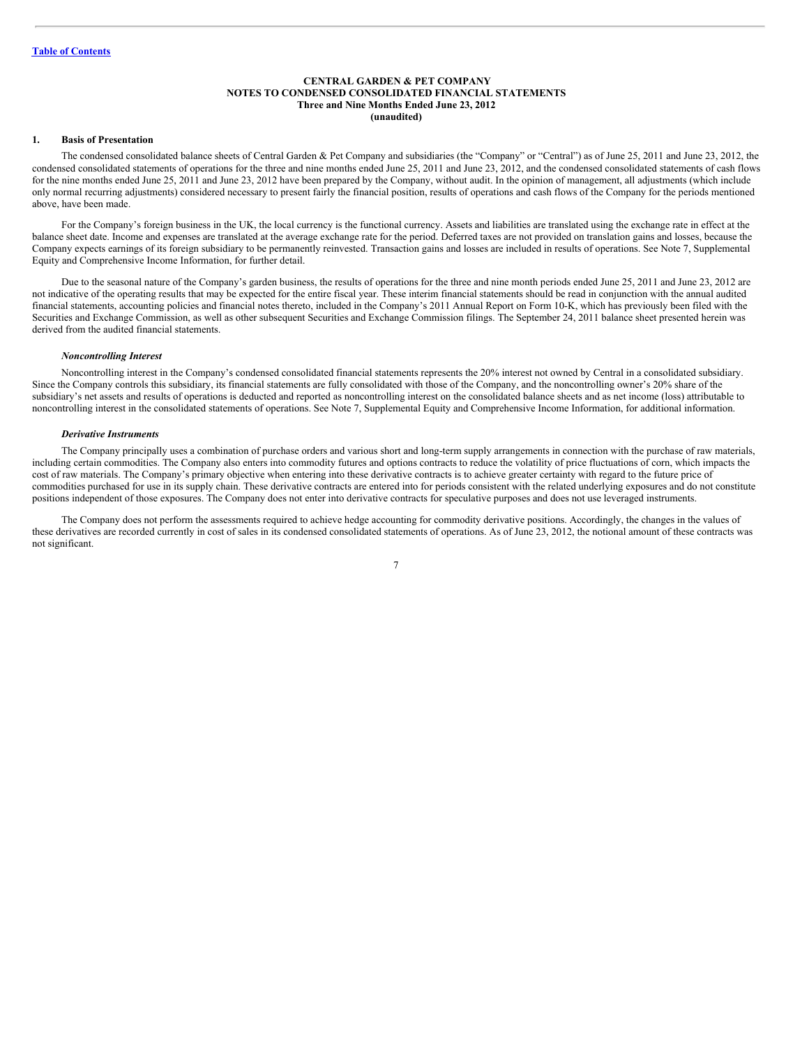[Table of Contents](#)

**CENTRAL GARDEN & PET COMPANY**
**NOTES TO CONDENSED CONSOLIDATED FINANCIAL STATEMENTS**
**Three and Nine Months Ended June 23, 2012**
**(unaudited)**

## 1. Basis of Presentation

The condensed consolidated balance sheets of Central Garden & Pet Company and subsidiaries (the "Company" or "Central") as of June 25, 2011 and June 23, 2012, the condensed consolidated statements of operations for the three and nine months ended June 25, 2011 and June 23, 2012, and the condensed consolidated statements of cash flows for the nine months ended June 25, 2011 and June 23, 2012 have been prepared by the Company, without audit. In the opinion of management, all adjustments (which include only normal recurring adjustments) considered necessary to present fairly the financial position, results of operations and cash flows of the Company for the periods mentioned above, have been made.

For the Company's foreign business in the UK, the local currency is the functional currency. Assets and liabilities are translated using the exchange rate in effect at the balance sheet date. Income and expenses are translated at the average exchange rate for the period. Deferred taxes are not provided on translation gains and losses, because the Company expects earnings of its foreign subsidiary to be permanently reinvested. Transaction gains and losses are included in results of operations. See Note 7, Supplemental Equity and Comprehensive Income Information, for further detail.

Due to the seasonal nature of the Company's garden business, the results of operations for the three and nine month periods ended June 25, 2011 and June 23, 2012 are not indicative of the operating results that may be expected for the entire fiscal year. These interim financial statements should be read in conjunction with the annual audited financial statements, accounting policies and financial notes thereto, included in the Company's 2011 Annual Report on Form 10-K, which has previously been filed with the Securities and Exchange Commission, as well as other subsequent Securities and Exchange Commission filings. The September 24, 2011 balance sheet presented herein was derived from the audited financial statements.

### *Noncontrolling Interest*

Noncontrolling interest in the Company's condensed consolidated financial statements represents the 20% interest not owned by Central in a consolidated subsidiary. Since the Company controls this subsidiary, its financial statements are fully consolidated with those of the Company, and the noncontrolling owner's 20% share of the subsidiary's net assets and results of operations is deducted and reported as noncontrolling interest on the consolidated balance sheets and as net income (loss) attributable to noncontrolling interest in the consolidated statements of operations. See Note 7, Supplemental Equity and Comprehensive Income Information, for additional information.

### *Derivative Instruments*

The Company principally uses a combination of purchase orders and various short and long-term supply arrangements in connection with the purchase of raw materials, including certain commodities. The Company also enters into commodity futures and options contracts to reduce the volatility of price fluctuations of corn, which impacts the cost of raw materials. The Company's primary objective when entering into these derivative contracts is to achieve greater certainty with regard to the future price of commodities purchased for use in its supply chain. These derivative contracts are entered into for periods consistent with the related underlying exposures and do not constitute positions independent of those exposures. The Company does not enter into derivative contracts for speculative purposes and does not use leveraged instruments.

The Company does not perform the assessments required to achieve hedge accounting for commodity derivative positions. Accordingly, the changes in the values of these derivatives are recorded currently in cost of sales in its condensed consolidated statements of operations. As of June 23, 2012, the notional amount of these contracts was not significant.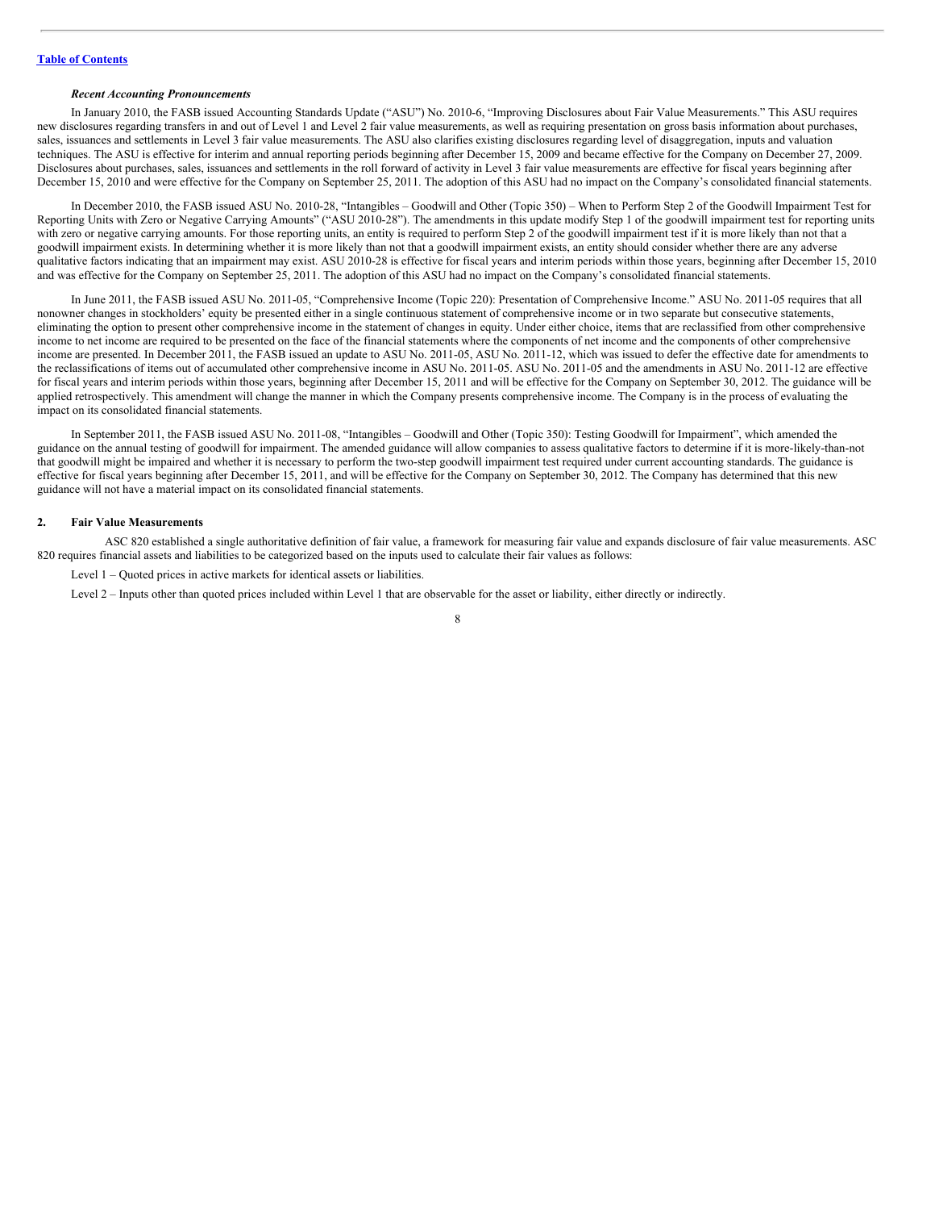*Recent Accounting Pronouncements*

In January 2010, the FASB issued Accounting Standards Update ("ASU") No. 2010-6, "Improving Disclosures about Fair Value Measurements." This ASU requires new disclosures regarding transfers in and out of Level 1 and Level 2 fair value measurements, as well as requiring presentation on gross basis information about purchases, sales, issuances and settlements in Level 3 fair value measurements. The ASU also clarifies existing disclosures regarding level of disaggregation, inputs and valuation techniques. The ASU is effective for interim and annual reporting periods beginning after December 15, 2009 and became effective for the Company on December 27, 2009. Disclosures about purchases, sales, issuances and settlements in the roll forward of activity in Level 3 fair value measurements are effective for fiscal years beginning after December 15, 2010 and were effective for the Company on September 25, 2011. The adoption of this ASU had no impact on the Company's consolidated financial statements.

In December 2010, the FASB issued ASU No. 2010-28, "Intangibles – Goodwill and Other (Topic 350) – When to Perform Step 2 of the Goodwill Impairment Test for Reporting Units with Zero or Negative Carrying Amounts" ("ASU 2010-28"). The amendments in this update modify Step 1 of the goodwill impairment test for reporting units with zero or negative carrying amounts. For those reporting units, an entity is required to perform Step 2 of the goodwill impairment test if it is more likely than not that a goodwill impairment exists. In determining whether it is more likely than not that a goodwill impairment exists, an entity should consider whether there are any adverse qualitative factors indicating that an impairment may exist. ASU 2010-28 is effective for fiscal years and interim periods within those years, beginning after December 15, 2010 and was effective for the Company on September 25, 2011. The adoption of this ASU had no impact on the Company's consolidated financial statements.

In June 2011, the FASB issued ASU No. 2011-05, "Comprehensive Income (Topic 220): Presentation of Comprehensive Income." ASU No. 2011-05 requires that all nonowner changes in stockholders' equity be presented either in a single continuous statement of comprehensive income or in two separate but consecutive statements, eliminating the option to present other comprehensive income in the statement of changes in equity. Under either choice, items that are reclassified from other comprehensive income to net income are required to be presented on the face of the financial statements where the components of net income and the components of other comprehensive income are presented. In December 2011, the FASB issued an update to ASU No. 2011-05, ASU No. 2011-12, which was issued to defer the effective date for amendments to the reclassifications of items out of accumulated other comprehensive income in ASU No. 2011-05. ASU No. 2011-05 and the amendments in ASU No. 2011-12 are effective for fiscal years and interim periods within those years, beginning after December 15, 2011 and will be effective for the Company on September 30, 2012. The guidance will be applied retrospectively. This amendment will change the manner in which the Company presents comprehensive income. The Company is in the process of evaluating the impact on its consolidated financial statements.

In September 2011, the FASB issued ASU No. 2011-08, "Intangibles – Goodwill and Other (Topic 350): Testing Goodwill for Impairment", which amended the guidance on the annual testing of goodwill for impairment. The amended guidance will allow companies to assess qualitative factors to determine if it is more-likely-than-not that goodwill might be impaired and whether it is necessary to perform the two-step goodwill impairment test required under current accounting standards. The guidance is effective for fiscal years beginning after December 15, 2011, and will be effective for the Company on September 30, 2012. The Company has determined that this new guidance will not have a material impact on its consolidated financial statements.

## 2. Fair Value Measurements

ASC 820 established a single authoritative definition of fair value, a framework for measuring fair value and expands disclosure of fair value measurements. ASC 820 requires financial assets and liabilities to be categorized based on the inputs used to calculate their fair values as follows:

Level 1 – Quoted prices in active markets for identical assets or liabilities.

Level 2 – Inputs other than quoted prices included within Level 1 that are observable for the asset or liability, either directly or indirectly.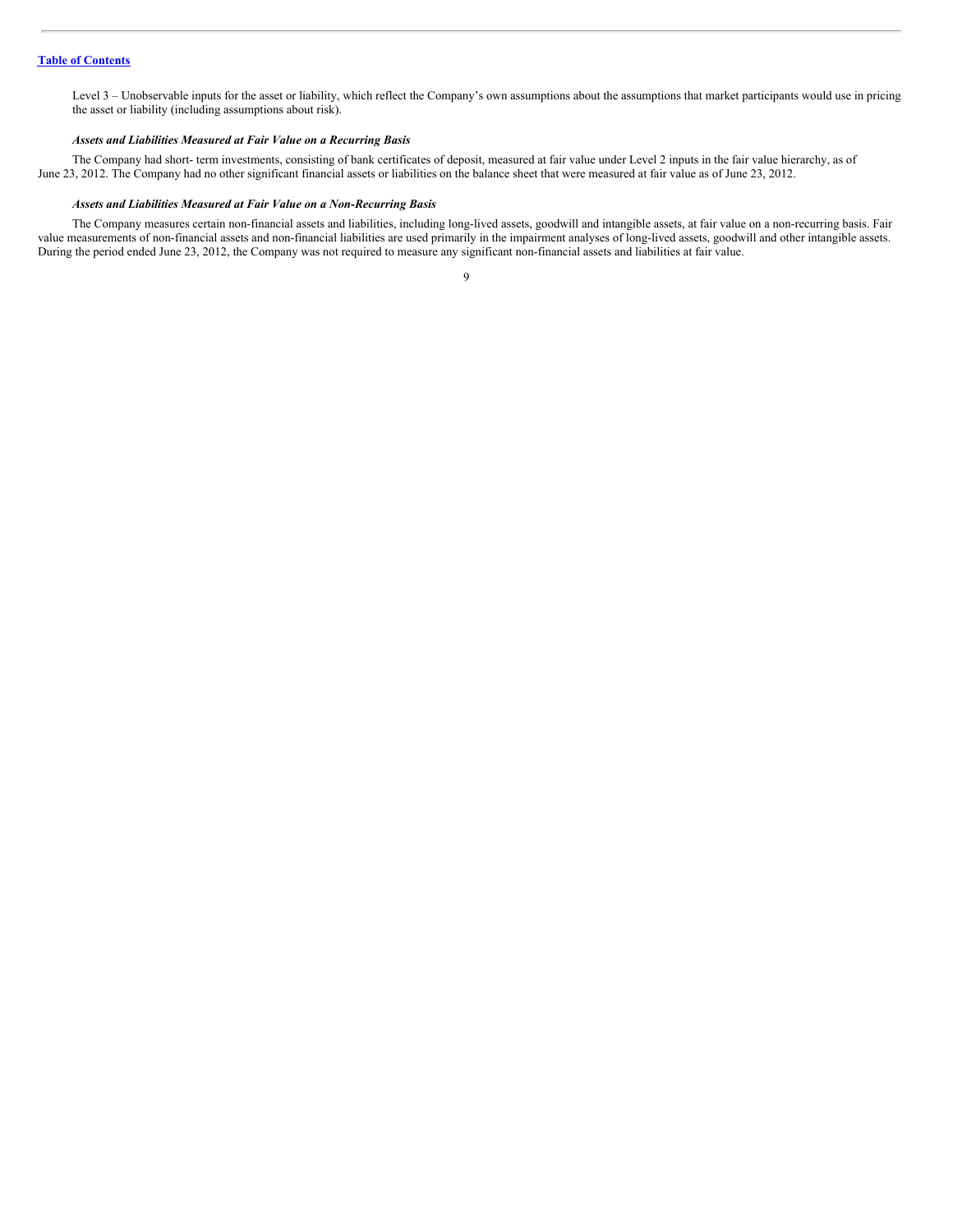Level 3 – Unobservable inputs for the asset or liability, which reflect the Company's own assumptions about the assumptions that market participants would use in pricing the asset or liability (including assumptions about risk).

***Assets and Liabilities Measured at Fair Value on a Recurring Basis***

The Company had short- term investments, consisting of bank certificates of deposit, measured at fair value under Level 2 inputs in the fair value hierarchy, as of June 23, 2012. The Company had no other significant financial assets or liabilities on the balance sheet that were measured at fair value as of June 23, 2012.

***Assets and Liabilities Measured at Fair Value on a Non-Recurring Basis***

The Company measures certain non-financial assets and liabilities, including long-lived assets, goodwill and intangible assets, at fair value on a non-recurring basis. Fair value measurements of non-financial assets and non-financial liabilities are used primarily in the impairment analyses of long-lived assets, goodwill and other intangible assets. During the period ended June 23, 2012, the Company was not required to measure any significant non-financial assets and liabilities at fair value.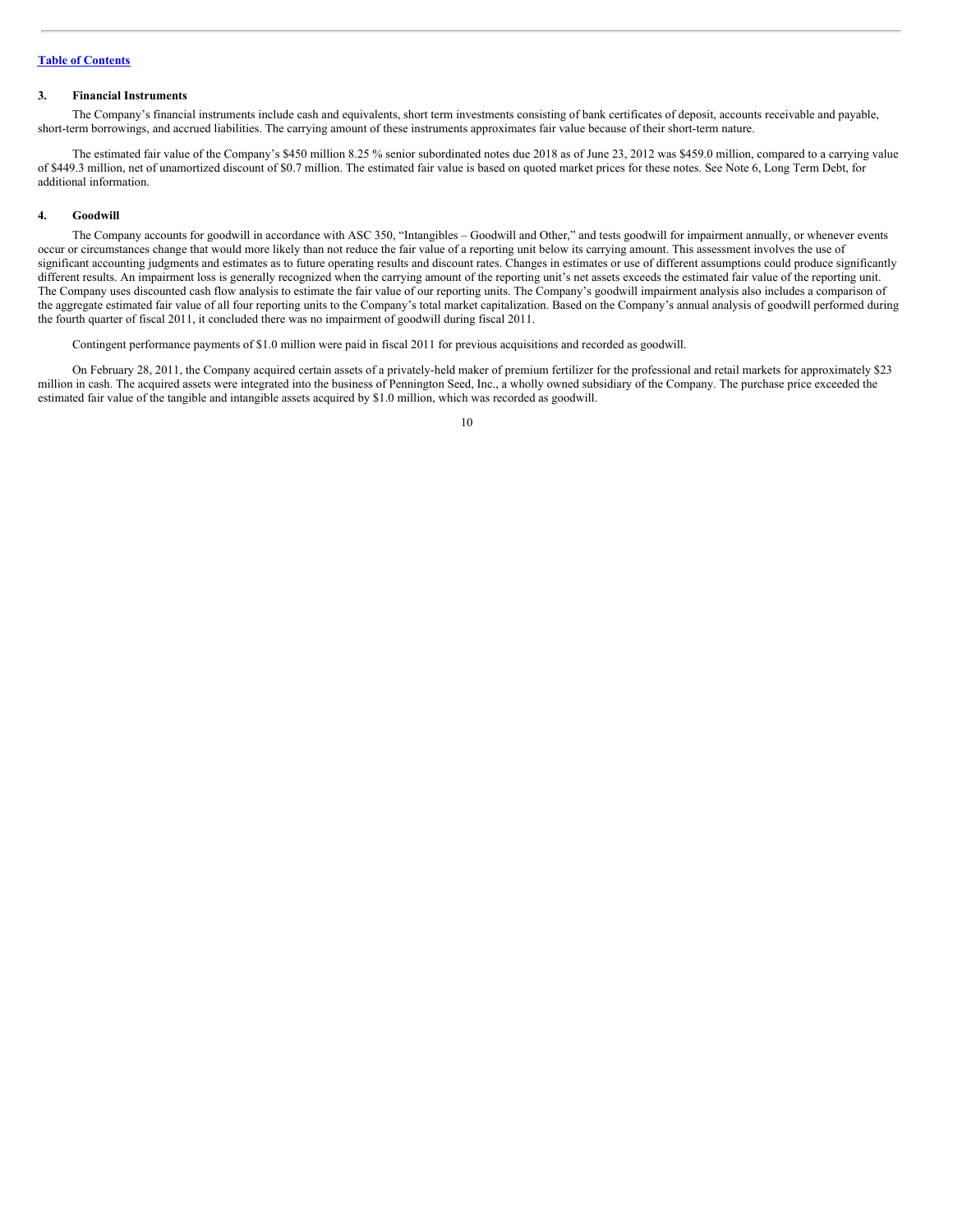[Table of Contents](#)

### 3. Financial Instruments

The Company's financial instruments include cash and equivalents, short term investments consisting of bank certificates of deposit, accounts receivable and payable, short-term borrowings, and accrued liabilities. The carrying amount of these instruments approximates fair value because of their short-term nature.

The estimated fair value of the Company's $450 million 8.25 % senior subordinated notes due 2018 as of June 23, 2012 was $459.0 million, compared to a carrying value of $449.3 million, net of unamortized discount of $0.7 million. The estimated fair value is based on quoted market prices for these notes. See Note 6, Long Term Debt, for additional information.

### 4. Goodwill

The Company accounts for goodwill in accordance with ASC 350, "Intangibles – Goodwill and Other," and tests goodwill for impairment annually, or whenever events occur or circumstances change that would more likely than not reduce the fair value of a reporting unit below its carrying amount. This assessment involves the use of significant accounting judgments and estimates as to future operating results and discount rates. Changes in estimates or use of different assumptions could produce significantly different results. An impairment loss is generally recognized when the carrying amount of the reporting unit's net assets exceeds the estimated fair value of the reporting unit. The Company uses discounted cash flow analysis to estimate the fair value of our reporting units. The Company's goodwill impairment analysis also includes a comparison of the aggregate estimated fair value of all four reporting units to the Company's total market capitalization. Based on the Company's annual analysis of goodwill performed during the fourth quarter of fiscal 2011, it concluded there was no impairment of goodwill during fiscal 2011.

Contingent performance payments of $1.0 million were paid in fiscal 2011 for previous acquisitions and recorded as goodwill.

On February 28, 2011, the Company acquired certain assets of a privately-held maker of premium fertilizer for the professional and retail markets for approximately $23 million in cash. The acquired assets were integrated into the business of Pennington Seed, Inc., a wholly owned subsidiary of the Company. The purchase price exceeded the estimated fair value of the tangible and intangible assets acquired by $1.0 million, which was recorded as goodwill.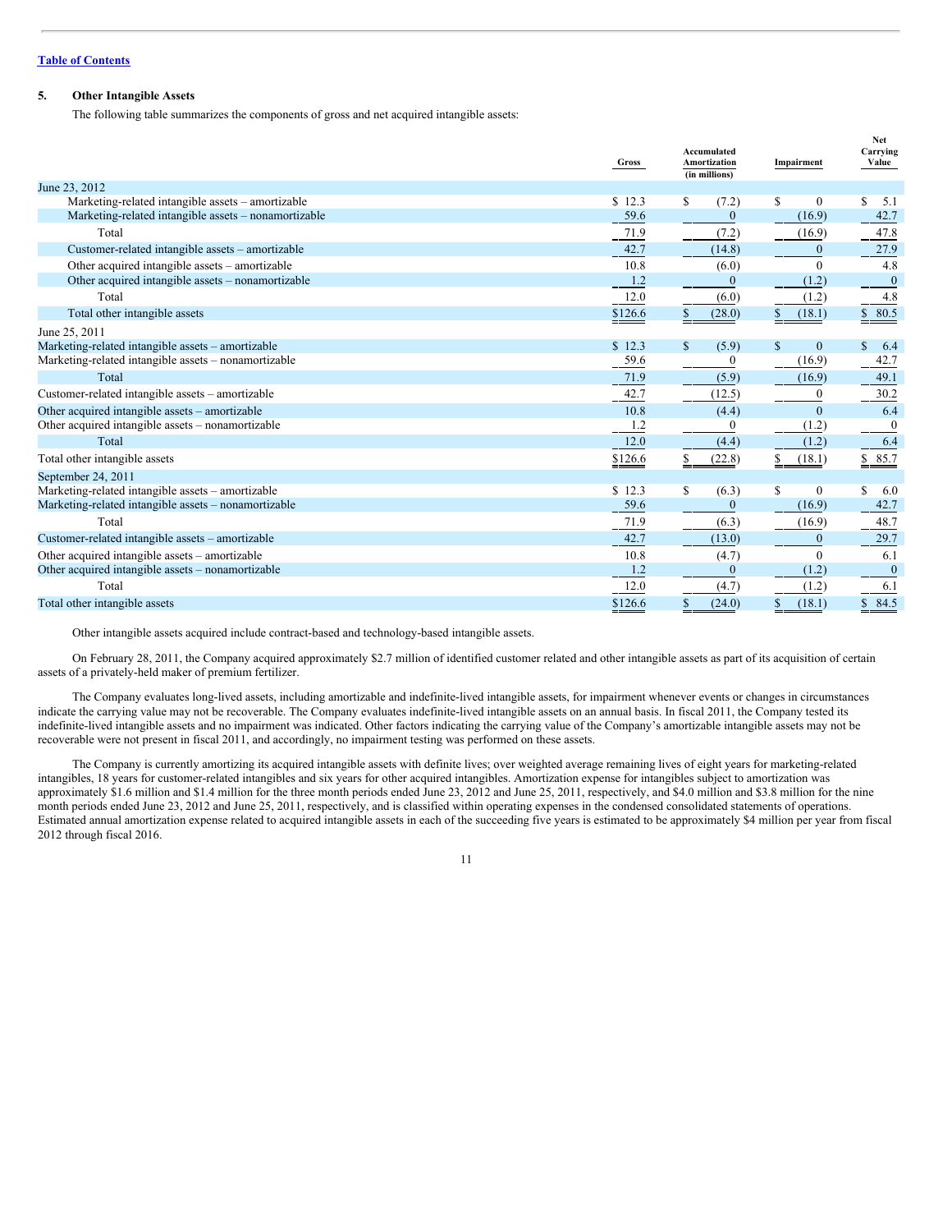## 5. Other Intangible Assets

The following table summarizes the components of gross and net acquired intangible assets:

| | Gross | Accumulated Amortization (in millions) | Impairment | Net Carrying Value |
|---|---|---|---|---|
| **June 23, 2012** | | | | |
| Marketing-related intangible assets – amortizable | $ 12.3 | $ (7.2) | $ 0 | $ 5.1 |
| Marketing-related intangible assets – nonamortizable | 59.6 | 0 | (16.9) | 42.7 |
| Total | 71.9 | (7.2) | (16.9) | 47.8 |
| Customer-related intangible assets – amortizable | 42.7 | (14.8) | 0 | 27.9 |
| Other acquired intangible assets – amortizable | 10.8 | (6.0) | 0 | 4.8 |
| Other acquired intangible assets – nonamortizable | 1.2 | 0 | (1.2) | 0 |
| Total | 12.0 | (6.0) | (1.2) | 4.8 |
| Total other intangible assets | $126.6 | $ (28.0) | $ (18.1) | $ 80.5 |
| **June 25, 2011** | | | | |
| Marketing-related intangible assets – amortizable | $ 12.3 | $ (5.9) | $ 0 | $ 6.4 |
| Marketing-related intangible assets – nonamortizable | 59.6 | 0 | (16.9) | 42.7 |
| Total | 71.9 | (5.9) | (16.9) | 49.1 |
| Customer-related intangible assets – amortizable | 42.7 | (12.5) | 0 | 30.2 |
| Other acquired intangible assets – amortizable | 10.8 | (4.4) | 0 | 6.4 |
| Other acquired intangible assets – nonamortizable | 1.2 | 0 | (1.2) | 0 |
| Total | 12.0 | (4.4) | (1.2) | 6.4 |
| Total other intangible assets | $126.6 | $ (22.8) | $ (18.1) | $ 85.7 |
| **September 24, 2011** | | | | |
| Marketing-related intangible assets – amortizable | $ 12.3 | $ (6.3) | $ 0 | $ 6.0 |
| Marketing-related intangible assets – nonamortizable | 59.6 | 0 | (16.9) | 42.7 |
| Total | 71.9 | (6.3) | (16.9) | 48.7 |
| Customer-related intangible assets – amortizable | 42.7 | (13.0) | 0 | 29.7 |
| Other acquired intangible assets – amortizable | 10.8 | (4.7) | 0 | 6.1 |
| Other acquired intangible assets – nonamortizable | 1.2 | 0 | (1.2) | 0 |
| Total | 12.0 | (4.7) | (1.2) | 6.1 |
| Total other intangible assets | $126.6 | $ (24.0) | $ (18.1) | $ 84.5 |

Other intangible assets acquired include contract-based and technology-based intangible assets.

On February 28, 2011, the Company acquired approximately $2.7 million of identified customer related and other intangible assets as part of its acquisition of certain assets of a privately-held maker of premium fertilizer.

The Company evaluates long-lived assets, including amortizable and indefinite-lived intangible assets, for impairment whenever events or changes in circumstances indicate the carrying value may not be recoverable. The Company evaluates indefinite-lived intangible assets on an annual basis. In fiscal 2011, the Company tested its indefinite-lived intangible assets and no impairment was indicated. Other factors indicating the carrying value of the Company's amortizable intangible assets may not be recoverable were not present in fiscal 2011, and accordingly, no impairment testing was performed on these assets.

The Company is currently amortizing its acquired intangible assets with definite lives; over weighted average remaining lives of eight years for marketing-related intangibles, 18 years for customer-related intangibles and six years for other acquired intangibles. Amortization expense for intangibles subject to amortization was approximately $1.6 million and $1.4 million for the three month periods ended June 23, 2012 and June 25, 2011, respectively, and $4.0 million and $3.8 million for the nine month periods ended June 23, 2012 and June 25, 2011, respectively, and is classified within operating expenses in the condensed consolidated statements of operations. Estimated annual amortization expense related to acquired intangible assets in each of the succeeding five years is estimated to be approximately $4 million per year from fiscal 2012 through fiscal 2016.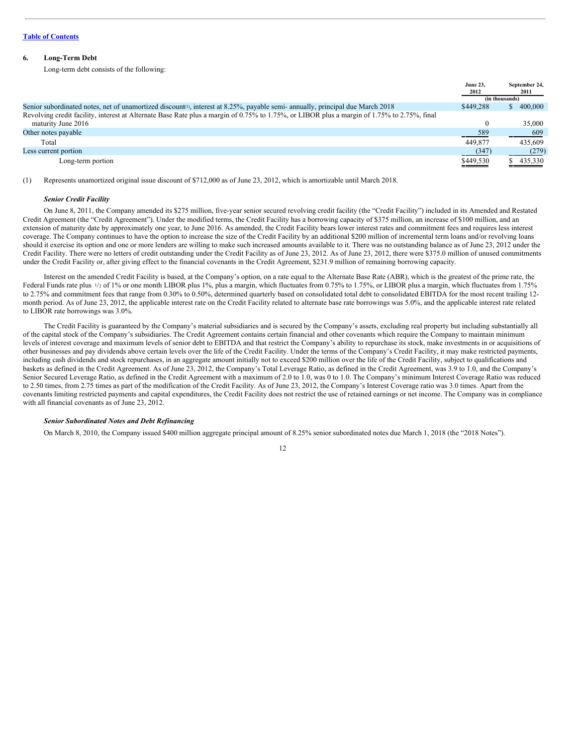## 6. Long-Term Debt

Long-term debt consists of the following:

| | June 23, 2012 | September 24, 2011 |
|---|---|---|
| | (in thousands) | |
| Senior subordinated notes, net of unamortized discount[1], interest at 8.25%, payable semi- annually, principal due March 2018 | $449,288 | $ 400,000 |
| Revolving credit facility, interest at Alternate Base Rate plus a margin of 0.75% to 1.75%, or LIBOR plus a margin of 1.75% to 2.75%, final maturity June 2016 | 0 | 35,000 |
| Other notes payable | 589 | 609 |
| Total | 449,877 | 435,609 |
| Less current portion | (347) | (279) |
| Long-term portion | $449,530 | $ 435,330 |

(1) Represents unamortized original issue discount of $712,000 as of June 23, 2012, which is amortizable until March 2018.

### *Senior Credit Facility*

On June 8, 2011, the Company amended its $275 million, five-year senior secured revolving credit facility (the "Credit Facility") included in its Amended and Restated Credit Agreement (the "Credit Agreement"). Under the modified terms, the Credit Facility has a borrowing capacity of $375 million, an increase of $100 million, and an extension of maturity date by approximately one year, to June 2016. As amended, the Credit Facility bears lower interest rates and commitment fees and requires less interest coverage. The Company continues to have the option to increase the size of the Credit Facility by an additional $200 million of incremental term loans and/or revolving loans should it exercise its option and one or more lenders are willing to make such increased amounts available to it. There was no outstanding balance as of June 23, 2012 under the Credit Facility. There were no letters of credit outstanding under the Credit Facility as of June 23, 2012. As of June 23, 2012, there were $375.0 million of unused commitments under the Credit Facility or, after giving effect to the financial covenants in the Credit Agreement, $231.9 million of remaining borrowing capacity.

Interest on the amended Credit Facility is based, at the Company's option, on a rate equal to the Alternate Base Rate (ABR), which is the greatest of the prime rate, the Federal Funds rate plus 1/2 of 1% or one month LIBOR plus 1%, plus a margin, which fluctuates from 0.75% to 1.75%, or LIBOR plus a margin, which fluctuates from 1.75% to 2.75% and commitment fees that range from 0.30% to 0.50%, determined quarterly based on consolidated total debt to consolidated EBITDA for the most recent trailing 12-month period. As of June 23, 2012, the applicable interest rate on the Credit Facility related to alternate base rate borrowings was 5.0%, and the applicable interest rate related to LIBOR rate borrowings was 3.0%.

The Credit Facility is guaranteed by the Company's material subsidiaries and is secured by the Company's assets, excluding real property but including substantially all of the capital stock of the Company's subsidiaries. The Credit Agreement contains certain financial and other covenants which require the Company to maintain minimum levels of interest coverage and maximum levels of senior debt to EBITDA and that restrict the Company's ability to repurchase its stock, make investments in or acquisitions of other businesses and pay dividends above certain levels over the life of the Credit Facility. Under the terms of the Company's Credit Facility, it may make restricted payments, including cash dividends and stock repurchases, in an aggregate amount initially not to exceed $200 million over the life of the Credit Facility, subject to qualifications and baskets as defined in the Credit Agreement. As of June 23, 2012, the Company's Total Leverage Ratio, as defined in the Credit Agreement, was 3.9 to 1.0, and the Company's Senior Secured Leverage Ratio, as defined in the Credit Agreement with a maximum of 2.0 to 1.0, was 0 to 1.0. The Company's minimum Interest Coverage Ratio was reduced to 2.50 times, from 2.75 times as part of the modification of the Credit Facility. As of June 23, 2012, the Company's Interest Coverage ratio was 3.0 times. Apart from the covenants limiting restricted payments and capital expenditures, the Credit Facility does not restrict the use of retained earnings or net income. The Company was in compliance with all financial covenants as of June 23, 2012.

### *Senior Subordinated Notes and Debt Refinancing*

On March 8, 2010, the Company issued $400 million aggregate principal amount of 8.25% senior subordinated notes due March 1, 2018 (the "2018 Notes").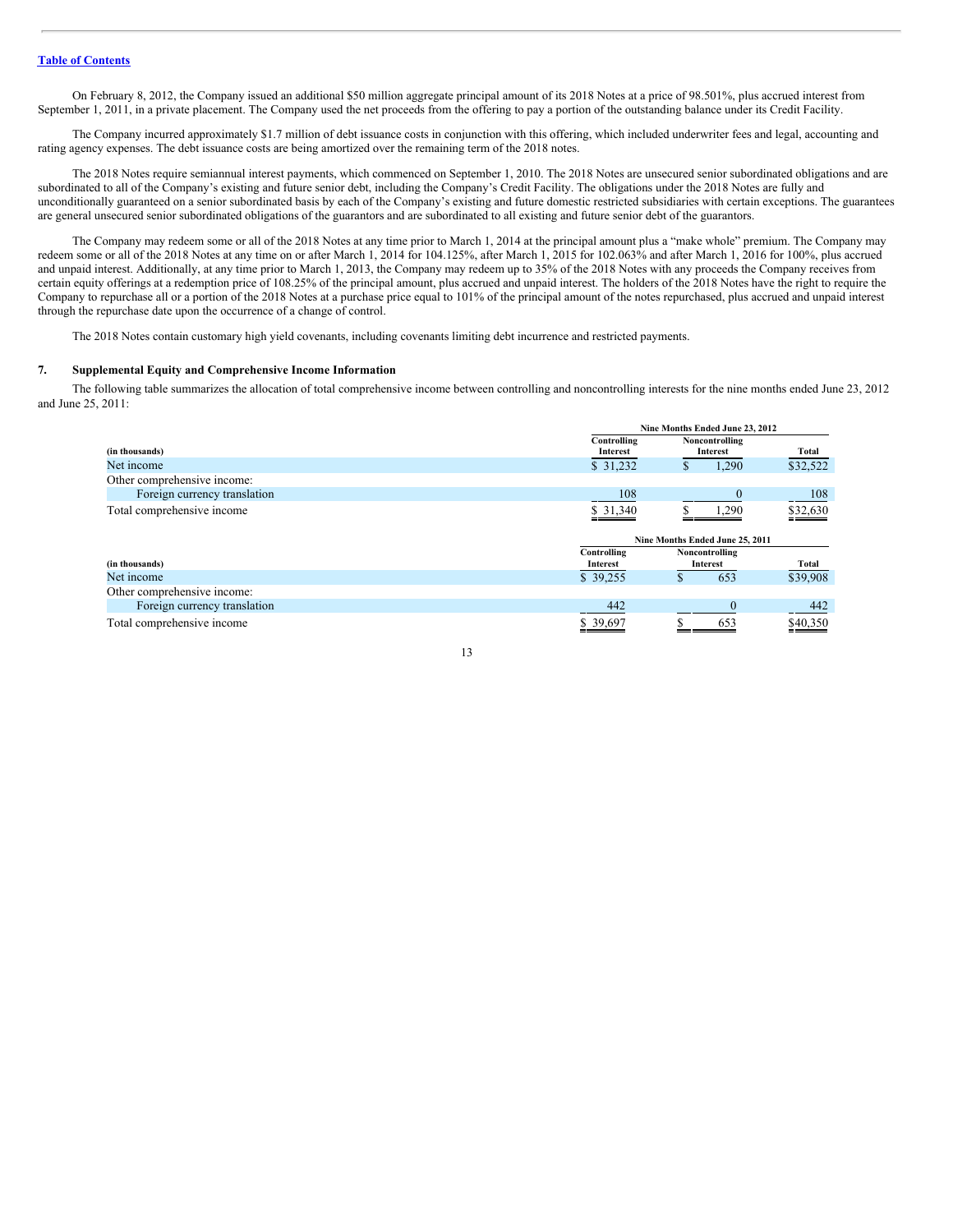On February 8, 2012, the Company issued an additional $50 million aggregate principal amount of its 2018 Notes at a price of 98.501%, plus accrued interest from September 1, 2011, in a private placement. The Company used the net proceeds from the offering to pay a portion of the outstanding balance under its Credit Facility.

The Company incurred approximately $1.7 million of debt issuance costs in conjunction with this offering, which included underwriter fees and legal, accounting and rating agency expenses. The debt issuance costs are being amortized over the remaining term of the 2018 notes.

The 2018 Notes require semiannual interest payments, which commenced on September 1, 2010. The 2018 Notes are unsecured senior subordinated obligations and are subordinated to all of the Company's existing and future senior debt, including the Company's Credit Facility. The obligations under the 2018 Notes are fully and unconditionally guaranteed on a senior subordinated basis by each of the Company's existing and future domestic restricted subsidiaries with certain exceptions. The guarantees are general unsecured senior subordinated obligations of the guarantors and are subordinated to all existing and future senior debt of the guarantors.

The Company may redeem some or all of the 2018 Notes at any time prior to March 1, 2014 at the principal amount plus a "make whole" premium. The Company may redeem some or all of the 2018 Notes at any time on or after March 1, 2014 for 104.125%, after March 1, 2015 for 102.063% and after March 1, 2016 for 100%, plus accrued and unpaid interest. Additionally, at any time prior to March 1, 2013, the Company may redeem up to 35% of the 2018 Notes with any proceeds the Company receives from certain equity offerings at a redemption price of 108.25% of the principal amount, plus accrued and unpaid interest. The holders of the 2018 Notes have the right to require the Company to repurchase all or a portion of the 2018 Notes at a purchase price equal to 101% of the principal amount of the notes repurchased, plus accrued and unpaid interest through the repurchase date upon the occurrence of a change of control.

The 2018 Notes contain customary high yield covenants, including covenants limiting debt incurrence and restricted payments.

## 7. Supplemental Equity and Comprehensive Income Information

The following table summarizes the allocation of total comprehensive income between controlling and noncontrolling interests for the nine months ended June 23, 2012 and June 25, 2011:

| | Nine Months Ended June 23, 2012 | | |
|---|---|---|---|
| (in thousands) | Controlling Interest | Noncontrolling Interest | Total |
| Net income | $ 31,232 | $ 1,290 | $32,522 |
| Other comprehensive income: | | | |
| Foreign currency translation | 108 | 0 | 108 |
| Total comprehensive income | $ 31,340 | $ 1,290 | $32,630 |

| | Nine Months Ended June 25, 2011 | | |
|---|---|---|---|
| (in thousands) | Controlling Interest | Noncontrolling Interest | Total |
| Net income | $ 39,255 | $ 653 | $39,908 |
| Other comprehensive income: | | | |
| Foreign currency translation | 442 | 0 | 442 |
| Total comprehensive income | $ 39,697 | $ 653 | $40,350 |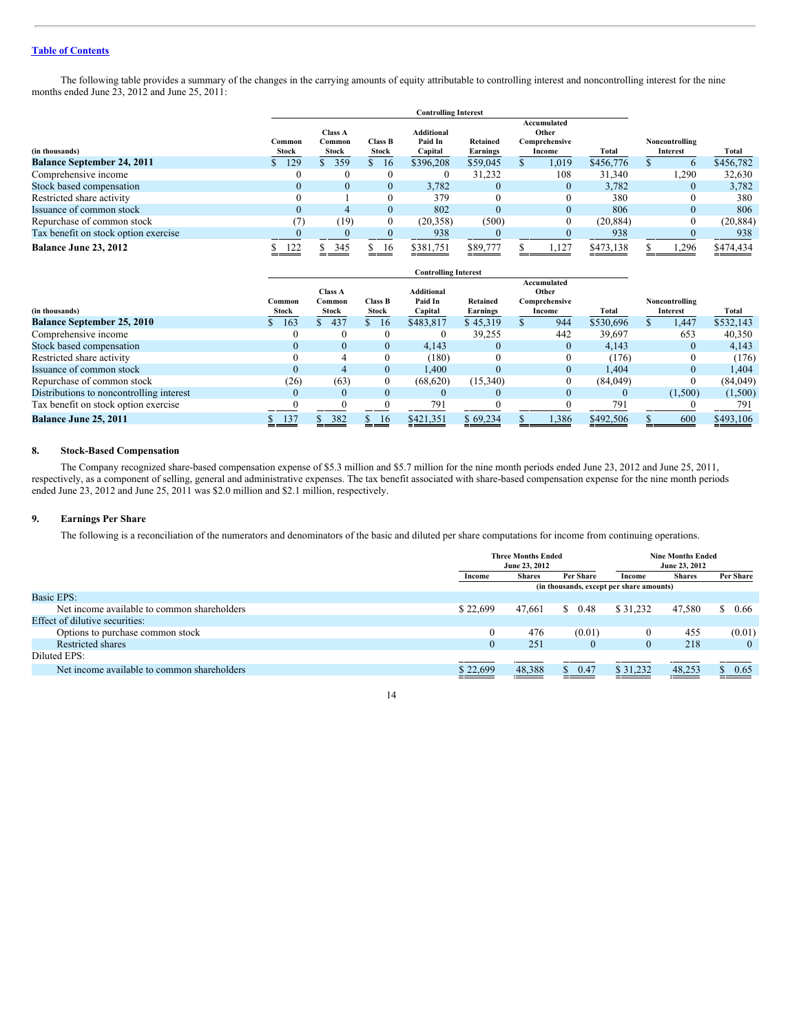The following table provides a summary of the changes in the carrying amounts of equity attributable to controlling interest and noncontrolling interest for the nine months ended June 23, 2012 and June 25, 2011:

| (in thousands) | Controlling Interest | | | | | | | Noncontrolling Interest | Total |
|---|---|---|---|---|---|---|---|---|---|
| | Common Stock | Class A Common Stock | Class B Stock | Additional Paid In Capital | Retained Earnings | Accumulated Other Comprehensive Income | Total | | |
| **Balance September 24, 2011** | $ 129 | $ 359 | $ 16 | $396,208 | $59,045 | $ 1,019 | $456,776 | $ 6 | $456,782 |
| Comprehensive income | 0 | 0 | 0 | 0 | 31,232 | 108 | 31,340 | 1,290 | 32,630 |
| Stock based compensation | 0 | 0 | 0 | 3,782 | 0 | 0 | 3,782 | 0 | 3,782 |
| Restricted share activity | 0 | 1 | 0 | 379 | 0 | 0 | 380 | 0 | 380 |
| Issuance of common stock | 0 | 4 | 0 | 802 | 0 | 0 | 806 | 0 | 806 |
| Repurchase of common stock | (7) | (19) | 0 | (20,358) | (500) | 0 | (20,884) | 0 | (20,884) |
| Tax benefit on stock option exercise | 0 | 0 | 0 | 938 | 0 | 0 | 938 | 0 | 938 |
| **Balance June 23, 2012** | $ 122 | $ 345 | $ 16 | $381,751 | $89,777 | $ 1,127 | $473,138 | $ 1,296 | $474,434 |

| (in thousands) | Controlling Interest | | | | | | | Noncontrolling Interest | Total |
|---|---|---|---|---|---|---|---|---|---|
| | Common Stock | Class A Common Stock | Class B Stock | Additional Paid In Capital | Retained Earnings | Accumulated Other Comprehensive Income | Total | | |
| **Balance September 25, 2010** | $ 163 | $ 437 | $ 16 | $483,817 | $ 45,319 | $ 944 | $530,696 | $ 1,447 | $532,143 |
| Comprehensive income | 0 | 0 | 0 | 0 | 39,255 | 442 | 39,697 | 653 | 40,350 |
| Stock based compensation | 0 | 0 | 0 | 4,143 | 0 | 0 | 4,143 | 0 | 4,143 |
| Restricted share activity | 0 | 4 | 0 | (180) | 0 | 0 | (176) | 0 | (176) |
| Issuance of common stock | 0 | 4 | 0 | 1,400 | 0 | 0 | 1,404 | 0 | 1,404 |
| Repurchase of common stock | (26) | (63) | 0 | (68,620) | (15,340) | 0 | (84,049) | 0 | (84,049) |
| Distributions to noncontrolling interest | 0 | 0 | 0 | 0 | 0 | 0 | 0 | (1,500) | (1,500) |
| Tax benefit on stock option exercise | 0 | 0 | 0 | 791 | 0 | 0 | 791 | 0 | 791 |
| **Balance June 25, 2011** | $ 137 | $ 382 | $ 16 | $421,351 | $ 69,234 | $ 1,386 | $492,506 | $ 600 | $493,106 |

## 8. Stock-Based Compensation

The Company recognized share-based compensation expense of $5.3 million and $5.7 million for the nine month periods ended June 23, 2012 and June 25, 2011, respectively, as a component of selling, general and administrative expenses. The tax benefit associated with share-based compensation expense for the nine month periods ended June 23, 2012 and June 25, 2011 was $2.0 million and $2.1 million, respectively.

## 9. Earnings Per Share

The following is a reconciliation of the numerators and denominators of the basic and diluted per share computations for income from continuing operations.

| | Three Months Ended June 23, 2012 | | | Nine Months Ended June 23, 2012 | | |
|---|---|---|---|---|---|---|
| | Income | Shares | Per Share | Income | Shares | Per Share |
| | (in thousands, except per share amounts) | | | | | |
| Basic EPS: | | | | | | |
| Net income available to common shareholders | $ 22,699 | 47,661 | $ 0.48 | $ 31,232 | 47,580 | $ 0.66 |
| Effect of dilutive securities: | | | | | | |
| Options to purchase common stock | 0 | 476 | (0.01) | 0 | 455 | (0.01) |
| Restricted shares | 0 | 251 | 0 | 0 | 218 | 0 |
| Diluted EPS: | | | | | | |
| Net income available to common shareholders | $ 22,699 | 48,388 | $ 0.47 | $ 31,232 | 48,253 | $ 0.65 |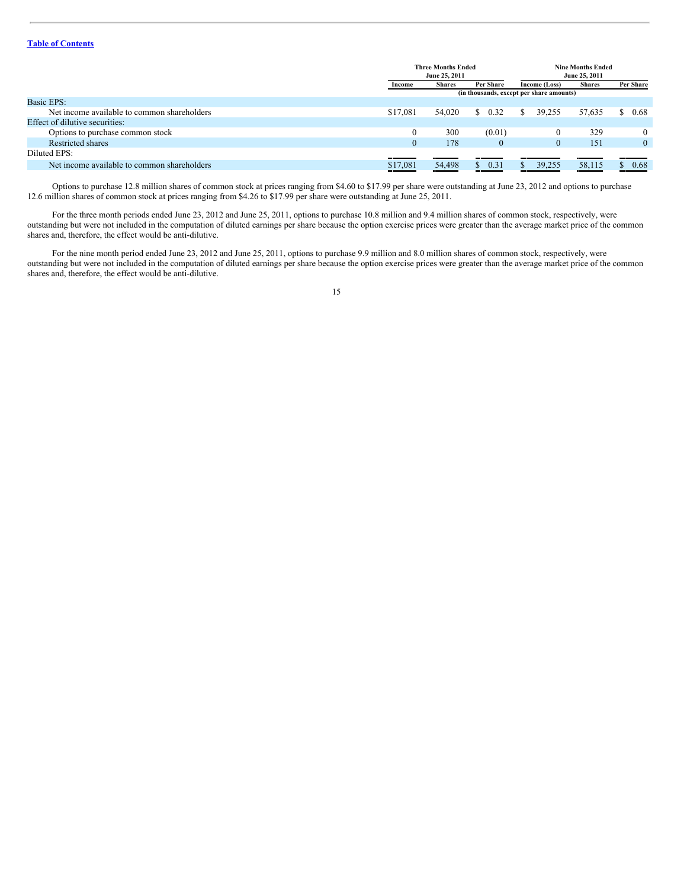| | Three Months Ended June 25, 2011 | | | Nine Months Ended June 25, 2011 | | |
|---|---|---|---|---|---|---|
| | Income | Shares | Per Share | Income (Loss) | Shares | Per Share |
| | (in thousands, except per share amounts) | | | | | |
| Basic EPS: | | | | | | |
| Net income available to common shareholders | $17,081 | 54,020 | $ 0.32 | $ 39,255 | 57,635 | $ 0.68 |
| Effect of dilutive securities: | | | | | | |
| Options to purchase common stock | 0 | 300 | (0.01) | 0 | 329 | 0 |
| Restricted shares | 0 | 178 | 0 | 0 | 151 | 0 |
| Diluted EPS: | | | | | | |
| Net income available to common shareholders | $17,081 | 54,498 | $ 0.31 | $ 39,255 | 58,115 | $ 0.68 |

Options to purchase 12.8 million shares of common stock at prices ranging from $4.60 to $17.99 per share were outstanding at June 23, 2012 and options to purchase 12.6 million shares of common stock at prices ranging from $4.26 to $17.99 per share were outstanding at June 25, 2011.

For the three month periods ended June 23, 2012 and June 25, 2011, options to purchase 10.8 million and 9.4 million shares of common stock, respectively, were outstanding but were not included in the computation of diluted earnings per share because the option exercise prices were greater than the average market price of the common shares and, therefore, the effect would be anti-dilutive.

For the nine month period ended June 23, 2012 and June 25, 2011, options to purchase 9.9 million and 8.0 million shares of common stock, respectively, were outstanding but were not included in the computation of diluted earnings per share because the option exercise prices were greater than the average market price of the common shares and, therefore, the effect would be anti-dilutive.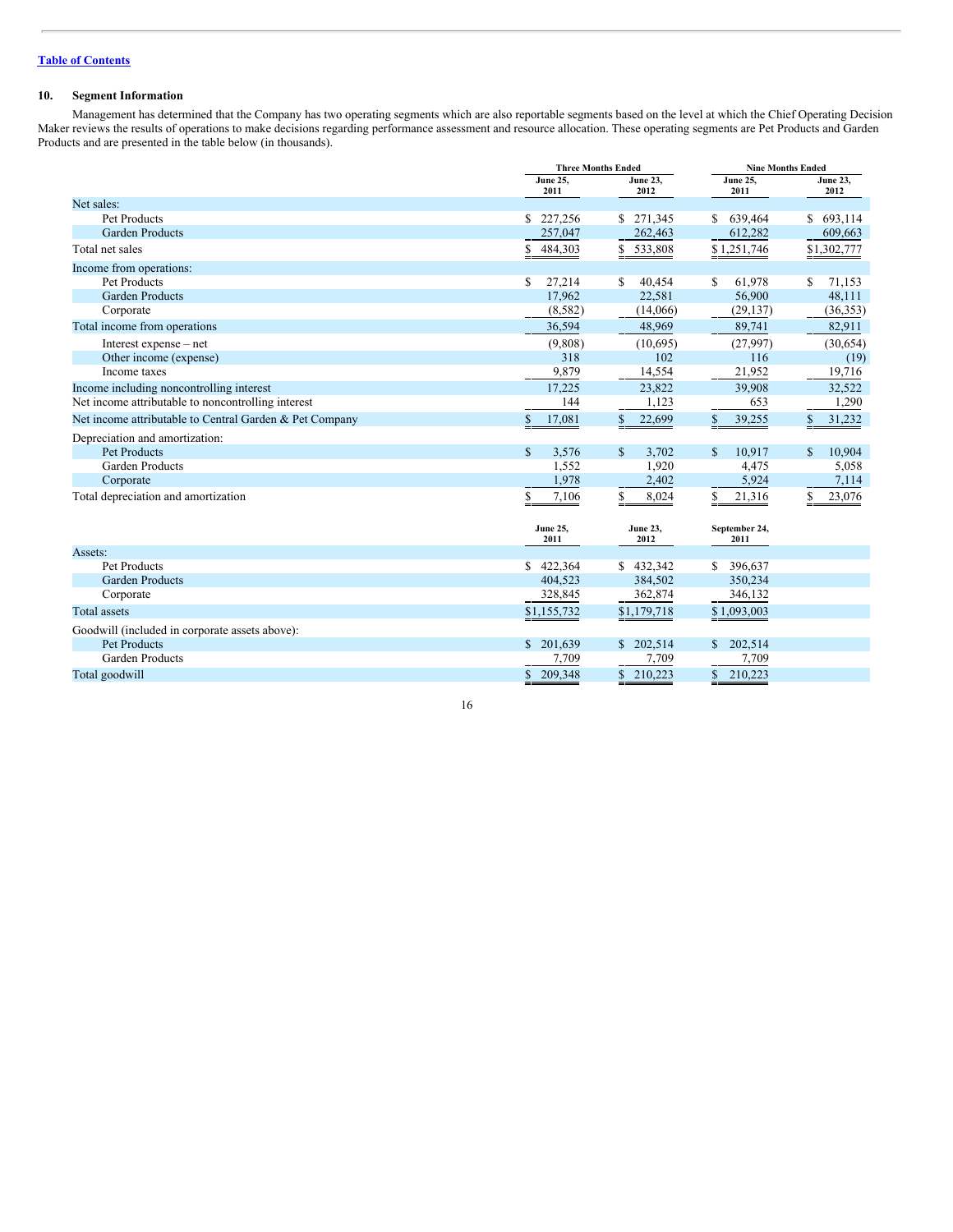[Table of Contents](#)

## 10. Segment Information

Management has determined that the Company has two operating segments which are also reportable segments based on the level at which the Chief Operating Decision Maker reviews the results of operations to make decisions regarding performance assessment and resource allocation. These operating segments are Pet Products and Garden Products and are presented in the table below (in thousands).

| | Three Months Ended | | Nine Months Ended | |
|---|---|---|---|---|
| | June 25, 2011 | June 23, 2012 | June 25, 2011 | June 23, 2012 |
| Net sales: | | | | |
| Pet Products | $ 227,256 | $ 271,345 | $ 639,464 | $ 693,114 |
| Garden Products | 257,047 | 262,463 | 612,282 | 609,663 |
| Total net sales | $ 484,303 | $ 533,808 | $1,251,746 | $1,302,777 |
| Income from operations: | | | | |
| Pet Products | $ 27,214 | $ 40,454 | $ 61,978 | $ 71,153 |
| Garden Products | 17,962 | 22,581 | 56,900 | 48,111 |
| Corporate | (8,582) | (14,066) | (29,137) | (36,353) |
| Total income from operations | 36,594 | 48,969 | 89,741 | 82,911 |
| Interest expense – net | (9,808) | (10,695) | (27,997) | (30,654) |
| Other income (expense) | 318 | 102 | 116 | (19) |
| Income taxes | 9,879 | 14,554 | 21,952 | 19,716 |
| Income including noncontrolling interest | 17,225 | 23,822 | 39,908 | 32,522 |
| Net income attributable to noncontrolling interest | 144 | 1,123 | 653 | 1,290 |
| Net income attributable to Central Garden & Pet Company | $ 17,081 | $ 22,699 | $ 39,255 | $ 31,232 |
| Depreciation and amortization: | | | | |
| Pet Products | $ 3,576 | $ 3,702 | $ 10,917 | $ 10,904 |
| Garden Products | 1,552 | 1,920 | 4,475 | 5,058 |
| Corporate | 1,978 | 2,402 | 5,924 | 7,114 |
| Total depreciation and amortization | $ 7,106 | $ 8,024 | $ 21,316 | $ 23,076 |

| | June 25, 2011 | June 23, 2012 | September 24, 2011 |
|---|---|---|---|
| Assets: | | | |
| Pet Products | $ 422,364 | $ 432,342 | $ 396,637 |
| Garden Products | 404,523 | 384,502 | 350,234 |
| Corporate | 328,845 | 362,874 | 346,132 |
| Total assets | $1,155,732 | $1,179,718 | $1,093,003 |
| Goodwill (included in corporate assets above): | | | |
| Pet Products | $ 201,639 | $ 202,514 | $ 202,514 |
| Garden Products | 7,709 | 7,709 | 7,709 |
| Total goodwill | $ 209,348 | $ 210,223 | $ 210,223 |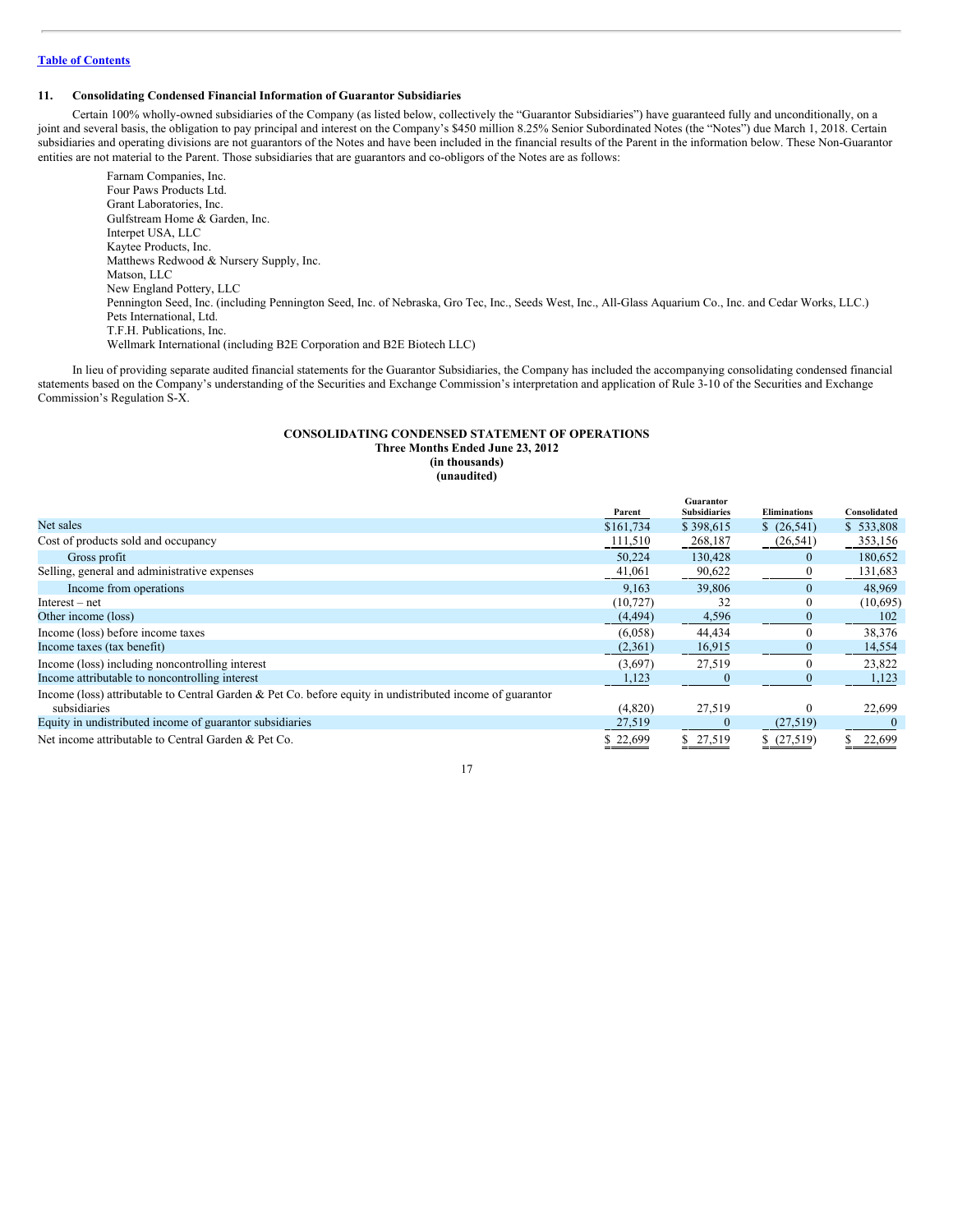### 11. Consolidating Condensed Financial Information of Guarantor Subsidiaries

Certain 100% wholly-owned subsidiaries of the Company (as listed below, collectively the "Guarantor Subsidiaries") have guaranteed fully and unconditionally, on a joint and several basis, the obligation to pay principal and interest on the Company's $450 million 8.25% Senior Subordinated Notes (the "Notes") due March 1, 2018. Certain subsidiaries and operating divisions are not guarantors of the Notes and have been included in the financial results of the Parent in the information below. These Non-Guarantor entities are not material to the Parent. Those subsidiaries that are guarantors and co-obligors of the Notes are as follows:

Farnam Companies, Inc.
Four Paws Products Ltd.
Grant Laboratories, Inc.
Gulfstream Home & Garden, Inc.
Interpet USA, LLC
Kaytee Products, Inc.
Matthews Redwood & Nursery Supply, Inc.
Matson, LLC
New England Pottery, LLC
Pennington Seed, Inc. (including Pennington Seed, Inc. of Nebraska, Gro Tec, Inc., Seeds West, Inc., All-Glass Aquarium Co., Inc. and Cedar Works, LLC.)
Pets International, Ltd.
T.F.H. Publications, Inc.
Wellmark International (including B2E Corporation and B2E Biotech LLC)

In lieu of providing separate audited financial statements for the Guarantor Subsidiaries, the Company has included the accompanying consolidating condensed financial statements based on the Company's understanding of the Securities and Exchange Commission's interpretation and application of Rule 3-10 of the Securities and Exchange Commission's Regulation S-X.

**CONSOLIDATING CONDENSED STATEMENT OF OPERATIONS**
**Three Months Ended June 23, 2012**
**(in thousands)**
**(unaudited)**

| | Parent | Guarantor Subsidiaries | Eliminations | Consolidated |
|---|---|---|---|---|
| Net sales | $161,734 | $ 398,615 | $ (26,541) | $ 533,808 |
| Cost of products sold and occupancy | 111,510 | 268,187 | (26,541) | 353,156 |
| Gross profit | 50,224 | 130,428 | 0 | 180,652 |
| Selling, general and administrative expenses | 41,061 | 90,622 | 0 | 131,683 |
| Income from operations | 9,163 | 39,806 | 0 | 48,969 |
| Interest – net | (10,727) | 32 | 0 | (10,695) |
| Other income (loss) | (4,494) | 4,596 | 0 | 102 |
| Income (loss) before income taxes | (6,058) | 44,434 | 0 | 38,376 |
| Income taxes (tax benefit) | (2,361) | 16,915 | 0 | 14,554 |
| Income (loss) including noncontrolling interest | (3,697) | 27,519 | 0 | 23,822 |
| Income attributable to noncontrolling interest | 1,123 | 0 | 0 | 1,123 |
| Income (loss) attributable to Central Garden & Pet Co. before equity in undistributed income of guarantor subsidiaries | (4,820) | 27,519 | 0 | 22,699 |
| Equity in undistributed income of guarantor subsidiaries | 27,519 | 0 | (27,519) | 0 |
| Net income attributable to Central Garden & Pet Co. | $ 22,699 | $ 27,519 | $ (27,519) | $ 22,699 |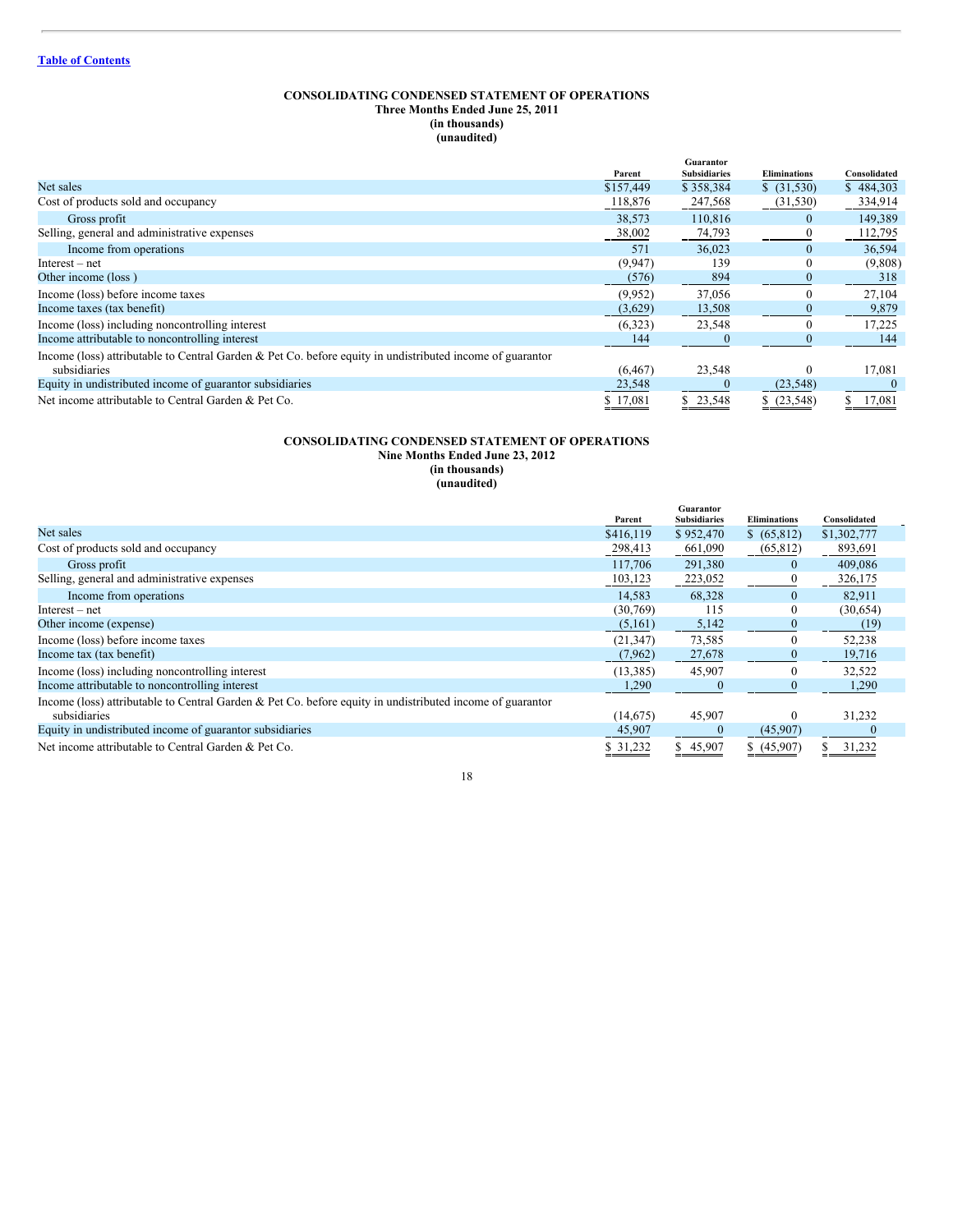Table of Contents

**CONSOLIDATING CONDENSED STATEMENT OF OPERATIONS**
**Three Months Ended June 25, 2011**
**(in thousands)**
**(unaudited)**

| | Parent | Guarantor Subsidiaries | Eliminations | Consolidated |
|---|---|---|---|---|
| Net sales | $157,449 | $ 358,384 | $ (31,530) | $ 484,303 |
| Cost of products sold and occupancy | 118,876 | 247,568 | (31,530) | 334,914 |
| Gross profit | 38,573 | 110,816 | 0 | 149,389 |
| Selling, general and administrative expenses | 38,002 | 74,793 | 0 | 112,795 |
| Income from operations | 571 | 36,023 | 0 | 36,594 |
| Interest – net | (9,947) | 139 | 0 | (9,808) |
| Other income (loss ) | (576) | 894 | 0 | 318 |
| Income (loss) before income taxes | (9,952) | 37,056 | 0 | 27,104 |
| Income taxes (tax benefit) | (3,629) | 13,508 | 0 | 9,879 |
| Income (loss) including noncontrolling interest | (6,323) | 23,548 | 0 | 17,225 |
| Income attributable to noncontrolling interest | 144 | 0 | 0 | 144 |
| Income (loss) attributable to Central Garden & Pet Co. before equity in undistributed income of guarantor subsidiaries | (6,467) | 23,548 | 0 | 17,081 |
| Equity in undistributed income of guarantor subsidiaries | 23,548 | 0 | (23,548) | 0 |
| Net income attributable to Central Garden & Pet Co. | $ 17,081 | $ 23,548 | $ (23,548) | $ 17,081 |

**CONSOLIDATING CONDENSED STATEMENT OF OPERATIONS**
**Nine Months Ended June 23, 2012**
**(in thousands)**
**(unaudited)**

| | Parent | Guarantor Subsidiaries | Eliminations | Consolidated |
|---|---|---|---|---|
| Net sales | $416,119 | $ 952,470 | $ (65,812) | $1,302,777 |
| Cost of products sold and occupancy | 298,413 | 661,090 | (65,812) | 893,691 |
| Gross profit | 117,706 | 291,380 | 0 | 409,086 |
| Selling, general and administrative expenses | 103,123 | 223,052 | 0 | 326,175 |
| Income from operations | 14,583 | 68,328 | 0 | 82,911 |
| Interest – net | (30,769) | 115 | 0 | (30,654) |
| Other income (expense) | (5,161) | 5,142 | 0 | (19) |
| Income (loss) before income taxes | (21,347) | 73,585 | 0 | 52,238 |
| Income tax (tax benefit) | (7,962) | 27,678 | 0 | 19,716 |
| Income (loss) including noncontrolling interest | (13,385) | 45,907 | 0 | 32,522 |
| Income attributable to noncontrolling interest | 1,290 | 0 | 0 | 1,290 |
| Income (loss) attributable to Central Garden & Pet Co. before equity in undistributed income of guarantor subsidiaries | (14,675) | 45,907 | 0 | 31,232 |
| Equity in undistributed income of guarantor subsidiaries | 45,907 | 0 | (45,907) | 0 |
| Net income attributable to Central Garden & Pet Co. | $ 31,232 | $ 45,907 | $ (45,907) | $ 31,232 |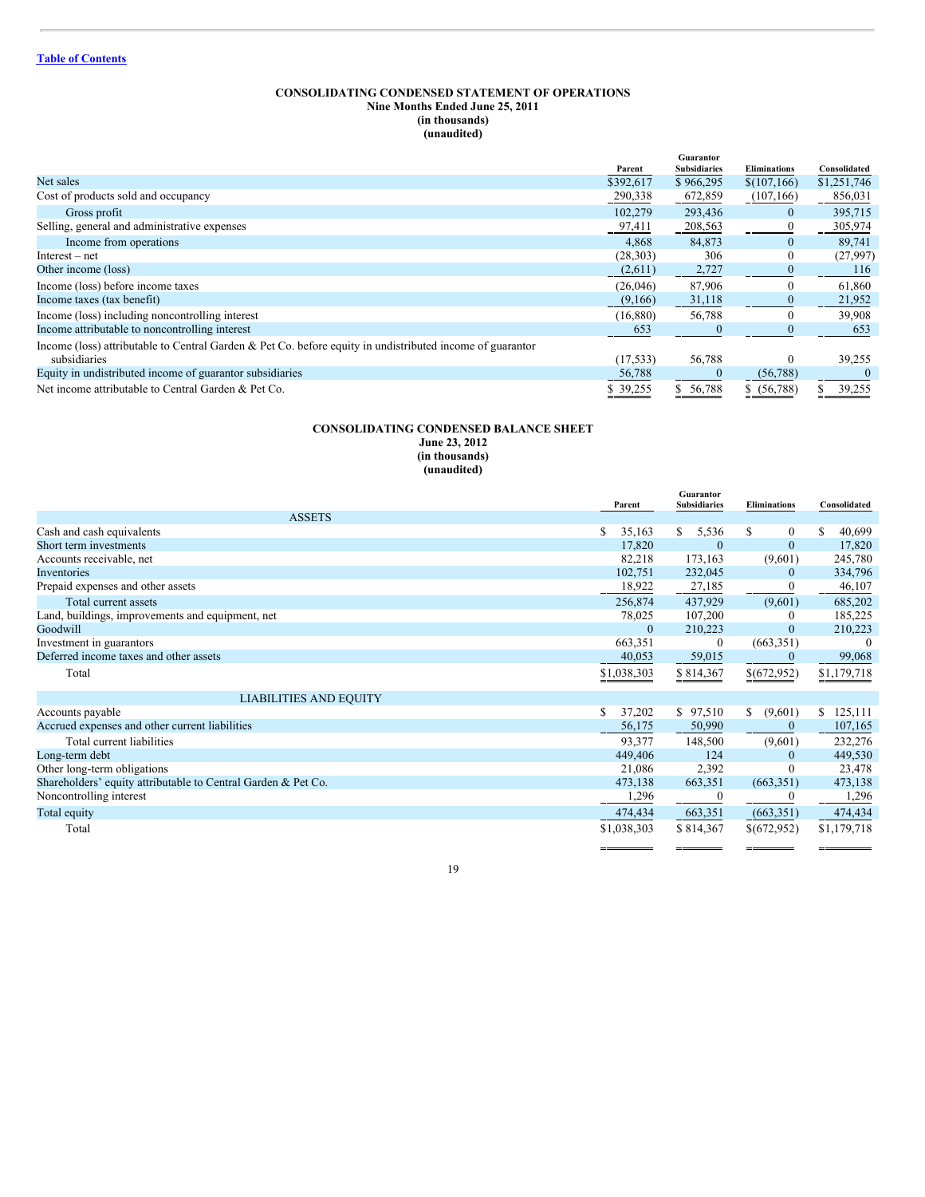[Table of Contents](#)

**CONSOLIDATING CONDENSED STATEMENT OF OPERATIONS**
**Nine Months Ended June 25, 2011**
**(in thousands)**
**(unaudited)**

| | Parent | Guarantor Subsidiaries | Eliminations | Consolidated |
|---|---|---|---|---|
| Net sales | $392,617 | $ 966,295 | $(107,166) | $1,251,746 |
| Cost of products sold and occupancy | 290,338 | 672,859 | (107,166) | 856,031 |
| Gross profit | 102,279 | 293,436 | 0 | 395,715 |
| Selling, general and administrative expenses | 97,411 | 208,563 | 0 | 305,974 |
| Income from operations | 4,868 | 84,873 | 0 | 89,741 |
| Interest – net | (28,303) | 306 | 0 | (27,997) |
| Other income (loss) | (2,611) | 2,727 | 0 | 116 |
| Income (loss) before income taxes | (26,046) | 87,906 | 0 | 61,860 |
| Income taxes (tax benefit) | (9,166) | 31,118 | 0 | 21,952 |
| Income (loss) including noncontrolling interest | (16,880) | 56,788 | 0 | 39,908 |
| Income attributable to noncontrolling interest | 653 | 0 | 0 | 653 |
| Income (loss) attributable to Central Garden & Pet Co. before equity in undistributed income of guarantor subsidiaries | (17,533) | 56,788 | 0 | 39,255 |
| Equity in undistributed income of guarantor subsidiaries | 56,788 | 0 | (56,788) | 0 |
| Net income attributable to Central Garden & Pet Co. | $ 39,255 | $ 56,788 | $ (56,788) | $ 39,255 |

**CONSOLIDATING CONDENSED BALANCE SHEET**
**June 23, 2012**
**(in thousands)**
**(unaudited)**

| | Parent | Guarantor Subsidiaries | Eliminations | Consolidated |
|---|---|---|---|---|
| **ASSETS** | | | | |
| Cash and cash equivalents | $ 35,163 | $ 5,536 | $ 0 | $ 40,699 |
| Short term investments | 17,820 | 0 | 0 | 17,820 |
| Accounts receivable, net | 82,218 | 173,163 | (9,601) | 245,780 |
| Inventories | 102,751 | 232,045 | 0 | 334,796 |
| Prepaid expenses and other assets | 18,922 | 27,185 | 0 | 46,107 |
| Total current assets | 256,874 | 437,929 | (9,601) | 685,202 |
| Land, buildings, improvements and equipment, net | 78,025 | 107,200 | 0 | 185,225 |
| Goodwill | 0 | 210,223 | 0 | 210,223 |
| Investment in guarantors | 663,351 | 0 | (663,351) | 0 |
| Deferred income taxes and other assets | 40,053 | 59,015 | 0 | 99,068 |
| Total | $1,038,303 | $ 814,367 | $(672,952) | $1,179,718 |
| **LIABILITIES AND EQUITY** | | | | |
| Accounts payable | $ 37,202 | $ 97,510 | $ (9,601) | $ 125,111 |
| Accrued expenses and other current liabilities | 56,175 | 50,990 | 0 | 107,165 |
| Total current liabilities | 93,377 | 148,500 | (9,601) | 232,276 |
| Long-term debt | 449,406 | 124 | 0 | 449,530 |
| Other long-term obligations | 21,086 | 2,392 | 0 | 23,478 |
| Shareholders' equity attributable to Central Garden & Pet Co. | 473,138 | 663,351 | (663,351) | 473,138 |
| Noncontrolling interest | 1,296 | 0 | 0 | 1,296 |
| Total equity | 474,434 | 663,351 | (663,351) | 474,434 |
| Total | $1,038,303 | $ 814,367 | $(672,952) | $1,179,718 |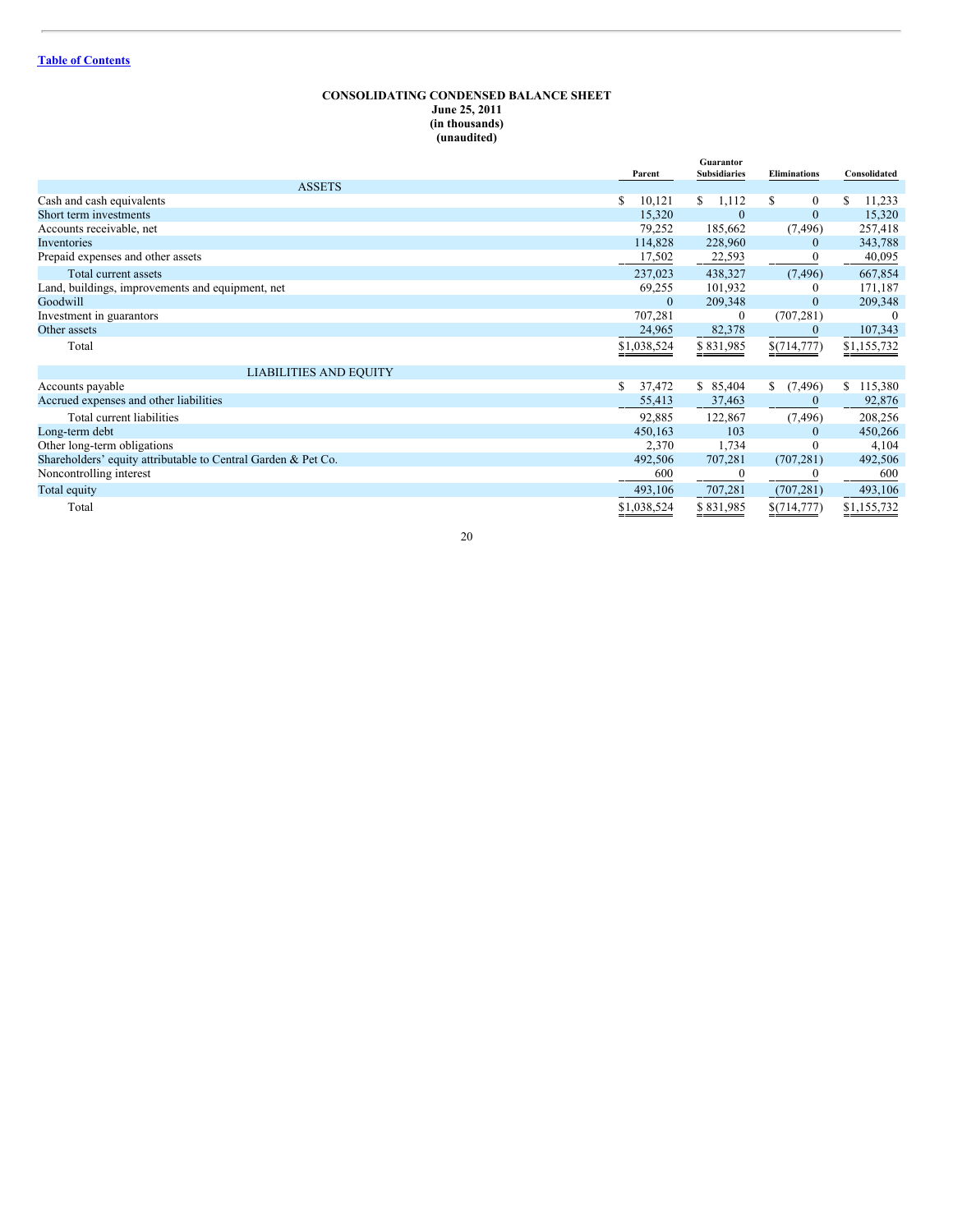[Table of Contents](#)

**CONSOLIDATING CONDENSED BALANCE SHEET**
**June 25, 2011**
**(in thousands)**
**(unaudited)**

| | Parent | Guarantor Subsidiaries | Eliminations | Consolidated |
|---|---|---|---|---|
| ASSETS | | | | |
| Cash and cash equivalents | $ 10,121 | $ 1,112 | $ 0 | $ 11,233 |
| Short term investments | 15,320 | 0 | 0 | 15,320 |
| Accounts receivable, net | 79,252 | 185,662 | (7,496) | 257,418 |
| Inventories | 114,828 | 228,960 | 0 | 343,788 |
| Prepaid expenses and other assets | 17,502 | 22,593 | 0 | 40,095 |
| Total current assets | 237,023 | 438,327 | (7,496) | 667,854 |
| Land, buildings, improvements and equipment, net | 69,255 | 101,932 | 0 | 171,187 |
| Goodwill | 0 | 209,348 | 0 | 209,348 |
| Investment in guarantors | 707,281 | 0 | (707,281) | 0 |
| Other assets | 24,965 | 82,378 | 0 | 107,343 |
| Total | $1,038,524 | $ 831,985 | $(714,777) | $1,155,732 |
| LIABILITIES AND EQUITY | | | | |
| Accounts payable | $ 37,472 | $ 85,404 | $ (7,496) | $ 115,380 |
| Accrued expenses and other liabilities | 55,413 | 37,463 | 0 | 92,876 |
| Total current liabilities | 92,885 | 122,867 | (7,496) | 208,256 |
| Long-term debt | 450,163 | 103 | 0 | 450,266 |
| Other long-term obligations | 2,370 | 1,734 | 0 | 4,104 |
| Shareholders' equity attributable to Central Garden & Pet Co. | 492,506 | 707,281 | (707,281) | 492,506 |
| Noncontrolling interest | 600 | 0 | 0 | 600 |
| Total equity | 493,106 | 707,281 | (707,281) | 493,106 |
| Total | $1,038,524 | $ 831,985 | $(714,777) | $1,155,732 |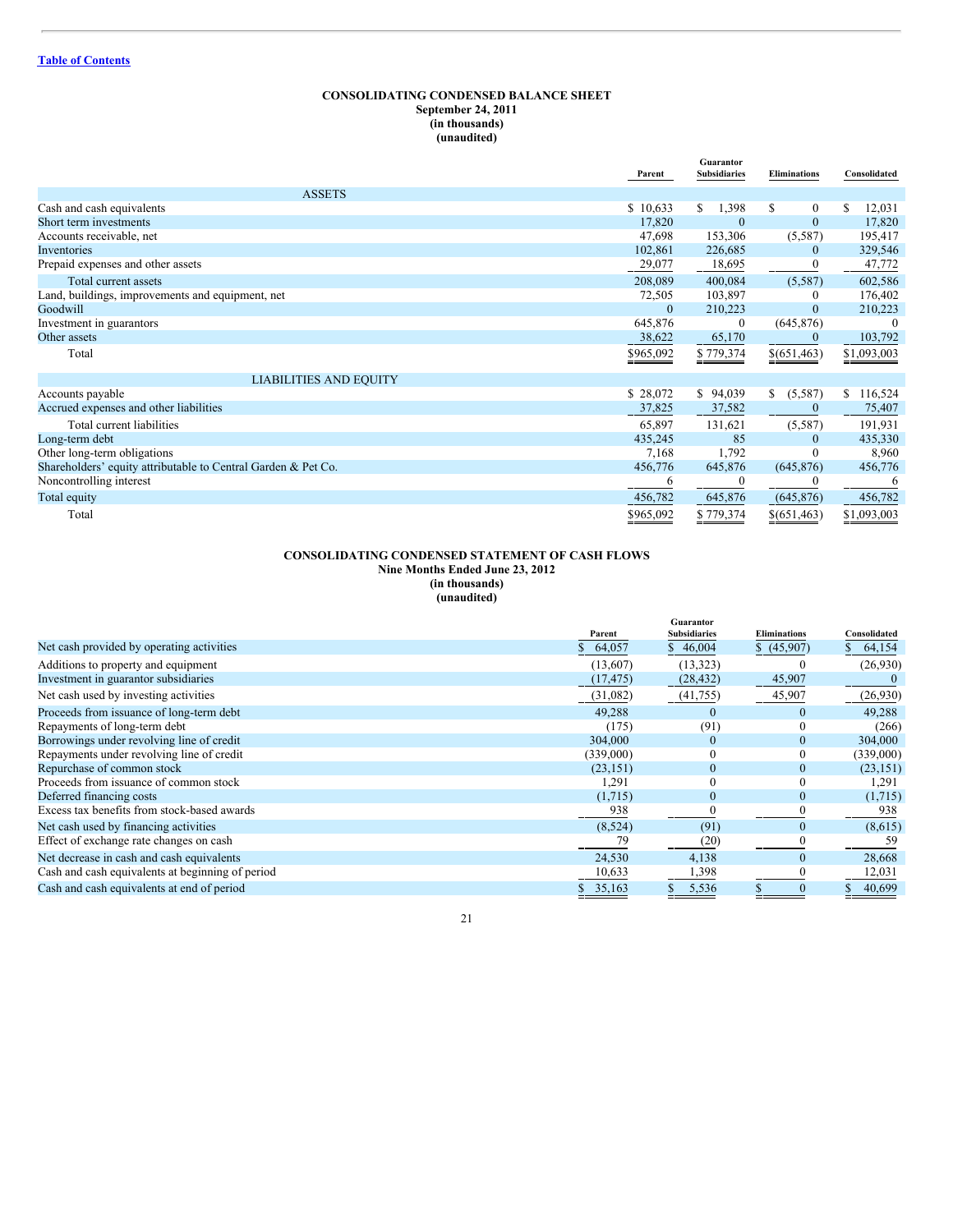[Table of Contents](#)

**CONSOLIDATING CONDENSED BALANCE SHEET**
**September 24, 2011**
**(in thousands)**
**(unaudited)**

| | Parent | Guarantor Subsidiaries | Eliminations | Consolidated |
|---|---|---|---|---|
| ASSETS | | | | |
| Cash and cash equivalents | $ 10,633 | $ 1,398 | $ 0 | $ 12,031 |
| Short term investments | 17,820 | 0 | 0 | 17,820 |
| Accounts receivable, net | 47,698 | 153,306 | (5,587) | 195,417 |
| Inventories | 102,861 | 226,685 | 0 | 329,546 |
| Prepaid expenses and other assets | 29,077 | 18,695 | 0 | 47,772 |
| Total current assets | 208,089 | 400,084 | (5,587) | 602,586 |
| Land, buildings, improvements and equipment, net | 72,505 | 103,897 | 0 | 176,402 |
| Goodwill | 0 | 210,223 | 0 | 210,223 |
| Investment in guarantors | 645,876 | 0 | (645,876) | 0 |
| Other assets | 38,622 | 65,170 | 0 | 103,792 |
| Total | $965,092 | $ 779,374 | $(651,463) | $1,093,003 |
| LIABILITIES AND EQUITY | | | | |
| Accounts payable | $ 28,072 | $ 94,039 | $ (5,587) | $ 116,524 |
| Accrued expenses and other liabilities | 37,825 | 37,582 | 0 | 75,407 |
| Total current liabilities | 65,897 | 131,621 | (5,587) | 191,931 |
| Long-term debt | 435,245 | 85 | 0 | 435,330 |
| Other long-term obligations | 7,168 | 1,792 | 0 | 8,960 |
| Shareholders' equity attributable to Central Garden & Pet Co. | 456,776 | 645,876 | (645,876) | 456,776 |
| Noncontrolling interest | 6 | 0 | 0 | 6 |
| Total equity | 456,782 | 645,876 | (645,876) | 456,782 |
| Total | $965,092 | $ 779,374 | $(651,463) | $1,093,003 |

**CONSOLIDATING CONDENSED STATEMENT OF CASH FLOWS**
**Nine Months Ended June 23, 2012**
**(in thousands)**
**(unaudited)**

| | Parent | Guarantor Subsidiaries | Eliminations | Consolidated |
|---|---|---|---|---|
| Net cash provided by operating activities | $ 64,057 | $ 46,004 | $ (45,907) | $ 64,154 |
| Additions to property and equipment | (13,607) | (13,323) | 0 | (26,930) |
| Investment in guarantor subsidiaries | (17,475) | (28,432) | 45,907 | 0 |
| Net cash used by investing activities | (31,082) | (41,755) | 45,907 | (26,930) |
| Proceeds from issuance of long-term debt | 49,288 | 0 | 0 | 49,288 |
| Repayments of long-term debt | (175) | (91) | 0 | (266) |
| Borrowings under revolving line of credit | 304,000 | 0 | 0 | 304,000 |
| Repayments under revolving line of credit | (339,000) | 0 | 0 | (339,000) |
| Repurchase of common stock | (23,151) | 0 | 0 | (23,151) |
| Proceeds from issuance of common stock | 1,291 | 0 | 0 | 1,291 |
| Deferred financing costs | (1,715) | 0 | 0 | (1,715) |
| Excess tax benefits from stock-based awards | 938 | 0 | 0 | 938 |
| Net cash used by financing activities | (8,524) | (91) | 0 | (8,615) |
| Effect of exchange rate changes on cash | 79 | (20) | 0 | 59 |
| Net decrease in cash and cash equivalents | 24,530 | 4,138 | 0 | 28,668 |
| Cash and cash equivalents at beginning of period | 10,633 | 1,398 | 0 | 12,031 |
| Cash and cash equivalents at end of period | $ 35,163 | $ 5,536 | $ 0 | $ 40,699 |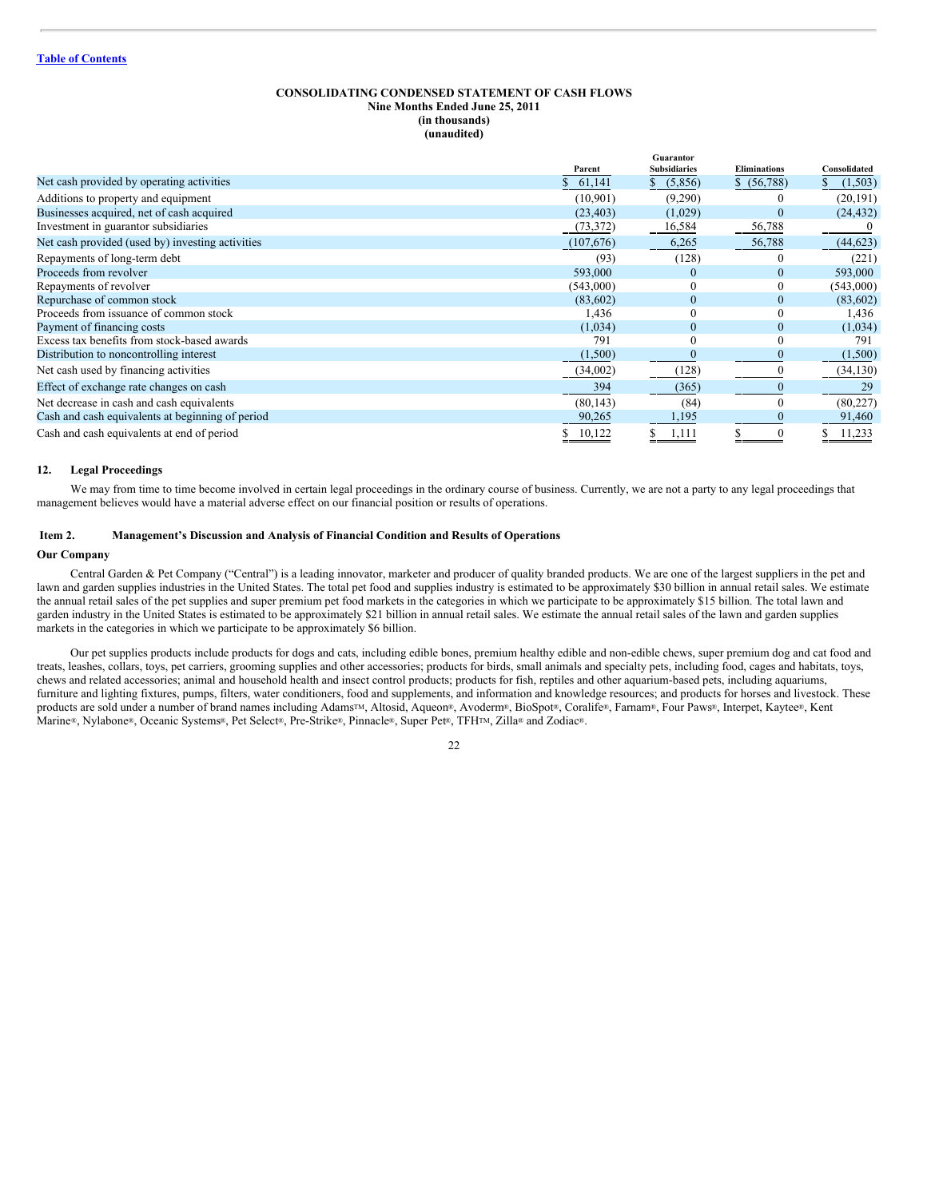[Table of Contents](#)

**CONSOLIDATING CONDENSED STATEMENT OF CASH FLOWS**
**Nine Months Ended June 25, 2011**
**(in thousands)**
**(unaudited)**

| | Parent | Guarantor Subsidiaries | Eliminations | Consolidated |
|---|---|---|---|---|
| Net cash provided by operating activities | $ 61,141 | $ (5,856) | $ (56,788) | $ (1,503) |
| Additions to property and equipment | (10,901) | (9,290) | 0 | (20,191) |
| Businesses acquired, net of cash acquired | (23,403) | (1,029) | 0 | (24,432) |
| Investment in guarantor subsidiaries | (73,372) | 16,584 | 56,788 | 0 |
| Net cash provided (used by) investing activities | (107,676) | 6,265 | 56,788 | (44,623) |
| Repayments of long-term debt | (93) | (128) | 0 | (221) |
| Proceeds from revolver | 593,000 | 0 | 0 | 593,000 |
| Repayments of revolver | (543,000) | 0 | 0 | (543,000) |
| Repurchase of common stock | (83,602) | 0 | 0 | (83,602) |
| Proceeds from issuance of common stock | 1,436 | 0 | 0 | 1,436 |
| Payment of financing costs | (1,034) | 0 | 0 | (1,034) |
| Excess tax benefits from stock-based awards | 791 | 0 | 0 | 791 |
| Distribution to noncontrolling interest | (1,500) | 0 | 0 | (1,500) |
| Net cash used by financing activities | (34,002) | (128) | 0 | (34,130) |
| Effect of exchange rate changes on cash | 394 | (365) | 0 | 29 |
| Net decrease in cash and cash equivalents | (80,143) | (84) | 0 | (80,227) |
| Cash and cash equivalents at beginning of period | 90,265 | 1,195 | 0 | 91,460 |
| Cash and cash equivalents at end of period | $ 10,122 | $ 1,111 | $ 0 | $ 11,233 |

## 12. Legal Proceedings

We may from time to time become involved in certain legal proceedings in the ordinary course of business. Currently, we are not a party to any legal proceedings that management believes would have a material adverse effect on our financial position or results of operations.

## Item 2. Management's Discussion and Analysis of Financial Condition and Results of Operations

### Our Company

Central Garden & Pet Company ("Central") is a leading innovator, marketer and producer of quality branded products. We are one of the largest suppliers in the pet and lawn and garden supplies industries in the United States. The total pet food and supplies industry is estimated to be approximately $30 billion in annual retail sales. We estimate the annual retail sales of the pet supplies and super premium pet food markets in the categories in which we participate to be approximately $15 billion. The total lawn and garden industry in the United States is estimated to be approximately $21 billion in annual retail sales. We estimate the annual retail sales of the lawn and garden supplies markets in the categories in which we participate to be approximately $6 billion.

Our pet supplies products include products for dogs and cats, including edible bones, premium healthy edible and non-edible chews, super premium dog and cat food and treats, leashes, collars, toys, pet carriers, grooming supplies and other accessories; products for birds, small animals and specialty pets, including food, cages and habitats, toys, chews and related accessories; animal and household health and insect control products; products for fish, reptiles and other aquarium-based pets, including aquariums, furniture and lighting fixtures, pumps, filters, water conditioners, food and supplements, and information and knowledge resources; and products for horses and livestock. These products are sold under a number of brand names including Adams™, Altosid, Aqueon®, Avoderm®, BioSpot®, Coralife®, Farnam®, Four Paws®, Interpet, Kaytee®, Kent Marine®, Nylabone®, Oceanic Systems®, Pet Select®, Pre-Strike®, Pinnacle®, Super Pet®, TFH™, Zilla® and Zodiac®.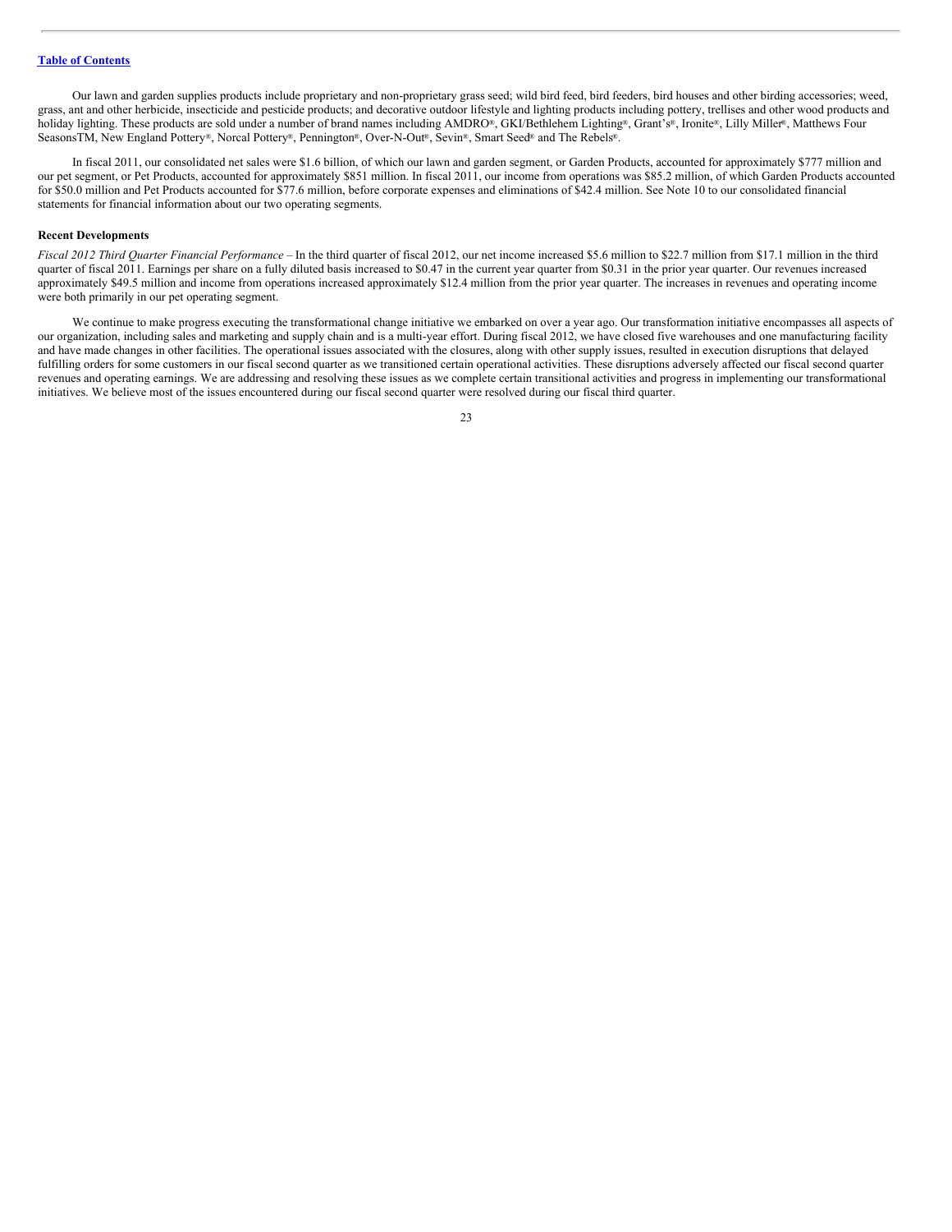Our lawn and garden supplies products include proprietary and non-proprietary grass seed; wild bird feed, bird feeders, bird houses and other birding accessories; weed, grass, ant and other herbicide, insecticide and pesticide products; and decorative outdoor lifestyle and lighting products including pottery, trellises and other wood products and holiday lighting. These products are sold under a number of brand names including AMDRO®, GKI/Bethlehem Lighting®, Grant's®, Ironite®, Lilly Miller®, Matthews Four SeasonsTM, New England Pottery®, Norcal Pottery®, Pennington®, Over-N-Out®, Sevin®, Smart Seed® and The Rebels®.

In fiscal 2011, our consolidated net sales were $1.6 billion, of which our lawn and garden segment, or Garden Products, accounted for approximately $777 million and our pet segment, or Pet Products, accounted for approximately $851 million. In fiscal 2011, our income from operations was $85.2 million, of which Garden Products accounted for $50.0 million and Pet Products accounted for $77.6 million, before corporate expenses and eliminations of $42.4 million. See Note 10 to our consolidated financial statements for financial information about our two operating segments.

**Recent Developments**

*Fiscal 2012 Third Quarter Financial Performance* – In the third quarter of fiscal 2012, our net income increased $5.6 million to $22.7 million from $17.1 million in the third quarter of fiscal 2011. Earnings per share on a fully diluted basis increased to $0.47 in the current year quarter from $0.31 in the prior year quarter. Our revenues increased approximately $49.5 million and income from operations increased approximately $12.4 million from the prior year quarter. The increases in revenues and operating income were both primarily in our pet operating segment.

We continue to make progress executing the transformational change initiative we embarked on over a year ago. Our transformation initiative encompasses all aspects of our organization, including sales and marketing and supply chain and is a multi-year effort. During fiscal 2012, we have closed five warehouses and one manufacturing facility and have made changes in other facilities. The operational issues associated with the closures, along with other supply issues, resulted in execution disruptions that delayed fulfilling orders for some customers in our fiscal second quarter as we transitioned certain operational activities. These disruptions adversely affected our fiscal second quarter revenues and operating earnings. We are addressing and resolving these issues as we complete certain transitional activities and progress in implementing our transformational initiatives. We believe most of the issues encountered during our fiscal second quarter were resolved during our fiscal third quarter.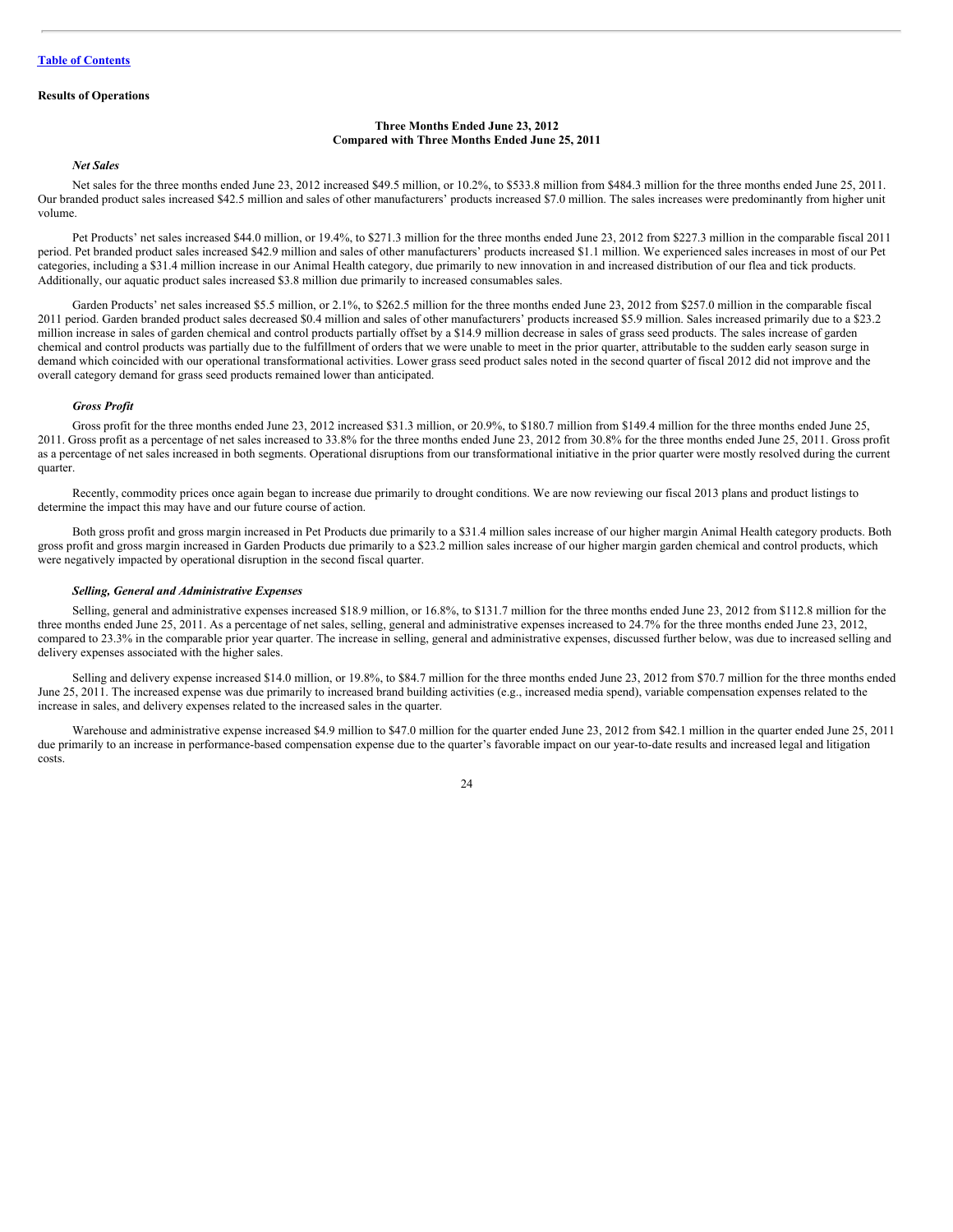[Table of Contents](#)

### Results of Operations

**Three Months Ended June 23, 2012**
**Compared with Three Months Ended June 25, 2011**

***Net Sales***

Net sales for the three months ended June 23, 2012 increased $49.5 million, or 10.2%, to $533.8 million from $484.3 million for the three months ended June 25, 2011. Our branded product sales increased $42.5 million and sales of other manufacturers' products increased $7.0 million. The sales increases were predominantly from higher unit volume.

Pet Products' net sales increased $44.0 million, or 19.4%, to $271.3 million for the three months ended June 23, 2012 from $227.3 million in the comparable fiscal 2011 period. Pet branded product sales increased $42.9 million and sales of other manufacturers' products increased $1.1 million. We experienced sales increases in most of our Pet categories, including a $31.4 million increase in our Animal Health category, due primarily to new innovation in and increased distribution of our flea and tick products. Additionally, our aquatic product sales increased $3.8 million due primarily to increased consumables sales.

Garden Products' net sales increased $5.5 million, or 2.1%, to $262.5 million for the three months ended June 23, 2012 from $257.0 million in the comparable fiscal 2011 period. Garden branded product sales decreased $0.4 million and sales of other manufacturers' products increased $5.9 million. Sales increased primarily due to a $23.2 million increase in sales of garden chemical and control products partially offset by a $14.9 million decrease in sales of grass seed products. The sales increase of garden chemical and control products was partially due to the fulfillment of orders that we were unable to meet in the prior quarter, attributable to the sudden early season surge in demand which coincided with our operational transformational activities. Lower grass seed product sales noted in the second quarter of fiscal 2012 did not improve and the overall category demand for grass seed products remained lower than anticipated.

***Gross Profit***

Gross profit for the three months ended June 23, 2012 increased $31.3 million, or 20.9%, to $180.7 million from $149.4 million for the three months ended June 25, 2011. Gross profit as a percentage of net sales increased to 33.8% for the three months ended June 23, 2012 from 30.8% for the three months ended June 25, 2011. Gross profit as a percentage of net sales increased in both segments. Operational disruptions from our transformational initiative in the prior quarter were mostly resolved during the current quarter.

Recently, commodity prices once again began to increase due primarily to drought conditions. We are now reviewing our fiscal 2013 plans and product listings to determine the impact this may have and our future course of action.

Both gross profit and gross margin increased in Pet Products due primarily to a $31.4 million sales increase of our higher margin Animal Health category products. Both gross profit and gross margin increased in Garden Products due primarily to a $23.2 million sales increase of our higher margin garden chemical and control products, which were negatively impacted by operational disruption in the second fiscal quarter.

***Selling, General and Administrative Expenses***

Selling, general and administrative expenses increased $18.9 million, or 16.8%, to $131.7 million for the three months ended June 23, 2012 from $112.8 million for the three months ended June 25, 2011. As a percentage of net sales, selling, general and administrative expenses increased to 24.7% for the three months ended June 23, 2012, compared to 23.3% in the comparable prior year quarter. The increase in selling, general and administrative expenses, discussed further below, was due to increased selling and delivery expenses associated with the higher sales.

Selling and delivery expense increased $14.0 million, or 19.8%, to $84.7 million for the three months ended June 23, 2012 from $70.7 million for the three months ended June 25, 2011. The increased expense was due primarily to increased brand building activities (e.g., increased media spend), variable compensation expenses related to the increase in sales, and delivery expenses related to the increased sales in the quarter.

Warehouse and administrative expense increased $4.9 million to $47.0 million for the quarter ended June 23, 2012 from $42.1 million in the quarter ended June 25, 2011 due primarily to an increase in performance-based compensation expense due to the quarter's favorable impact on our year-to-date results and increased legal and litigation costs.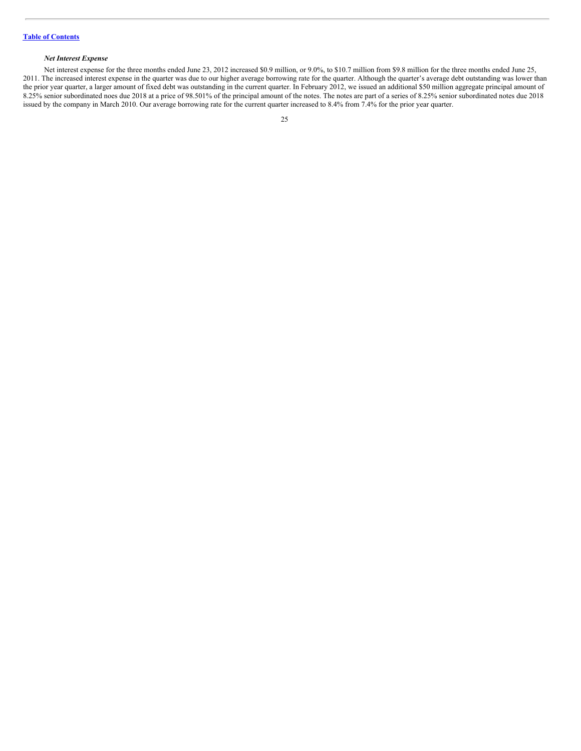*Net Interest Expense*

Net interest expense for the three months ended June 23, 2012 increased $0.9 million, or 9.0%, to $10.7 million from $9.8 million for the three months ended June 25, 2011. The increased interest expense in the quarter was due to our higher average borrowing rate for the quarter. Although the quarter's average debt outstanding was lower than the prior year quarter, a larger amount of fixed debt was outstanding in the current quarter. In February 2012, we issued an additional $50 million aggregate principal amount of 8.25% senior subordinated noes due 2018 at a price of 98.501% of the principal amount of the notes. The notes are part of a series of 8.25% senior subordinated notes due 2018 issued by the company in March 2010. Our average borrowing rate for the current quarter increased to 8.4% from 7.4% for the prior year quarter.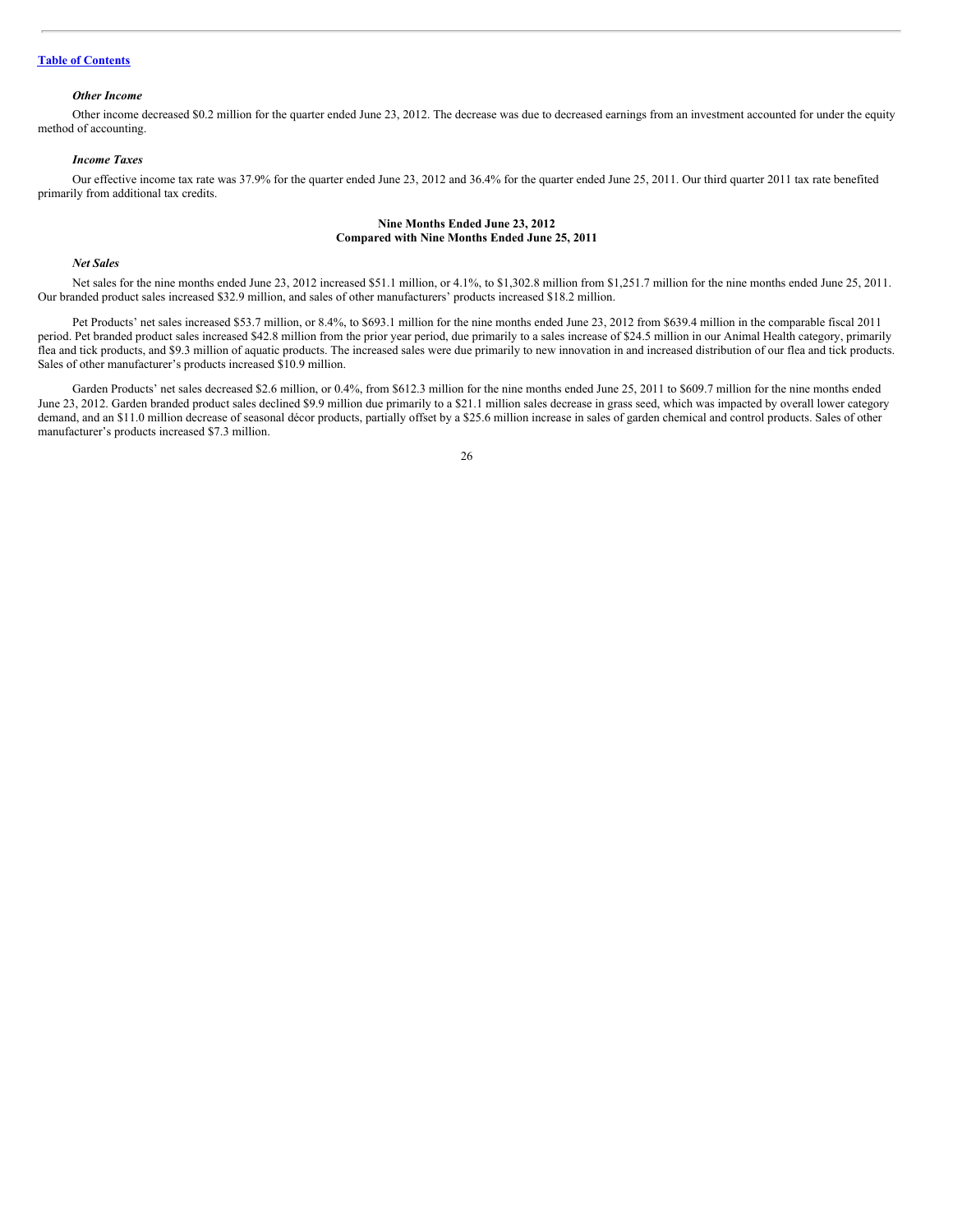[Table of Contents](#)

*Other Income*

Other income decreased $0.2 million for the quarter ended June 23, 2012. The decrease was due to decreased earnings from an investment accounted for under the equity method of accounting.

*Income Taxes*

Our effective income tax rate was 37.9% for the quarter ended June 23, 2012 and 36.4% for the quarter ended June 25, 2011. Our third quarter 2011 tax rate benefited primarily from additional tax credits.

**Nine Months Ended June 23, 2012**
**Compared with Nine Months Ended June 25, 2011**

*Net Sales*

Net sales for the nine months ended June 23, 2012 increased $51.1 million, or 4.1%, to $1,302.8 million from $1,251.7 million for the nine months ended June 25, 2011. Our branded product sales increased $32.9 million, and sales of other manufacturers' products increased $18.2 million.

Pet Products' net sales increased $53.7 million, or 8.4%, to $693.1 million for the nine months ended June 23, 2012 from $639.4 million in the comparable fiscal 2011 period. Pet branded product sales increased $42.8 million from the prior year period, due primarily to a sales increase of $24.5 million in our Animal Health category, primarily flea and tick products, and $9.3 million of aquatic products. The increased sales were due primarily to new innovation in and increased distribution of our flea and tick products. Sales of other manufacturer's products increased $10.9 million.

Garden Products' net sales decreased $2.6 million, or 0.4%, from $612.3 million for the nine months ended June 25, 2011 to $609.7 million for the nine months ended June 23, 2012. Garden branded product sales declined $9.9 million due primarily to a $21.1 million sales decrease in grass seed, which was impacted by overall lower category demand, and an $11.0 million decrease of seasonal décor products, partially offset by a $25.6 million increase in sales of garden chemical and control products. Sales of other manufacturer's products increased $7.3 million.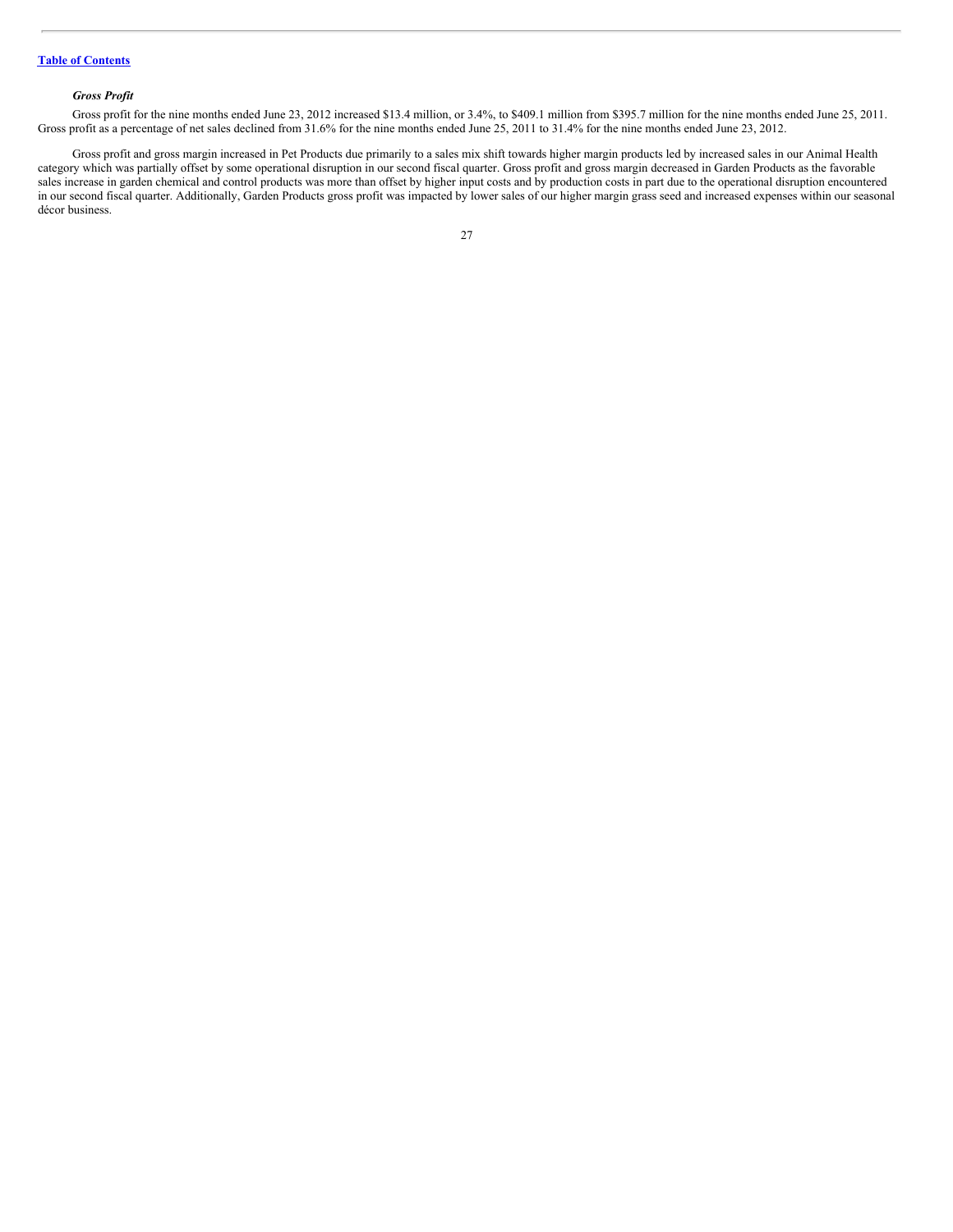[Table of Contents](#)

***Gross Profit***

Gross profit for the nine months ended June 23, 2012 increased $13.4 million, or 3.4%, to $409.1 million from $395.7 million for the nine months ended June 25, 2011. Gross profit as a percentage of net sales declined from 31.6% for the nine months ended June 25, 2011 to 31.4% for the nine months ended June 23, 2012.

Gross profit and gross margin increased in Pet Products due primarily to a sales mix shift towards higher margin products led by increased sales in our Animal Health category which was partially offset by some operational disruption in our second fiscal quarter. Gross profit and gross margin decreased in Garden Products as the favorable sales increase in garden chemical and control products was more than offset by higher input costs and by production costs in part due to the operational disruption encountered in our second fiscal quarter. Additionally, Garden Products gross profit was impacted by lower sales of our higher margin grass seed and increased expenses within our seasonal décor business.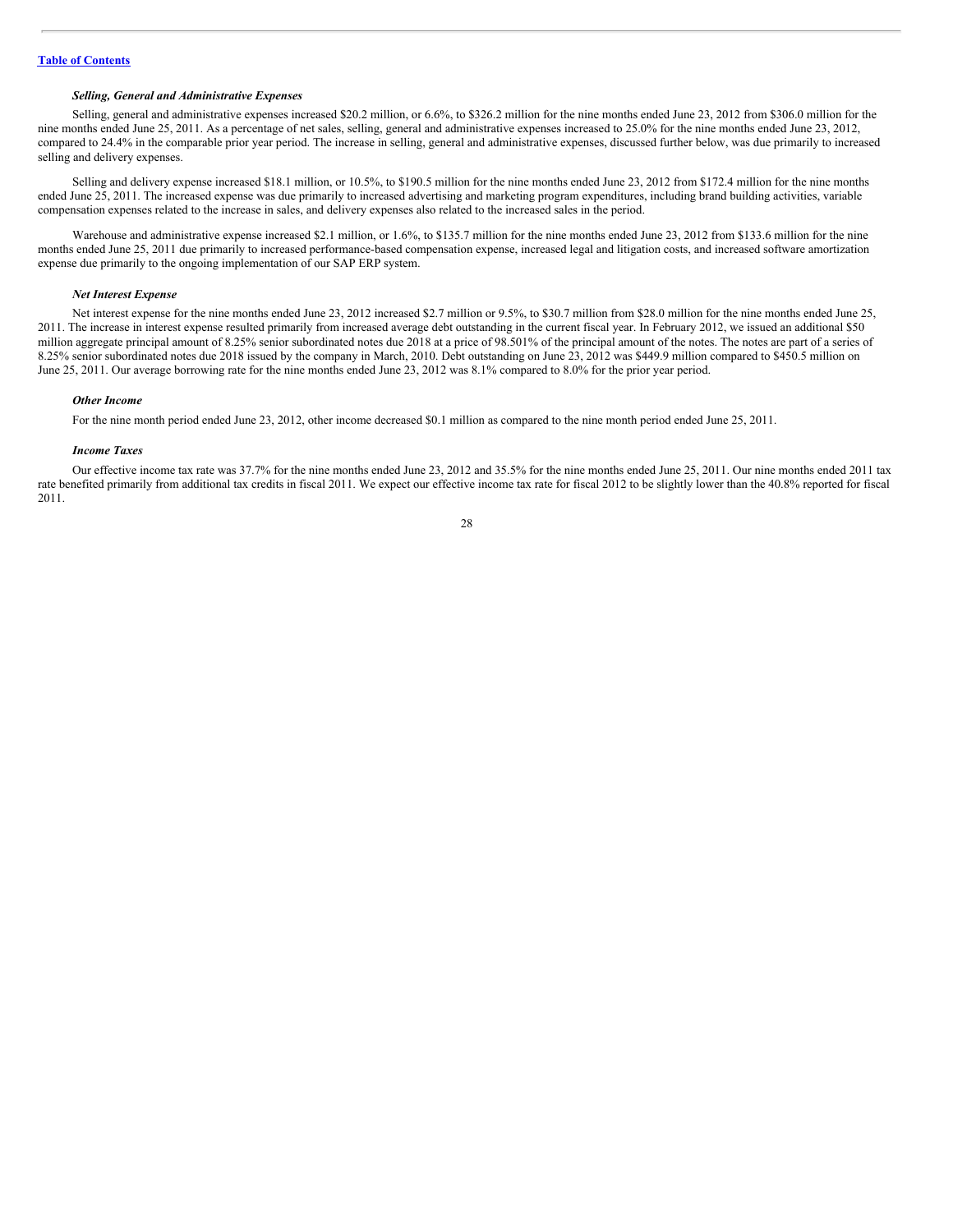***Selling, General and Administrative Expenses***

Selling, general and administrative expenses increased $20.2 million, or 6.6%, to $326.2 million for the nine months ended June 23, 2012 from $306.0 million for the nine months ended June 25, 2011. As a percentage of net sales, selling, general and administrative expenses increased to 25.0% for the nine months ended June 23, 2012, compared to 24.4% in the comparable prior year period. The increase in selling, general and administrative expenses, discussed further below, was due primarily to increased selling and delivery expenses.

Selling and delivery expense increased $18.1 million, or 10.5%, to $190.5 million for the nine months ended June 23, 2012 from $172.4 million for the nine months ended June 25, 2011. The increased expense was due primarily to increased advertising and marketing program expenditures, including brand building activities, variable compensation expenses related to the increase in sales, and delivery expenses also related to the increased sales in the period.

Warehouse and administrative expense increased $2.1 million, or 1.6%, to $135.7 million for the nine months ended June 23, 2012 from $133.6 million for the nine months ended June 25, 2011 due primarily to increased performance-based compensation expense, increased legal and litigation costs, and increased software amortization expense due primarily to the ongoing implementation of our SAP ERP system.

***Net Interest Expense***

Net interest expense for the nine months ended June 23, 2012 increased $2.7 million or 9.5%, to $30.7 million from $28.0 million for the nine months ended June 25, 2011. The increase in interest expense resulted primarily from increased average debt outstanding in the current fiscal year. In February 2012, we issued an additional $50 million aggregate principal amount of 8.25% senior subordinated notes due 2018 at a price of 98.501% of the principal amount of the notes. The notes are part of a series of 8.25% senior subordinated notes due 2018 issued by the company in March, 2010. Debt outstanding on June 23, 2012 was $449.9 million compared to $450.5 million on June 25, 2011. Our average borrowing rate for the nine months ended June 23, 2012 was 8.1% compared to 8.0% for the prior year period.

***Other Income***

For the nine month period ended June 23, 2012, other income decreased $0.1 million as compared to the nine month period ended June 25, 2011.

***Income Taxes***

Our effective income tax rate was 37.7% for the nine months ended June 23, 2012 and 35.5% for the nine months ended June 25, 2011. Our nine months ended 2011 tax rate benefited primarily from additional tax credits in fiscal 2011. We expect our effective income tax rate for fiscal 2012 to be slightly lower than the 40.8% reported for fiscal 2011.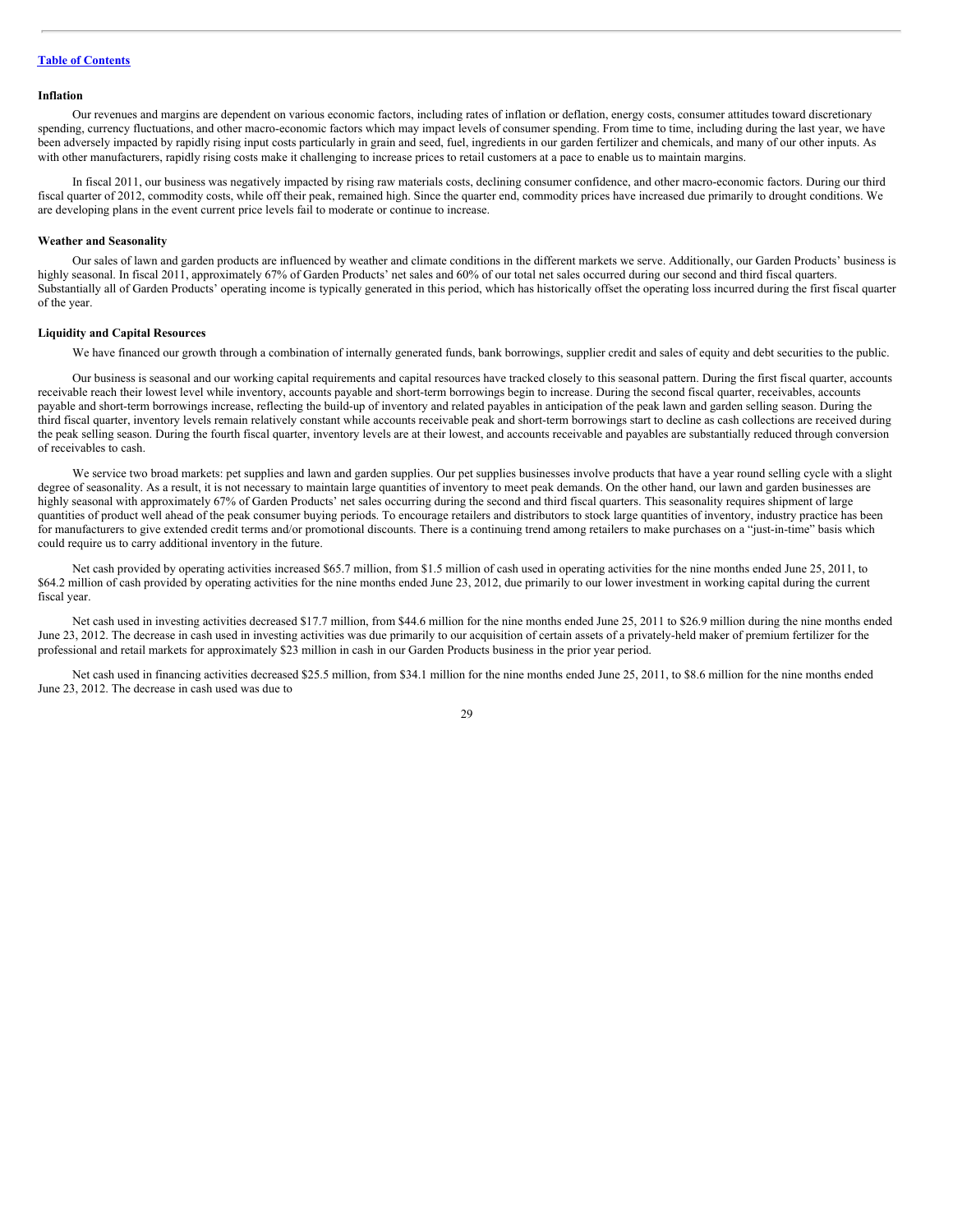[Table of Contents](#)

### Inflation

Our revenues and margins are dependent on various economic factors, including rates of inflation or deflation, energy costs, consumer attitudes toward discretionary spending, currency fluctuations, and other macro-economic factors which may impact levels of consumer spending. From time to time, including during the last year, we have been adversely impacted by rapidly rising input costs particularly in grain and seed, fuel, ingredients in our garden fertilizer and chemicals, and many of our other inputs. As with other manufacturers, rapidly rising costs make it challenging to increase prices to retail customers at a pace to enable us to maintain margins.

In fiscal 2011, our business was negatively impacted by rising raw materials costs, declining consumer confidence, and other macro-economic factors. During our third fiscal quarter of 2012, commodity costs, while off their peak, remained high. Since the quarter end, commodity prices have increased due primarily to drought conditions. We are developing plans in the event current price levels fail to moderate or continue to increase.

### Weather and Seasonality

Our sales of lawn and garden products are influenced by weather and climate conditions in the different markets we serve. Additionally, our Garden Products' business is highly seasonal. In fiscal 2011, approximately 67% of Garden Products' net sales and 60% of our total net sales occurred during our second and third fiscal quarters. Substantially all of Garden Products' operating income is typically generated in this period, which has historically offset the operating loss incurred during the first fiscal quarter of the year.

### Liquidity and Capital Resources

We have financed our growth through a combination of internally generated funds, bank borrowings, supplier credit and sales of equity and debt securities to the public.

Our business is seasonal and our working capital requirements and capital resources have tracked closely to this seasonal pattern. During the first fiscal quarter, accounts receivable reach their lowest level while inventory, accounts payable and short-term borrowings begin to increase. During the second fiscal quarter, receivables, accounts payable and short-term borrowings increase, reflecting the build-up of inventory and related payables in anticipation of the peak lawn and garden selling season. During the third fiscal quarter, inventory levels remain relatively constant while accounts receivable peak and short-term borrowings start to decline as cash collections are received during the peak selling season. During the fourth fiscal quarter, inventory levels are at their lowest, and accounts receivable and payables are substantially reduced through conversion of receivables to cash.

We service two broad markets: pet supplies and lawn and garden supplies. Our pet supplies businesses involve products that have a year round selling cycle with a slight degree of seasonality. As a result, it is not necessary to maintain large quantities of inventory to meet peak demands. On the other hand, our lawn and garden businesses are highly seasonal with approximately 67% of Garden Products' net sales occurring during the second and third fiscal quarters. This seasonality requires shipment of large quantities of product well ahead of the peak consumer buying periods. To encourage retailers and distributors to stock large quantities of inventory, industry practice has been for manufacturers to give extended credit terms and/or promotional discounts. There is a continuing trend among retailers to make purchases on a "just-in-time" basis which could require us to carry additional inventory in the future.

Net cash provided by operating activities increased $65.7 million, from $1.5 million of cash used in operating activities for the nine months ended June 25, 2011, to $64.2 million of cash provided by operating activities for the nine months ended June 23, 2012, due primarily to our lower investment in working capital during the current fiscal year.

Net cash used in investing activities decreased $17.7 million, from $44.6 million for the nine months ended June 25, 2011 to $26.9 million during the nine months ended June 23, 2012. The decrease in cash used in investing activities was due primarily to our acquisition of certain assets of a privately-held maker of premium fertilizer for the professional and retail markets for approximately $23 million in cash in our Garden Products business in the prior year period.

Net cash used in financing activities decreased $25.5 million, from $34.1 million for the nine months ended June 25, 2011, to $8.6 million for the nine months ended June 23, 2012. The decrease in cash used was due to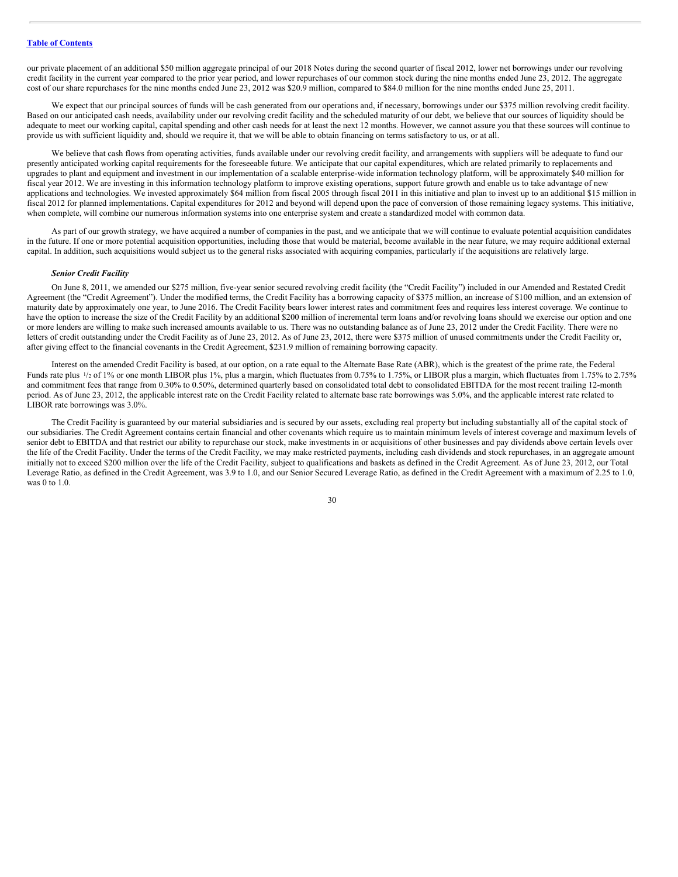our private placement of an additional $50 million aggregate principal of our 2018 Notes during the second quarter of fiscal 2012, lower net borrowings under our revolving credit facility in the current year compared to the prior year period, and lower repurchases of our common stock during the nine months ended June 23, 2012. The aggregate cost of our share repurchases for the nine months ended June 23, 2012 was $20.9 million, compared to $84.0 million for the nine months ended June 25, 2011.

We expect that our principal sources of funds will be cash generated from our operations and, if necessary, borrowings under our $375 million revolving credit facility. Based on our anticipated cash needs, availability under our revolving credit facility and the scheduled maturity of our debt, we believe that our sources of liquidity should be adequate to meet our working capital, capital spending and other cash needs for at least the next 12 months. However, we cannot assure you that these sources will continue to provide us with sufficient liquidity and, should we require it, that we will be able to obtain financing on terms satisfactory to us, or at all.

We believe that cash flows from operating activities, funds available under our revolving credit facility, and arrangements with suppliers will be adequate to fund our presently anticipated working capital requirements for the foreseeable future. We anticipate that our capital expenditures, which are related primarily to replacements and upgrades to plant and equipment and investment in our implementation of a scalable enterprise-wide information technology platform, will be approximately $40 million for fiscal year 2012. We are investing in this information technology platform to improve existing operations, support future growth and enable us to take advantage of new applications and technologies. We invested approximately $64 million from fiscal 2005 through fiscal 2011 in this initiative and plan to invest up to an additional $15 million in fiscal 2012 for planned implementations. Capital expenditures for 2012 and beyond will depend upon the pace of conversion of those remaining legacy systems. This initiative, when complete, will combine our numerous information systems into one enterprise system and create a standardized model with common data.

As part of our growth strategy, we have acquired a number of companies in the past, and we anticipate that we will continue to evaluate potential acquisition candidates in the future. If one or more potential acquisition opportunities, including those that would be material, become available in the near future, we may require additional external capital. In addition, such acquisitions would subject us to the general risks associated with acquiring companies, particularly if the acquisitions are relatively large.

***Senior Credit Facility***

On June 8, 2011, we amended our $275 million, five-year senior secured revolving credit facility (the "Credit Facility") included in our Amended and Restated Credit Agreement (the "Credit Agreement"). Under the modified terms, the Credit Facility has a borrowing capacity of $375 million, an increase of $100 million, and an extension of maturity date by approximately one year, to June 2016. The Credit Facility bears lower interest rates and commitment fees and requires less interest coverage. We continue to have the option to increase the size of the Credit Facility by an additional $200 million of incremental term loans and/or revolving loans should we exercise our option and one or more lenders are willing to make such increased amounts available to us. There was no outstanding balance as of June 23, 2012 under the Credit Facility. There were no letters of credit outstanding under the Credit Facility as of June 23, 2012. As of June 23, 2012, there were $375 million of unused commitments under the Credit Facility or, after giving effect to the financial covenants in the Credit Agreement, $231.9 million of remaining borrowing capacity.

Interest on the amended Credit Facility is based, at our option, on a rate equal to the Alternate Base Rate (ABR), which is the greatest of the prime rate, the Federal Funds rate plus 1/2 of 1% or one month LIBOR plus 1%, plus a margin, which fluctuates from 0.75% to 1.75%, or LIBOR plus a margin, which fluctuates from 1.75% to 2.75% and commitment fees that range from 0.30% to 0.50%, determined quarterly based on consolidated total debt to consolidated EBITDA for the most recent trailing 12-month period. As of June 23, 2012, the applicable interest rate on the Credit Facility related to alternate base rate borrowings was 5.0%, and the applicable interest rate related to LIBOR rate borrowings was 3.0%.

The Credit Facility is guaranteed by our material subsidiaries and is secured by our assets, excluding real property but including substantially all of the capital stock of our subsidiaries. The Credit Agreement contains certain financial and other covenants which require us to maintain minimum levels of interest coverage and maximum levels of senior debt to EBITDA and that restrict our ability to repurchase our stock, make investments in or acquisitions of other businesses and pay dividends above certain levels over the life of the Credit Facility. Under the terms of the Credit Facility, we may make restricted payments, including cash dividends and stock repurchases, in an aggregate amount initially not to exceed $200 million over the life of the Credit Facility, subject to qualifications and baskets as defined in the Credit Agreement. As of June 23, 2012, our Total Leverage Ratio, as defined in the Credit Agreement, was 3.9 to 1.0, and our Senior Secured Leverage Ratio, as defined in the Credit Agreement with a maximum of 2.25 to 1.0, was 0 to 1.0.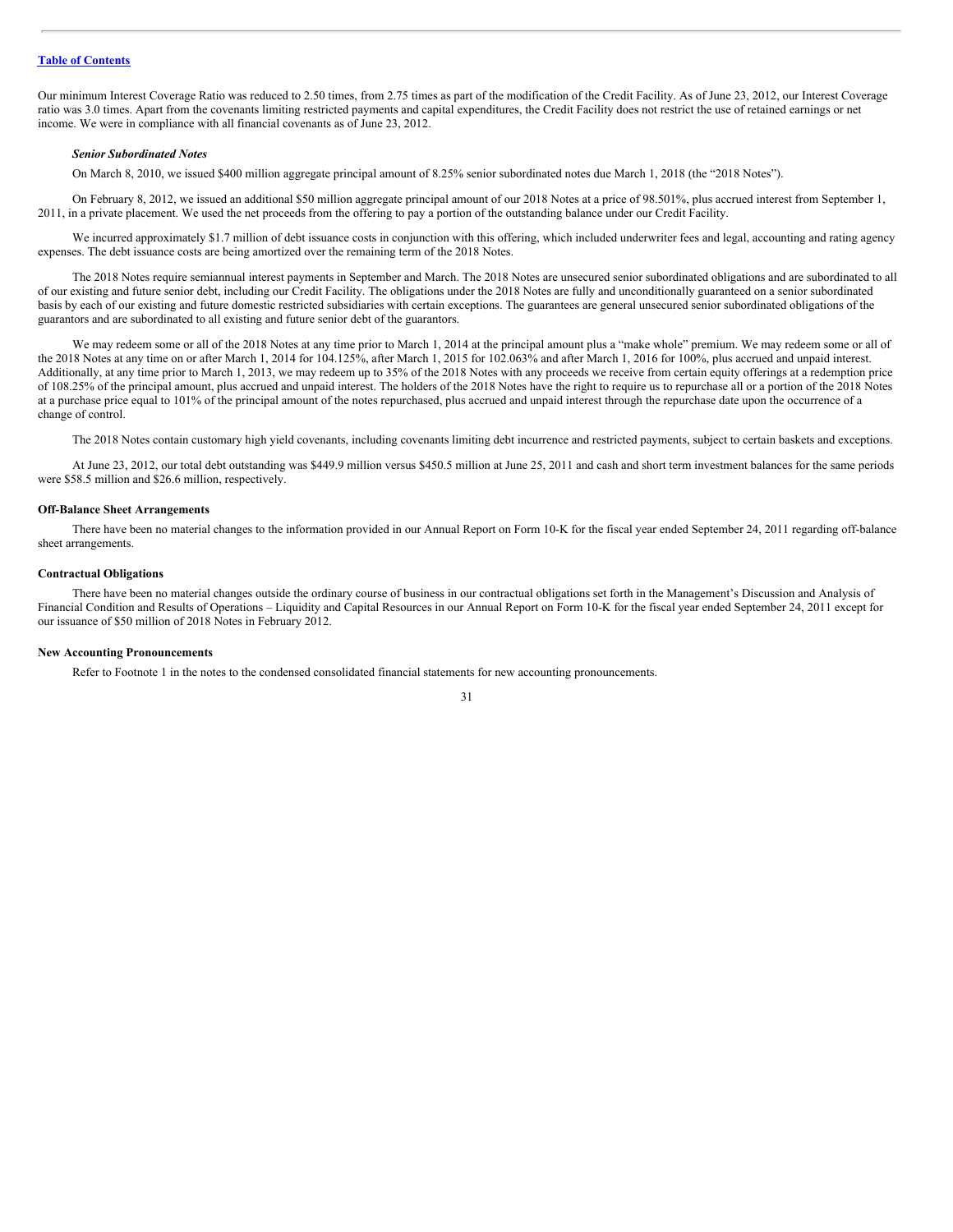Our minimum Interest Coverage Ratio was reduced to 2.50 times, from 2.75 times as part of the modification of the Credit Facility. As of June 23, 2012, our Interest Coverage ratio was 3.0 times. Apart from the covenants limiting restricted payments and capital expenditures, the Credit Facility does not restrict the use of retained earnings or net income. We were in compliance with all financial covenants as of June 23, 2012.

***Senior Subordinated Notes***

On March 8, 2010, we issued $400 million aggregate principal amount of 8.25% senior subordinated notes due March 1, 2018 (the "2018 Notes").

On February 8, 2012, we issued an additional $50 million aggregate principal amount of our 2018 Notes at a price of 98.501%, plus accrued interest from September 1, 2011, in a private placement. We used the net proceeds from the offering to pay a portion of the outstanding balance under our Credit Facility.

We incurred approximately $1.7 million of debt issuance costs in conjunction with this offering, which included underwriter fees and legal, accounting and rating agency expenses. The debt issuance costs are being amortized over the remaining term of the 2018 Notes.

The 2018 Notes require semiannual interest payments in September and March. The 2018 Notes are unsecured senior subordinated obligations and are subordinated to all of our existing and future senior debt, including our Credit Facility. The obligations under the 2018 Notes are fully and unconditionally guaranteed on a senior subordinated basis by each of our existing and future domestic restricted subsidiaries with certain exceptions. The guarantees are general unsecured senior subordinated obligations of the guarantors and are subordinated to all existing and future senior debt of the guarantors.

We may redeem some or all of the 2018 Notes at any time prior to March 1, 2014 at the principal amount plus a "make whole" premium. We may redeem some or all of the 2018 Notes at any time on or after March 1, 2014 for 104.125%, after March 1, 2015 for 102.063% and after March 1, 2016 for 100%, plus accrued and unpaid interest. Additionally, at any time prior to March 1, 2013, we may redeem up to 35% of the 2018 Notes with any proceeds we receive from certain equity offerings at a redemption price of 108.25% of the principal amount, plus accrued and unpaid interest. The holders of the 2018 Notes have the right to require us to repurchase all or a portion of the 2018 Notes at a purchase price equal to 101% of the principal amount of the notes repurchased, plus accrued and unpaid interest through the repurchase date upon the occurrence of a change of control.

The 2018 Notes contain customary high yield covenants, including covenants limiting debt incurrence and restricted payments, subject to certain baskets and exceptions.

At June 23, 2012, our total debt outstanding was $449.9 million versus $450.5 million at June 25, 2011 and cash and short term investment balances for the same periods were $58.5 million and $26.6 million, respectively.

**Off-Balance Sheet Arrangements**

There have been no material changes to the information provided in our Annual Report on Form 10-K for the fiscal year ended September 24, 2011 regarding off-balance sheet arrangements.

**Contractual Obligations**

There have been no material changes outside the ordinary course of business in our contractual obligations set forth in the Management's Discussion and Analysis of Financial Condition and Results of Operations – Liquidity and Capital Resources in our Annual Report on Form 10-K for the fiscal year ended September 24, 2011 except for our issuance of $50 million of 2018 Notes in February 2012.

**New Accounting Pronouncements**

Refer to Footnote 1 in the notes to the condensed consolidated financial statements for new accounting pronouncements.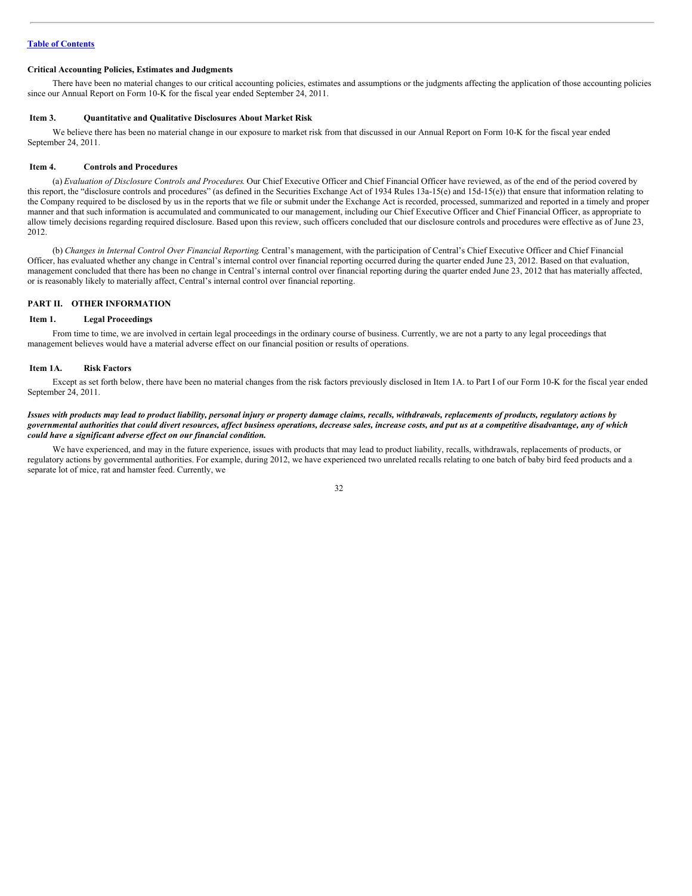### Critical Accounting Policies, Estimates and Judgments

There have been no material changes to our critical accounting policies, estimates and assumptions or the judgments affecting the application of those accounting policies since our Annual Report on Form 10-K for the fiscal year ended September 24, 2011.

### Item 3. Quantitative and Qualitative Disclosures About Market Risk

We believe there has been no material change in our exposure to market risk from that discussed in our Annual Report on Form 10-K for the fiscal year ended September 24, 2011.

### Item 4. Controls and Procedures

(a) *Evaluation of Disclosure Controls and Procedures.* Our Chief Executive Officer and Chief Financial Officer have reviewed, as of the end of the period covered by this report, the "disclosure controls and procedures" (as defined in the Securities Exchange Act of 1934 Rules 13a-15(e) and 15d-15(e)) that ensure that information relating to the Company required to be disclosed by us in the reports that we file or submit under the Exchange Act is recorded, processed, summarized and reported in a timely and proper manner and that such information is accumulated and communicated to our management, including our Chief Executive Officer and Chief Financial Officer, as appropriate to allow timely decisions regarding required disclosure. Based upon this review, such officers concluded that our disclosure controls and procedures were effective as of June 23, 2012.

(b) *Changes in Internal Control Over Financial Reporting.* Central's management, with the participation of Central's Chief Executive Officer and Chief Financial Officer, has evaluated whether any change in Central's internal control over financial reporting occurred during the quarter ended June 23, 2012. Based on that evaluation, management concluded that there has been no change in Central's internal control over financial reporting during the quarter ended June 23, 2012 that has materially affected, or is reasonably likely to materially affect, Central's internal control over financial reporting.

## PART II. OTHER INFORMATION

### Item 1. Legal Proceedings

From time to time, we are involved in certain legal proceedings in the ordinary course of business. Currently, we are not a party to any legal proceedings that management believes would have a material adverse effect on our financial position or results of operations.

### Item 1A. Risk Factors

Except as set forth below, there have been no material changes from the risk factors previously disclosed in Item 1A. to Part I of our Form 10-K for the fiscal year ended September 24, 2011.

***Issues with products may lead to product liability, personal injury or property damage claims, recalls, withdrawals, replacements of products, regulatory actions by governmental authorities that could divert resources, affect business operations, decrease sales, increase costs, and put us at a competitive disadvantage, any of which could have a significant adverse effect on our financial condition.***

We have experienced, and may in the future experience, issues with products that may lead to product liability, recalls, withdrawals, replacements of products, or regulatory actions by governmental authorities. For example, during 2012, we have experienced two unrelated recalls relating to one batch of baby bird feed products and a separate lot of mice, rat and hamster feed. Currently, we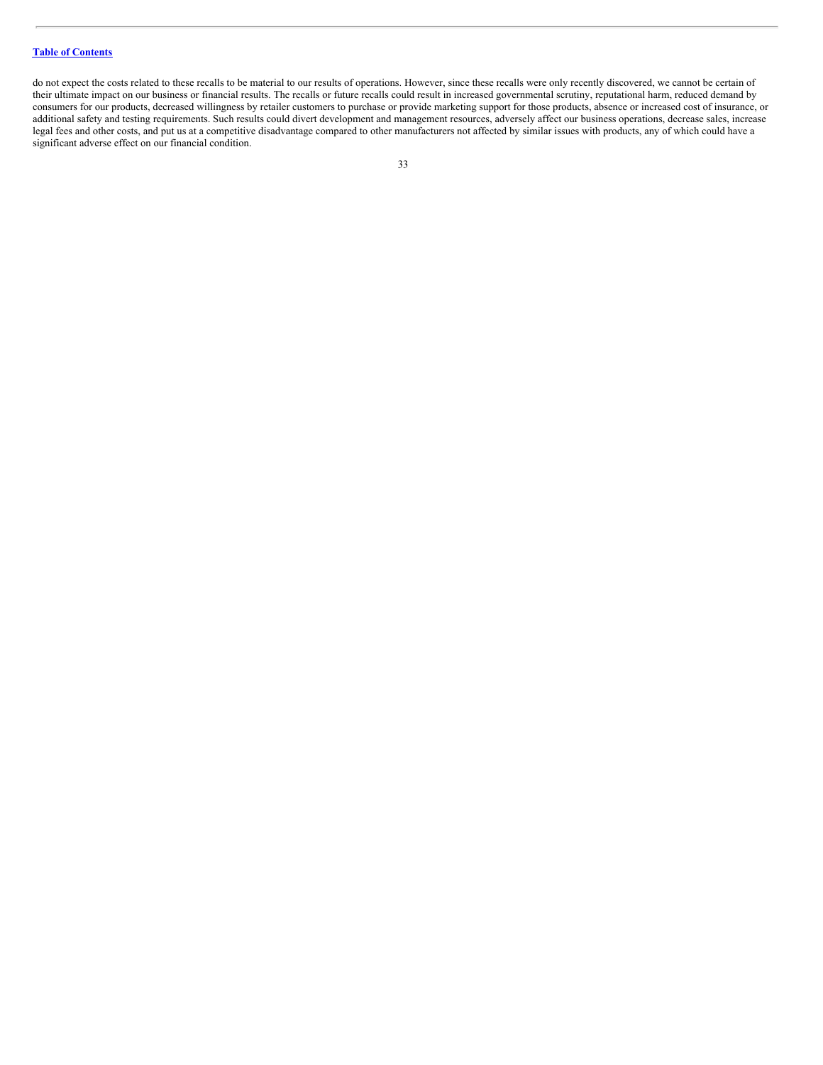do not expect the costs related to these recalls to be material to our results of operations. However, since these recalls were only recently discovered, we cannot be certain of their ultimate impact on our business or financial results. The recalls or future recalls could result in increased governmental scrutiny, reputational harm, reduced demand by consumers for our products, decreased willingness by retailer customers to purchase or provide marketing support for those products, absence or increased cost of insurance, or additional safety and testing requirements. Such results could divert development and management resources, adversely affect our business operations, decrease sales, increase legal fees and other costs, and put us at a competitive disadvantage compared to other manufacturers not affected by similar issues with products, any of which could have a significant adverse effect on our financial condition.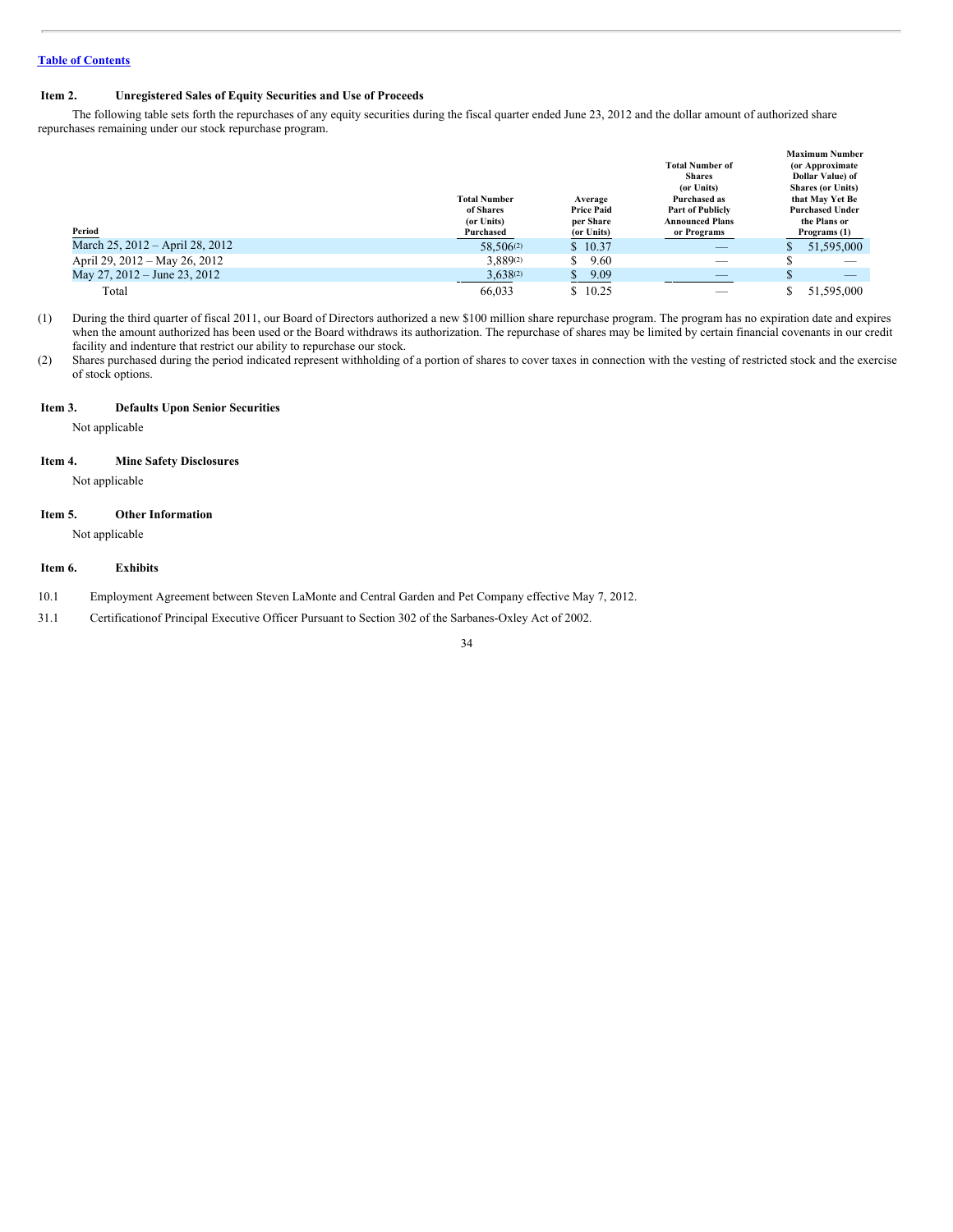[Table of Contents](#)

### Item 2. Unregistered Sales of Equity Securities and Use of Proceeds

The following table sets forth the repurchases of any equity securities during the fiscal quarter ended June 23, 2012 and the dollar amount of authorized share repurchases remaining under our stock repurchase program.

| Period | Total Number of Shares (or Units) Purchased | Average Price Paid per Share (or Units) | Total Number of Shares (or Units) Purchased as Part of Publicly Announced Plans or Programs | Maximum Number (or Approximate Dollar Value) of Shares (or Units) that May Yet Be Purchased Under the Plans or Programs (1) |
|---|---|---|---|---|
| March 25, 2012 – April 28, 2012 | 58,506(2) | $ 10.37 | — | $ 51,595,000 |
| April 29, 2012 – May 26, 2012 | 3,889(2) | $ 9.60 | — | $ — |
| May 27, 2012 – June 23, 2012 | 3,638(2) | $ 9.09 | — | $ — |
| Total | 66,033 | $ 10.25 | — | $ 51,595,000 |

(1) During the third quarter of fiscal 2011, our Board of Directors authorized a new $100 million share repurchase program. The program has no expiration date and expires when the amount authorized has been used or the Board withdraws its authorization. The repurchase of shares may be limited by certain financial covenants in our credit facility and indenture that restrict our ability to repurchase our stock.

(2) Shares purchased during the period indicated represent withholding of a portion of shares to cover taxes in connection with the vesting of restricted stock and the exercise of stock options.

### Item 3. Defaults Upon Senior Securities

Not applicable

### Item 4. Mine Safety Disclosures

Not applicable

### Item 5. Other Information

Not applicable

### Item 6. Exhibits

10.1 Employment Agreement between Steven LaMonte and Central Garden and Pet Company effective May 7, 2012.

31.1 Certificationof Principal Executive Officer Pursuant to Section 302 of the Sarbanes-Oxley Act of 2002.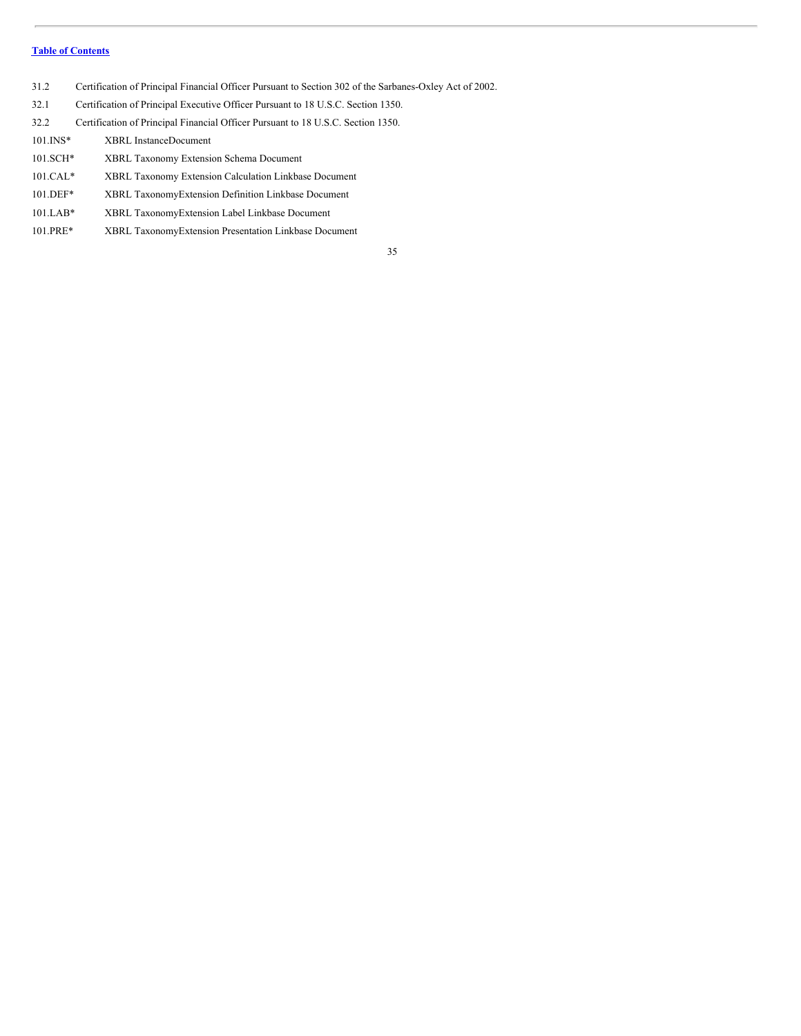[Table of Contents](#)

| | |
|---|---|
| 31.2 | Certification of Principal Financial Officer Pursuant to Section 302 of the Sarbanes-Oxley Act of 2002. |
| 32.1 | Certification of Principal Executive Officer Pursuant to 18 U.S.C. Section 1350. |
| 32.2 | Certification of Principal Financial Officer Pursuant to 18 U.S.C. Section 1350. |
| 101.INS* | XBRL InstanceDocument |
| 101.SCH* | XBRL Taxonomy Extension Schema Document |
| 101.CAL* | XBRL Taxonomy Extension Calculation Linkbase Document |
| 101.DEF* | XBRL TaxonomyExtension Definition Linkbase Document |
| 101.LAB* | XBRL TaxonomyExtension Label Linkbase Document |
| 101.PRE* | XBRL TaxonomyExtension Presentation Linkbase Document |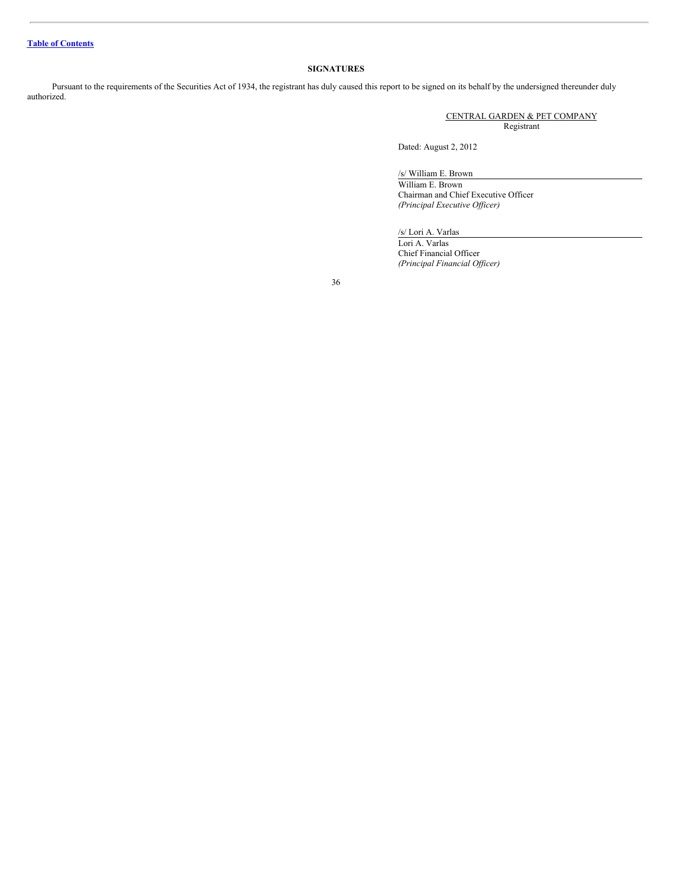[Table of Contents]

## SIGNATURES

Pursuant to the requirements of the Securities Act of 1934, the registrant has duly caused this report to be signed on its behalf by the undersigned thereunder duly authorized.

CENTRAL GARDEN & PET COMPANY
Registrant

Dated: August 2, 2012

/s/ William E. Brown
William E. Brown
Chairman and Chief Executive Officer
*(Principal Executive Officer)*

/s/ Lori A. Varlas
Lori A. Varlas
Chief Financial Officer
*(Principal Financial Officer)*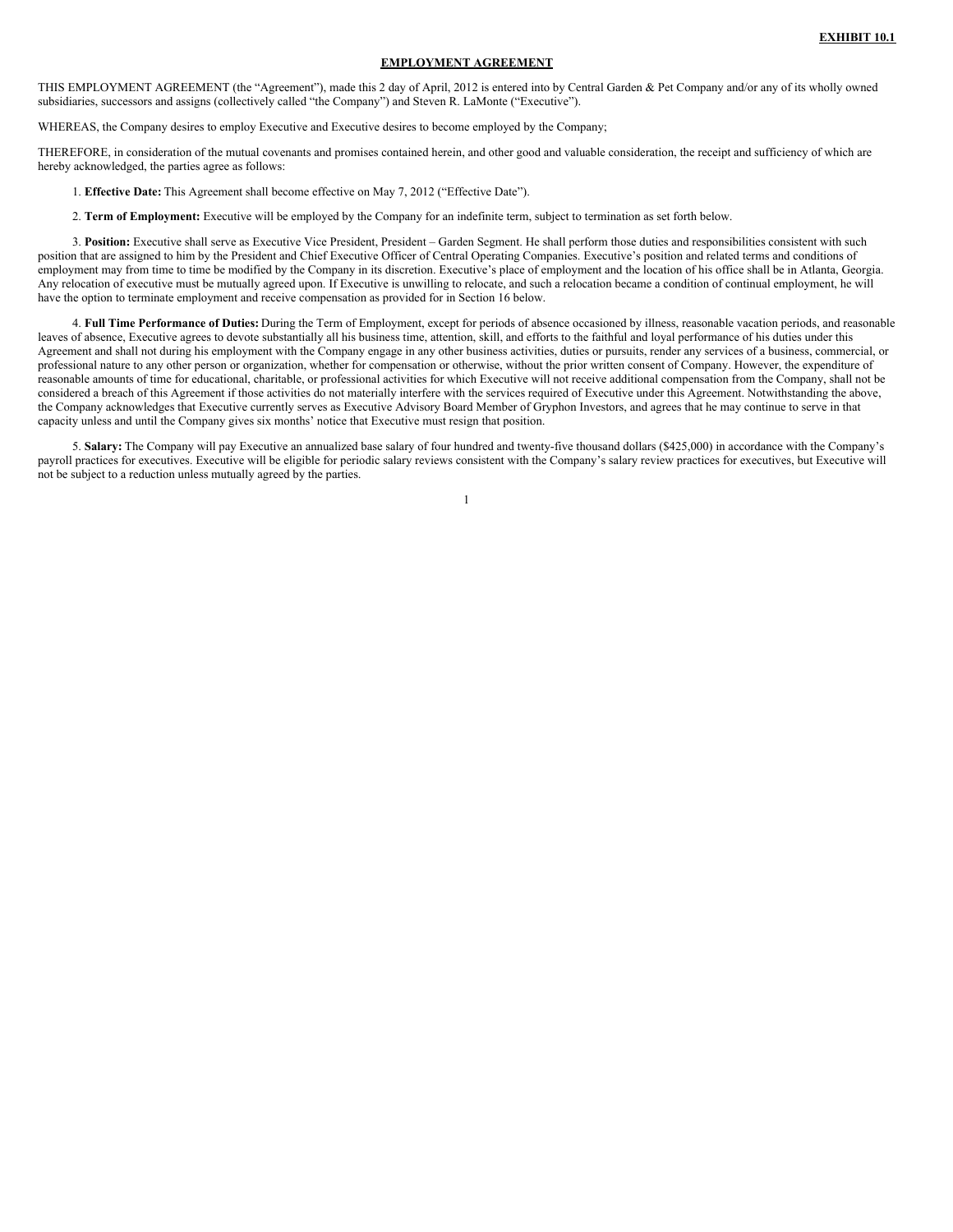**EXHIBIT 10.1**

# EMPLOYMENT AGREEMENT

THIS EMPLOYMENT AGREEMENT (the "Agreement"), made this 2 day of April, 2012 is entered into by Central Garden & Pet Company and/or any of its wholly owned subsidiaries, successors and assigns (collectively called "the Company") and Steven R. LaMonte ("Executive").

WHEREAS, the Company desires to employ Executive and Executive desires to become employed by the Company;

THEREFORE, in consideration of the mutual covenants and promises contained herein, and other good and valuable consideration, the receipt and sufficiency of which are hereby acknowledged, the parties agree as follows:

1. **Effective Date:** This Agreement shall become effective on May 7, 2012 ("Effective Date").

2. **Term of Employment:** Executive will be employed by the Company for an indefinite term, subject to termination as set forth below.

3. **Position:** Executive shall serve as Executive Vice President, President – Garden Segment. He shall perform those duties and responsibilities consistent with such position that are assigned to him by the President and Chief Executive Officer of Central Operating Companies. Executive's position and related terms and conditions of employment may from time to time be modified by the Company in its discretion. Executive's place of employment and the location of his office shall be in Atlanta, Georgia. Any relocation of executive must be mutually agreed upon. If Executive is unwilling to relocate, and such a relocation became a condition of continual employment, he will have the option to terminate employment and receive compensation as provided for in Section 16 below.

4. **Full Time Performance of Duties:** During the Term of Employment, except for periods of absence occasioned by illness, reasonable vacation periods, and reasonable leaves of absence, Executive agrees to devote substantially all his business time, attention, skill, and efforts to the faithful and loyal performance of his duties under this Agreement and shall not during his employment with the Company engage in any other business activities, duties or pursuits, render any services of a business, commercial, or professional nature to any other person or organization, whether for compensation or otherwise, without the prior written consent of Company. However, the expenditure of reasonable amounts of time for educational, charitable, or professional activities for which Executive will not receive additional compensation from the Company, shall not be considered a breach of this Agreement if those activities do not materially interfere with the services required of Executive under this Agreement. Notwithstanding the above, the Company acknowledges that Executive currently serves as Executive Advisory Board Member of Gryphon Investors, and agrees that he may continue to serve in that capacity unless and until the Company gives six months' notice that Executive must resign that position.

5. **Salary:** The Company will pay Executive an annualized base salary of four hundred and twenty-five thousand dollars ($425,000) in accordance with the Company's payroll practices for executives. Executive will be eligible for periodic salary reviews consistent with the Company's salary review practices for executives, but Executive will not be subject to a reduction unless mutually agreed by the parties.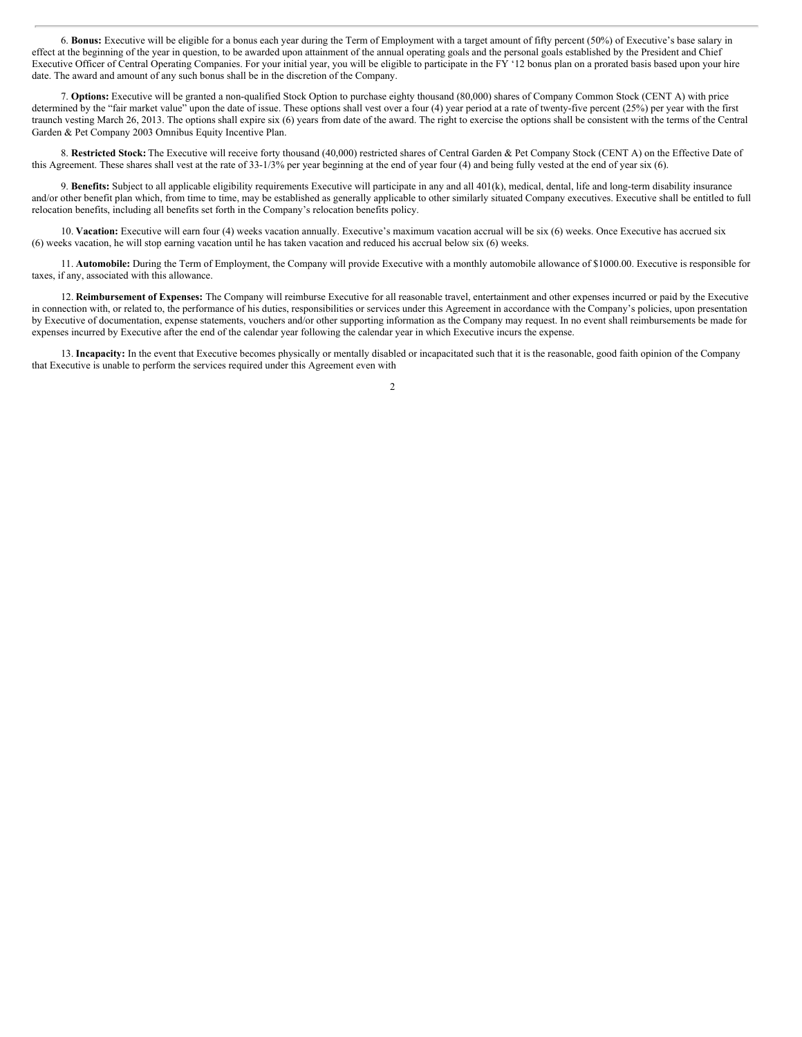6. **Bonus:** Executive will be eligible for a bonus each year during the Term of Employment with a target amount of fifty percent (50%) of Executive's base salary in effect at the beginning of the year in question, to be awarded upon attainment of the annual operating goals and the personal goals established by the President and Chief Executive Officer of Central Operating Companies. For your initial year, you will be eligible to participate in the FY '12 bonus plan on a prorated basis based upon your hire date. The award and amount of any such bonus shall be in the discretion of the Company.

7. **Options:** Executive will be granted a non-qualified Stock Option to purchase eighty thousand (80,000) shares of Company Common Stock (CENT A) with price determined by the "fair market value" upon the date of issue. These options shall vest over a four (4) year period at a rate of twenty-five percent (25%) per year with the first traunch vesting March 26, 2013. The options shall expire six (6) years from date of the award. The right to exercise the options shall be consistent with the terms of the Central Garden & Pet Company 2003 Omnibus Equity Incentive Plan.

8. **Restricted Stock:** The Executive will receive forty thousand (40,000) restricted shares of Central Garden & Pet Company Stock (CENT A) on the Effective Date of this Agreement. These shares shall vest at the rate of 33-1/3% per year beginning at the end of year four (4) and being fully vested at the end of year six (6).

9. **Benefits:** Subject to all applicable eligibility requirements Executive will participate in any and all 401(k), medical, dental, life and long-term disability insurance and/or other benefit plan which, from time to time, may be established as generally applicable to other similarly situated Company executives. Executive shall be entitled to full relocation benefits, including all benefits set forth in the Company's relocation benefits policy.

10. **Vacation:** Executive will earn four (4) weeks vacation annually. Executive's maximum vacation accrual will be six (6) weeks. Once Executive has accrued six (6) weeks vacation, he will stop earning vacation until he has taken vacation and reduced his accrual below six (6) weeks.

11. **Automobile:** During the Term of Employment, the Company will provide Executive with a monthly automobile allowance of $1000.00. Executive is responsible for taxes, if any, associated with this allowance.

12. **Reimbursement of Expenses:** The Company will reimburse Executive for all reasonable travel, entertainment and other expenses incurred or paid by the Executive in connection with, or related to, the performance of his duties, responsibilities or services under this Agreement in accordance with the Company's policies, upon presentation by Executive of documentation, expense statements, vouchers and/or other supporting information as the Company may request. In no event shall reimbursements be made for expenses incurred by Executive after the end of the calendar year following the calendar year in which Executive incurs the expense.

13. **Incapacity:** In the event that Executive becomes physically or mentally disabled or incapacitated such that it is the reasonable, good faith opinion of the Company that Executive is unable to perform the services required under this Agreement even with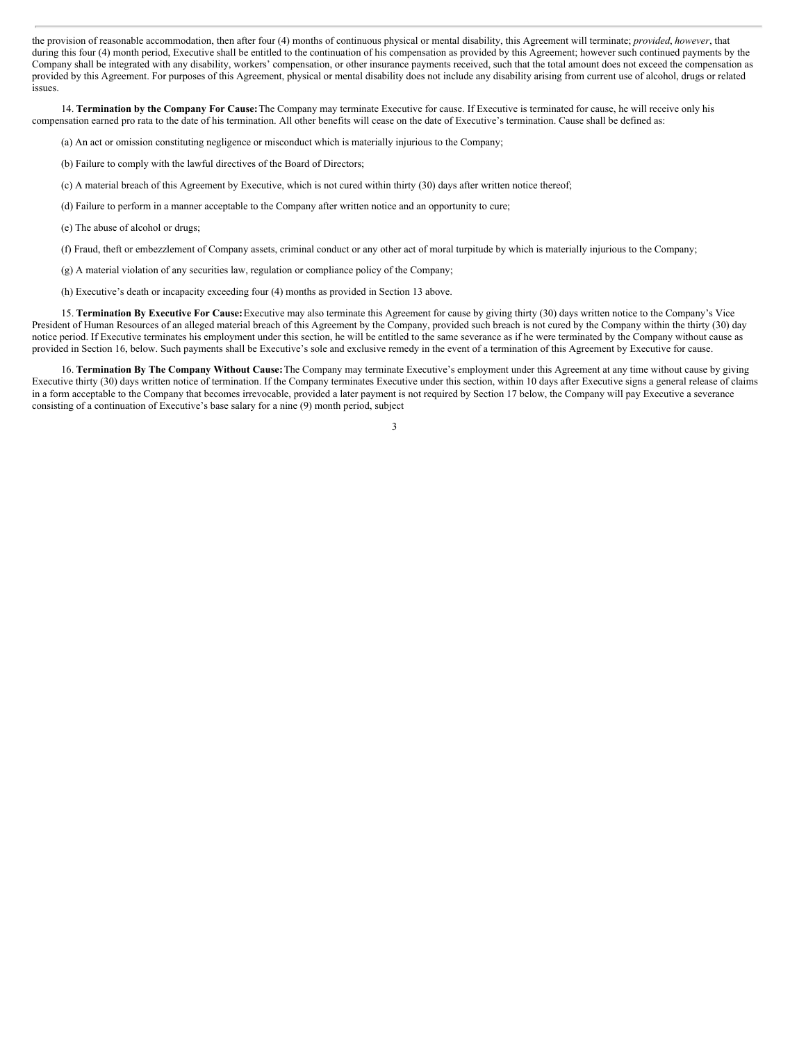the provision of reasonable accommodation, then after four (4) months of continuous physical or mental disability, this Agreement will terminate; *provided*, *however*, that during this four (4) month period, Executive shall be entitled to the continuation of his compensation as provided by this Agreement; however such continued payments by the Company shall be integrated with any disability, workers' compensation, or other insurance payments received, such that the total amount does not exceed the compensation as provided by this Agreement. For purposes of this Agreement, physical or mental disability does not include any disability arising from current use of alcohol, drugs or related issues.

14. **Termination by the Company For Cause:** The Company may terminate Executive for cause. If Executive is terminated for cause, he will receive only his compensation earned pro rata to the date of his termination. All other benefits will cease on the date of Executive's termination. Cause shall be defined as:

(a) An act or omission constituting negligence or misconduct which is materially injurious to the Company;

(b) Failure to comply with the lawful directives of the Board of Directors;

(c) A material breach of this Agreement by Executive, which is not cured within thirty (30) days after written notice thereof;

(d) Failure to perform in a manner acceptable to the Company after written notice and an opportunity to cure;

(e) The abuse of alcohol or drugs;

(f) Fraud, theft or embezzlement of Company assets, criminal conduct or any other act of moral turpitude by which is materially injurious to the Company;

(g) A material violation of any securities law, regulation or compliance policy of the Company;

(h) Executive's death or incapacity exceeding four (4) months as provided in Section 13 above.

15. **Termination By Executive For Cause:** Executive may also terminate this Agreement for cause by giving thirty (30) days written notice to the Company's Vice President of Human Resources of an alleged material breach of this Agreement by the Company, provided such breach is not cured by the Company within the thirty (30) day notice period. If Executive terminates his employment under this section, he will be entitled to the same severance as if he were terminated by the Company without cause as provided in Section 16, below. Such payments shall be Executive's sole and exclusive remedy in the event of a termination of this Agreement by Executive for cause.

16. **Termination By The Company Without Cause:** The Company may terminate Executive's employment under this Agreement at any time without cause by giving Executive thirty (30) days written notice of termination. If the Company terminates Executive under this section, within 10 days after Executive signs a general release of claims in a form acceptable to the Company that becomes irrevocable, provided a later payment is not required by Section 17 below, the Company will pay Executive a severance consisting of a continuation of Executive's base salary for a nine (9) month period, subject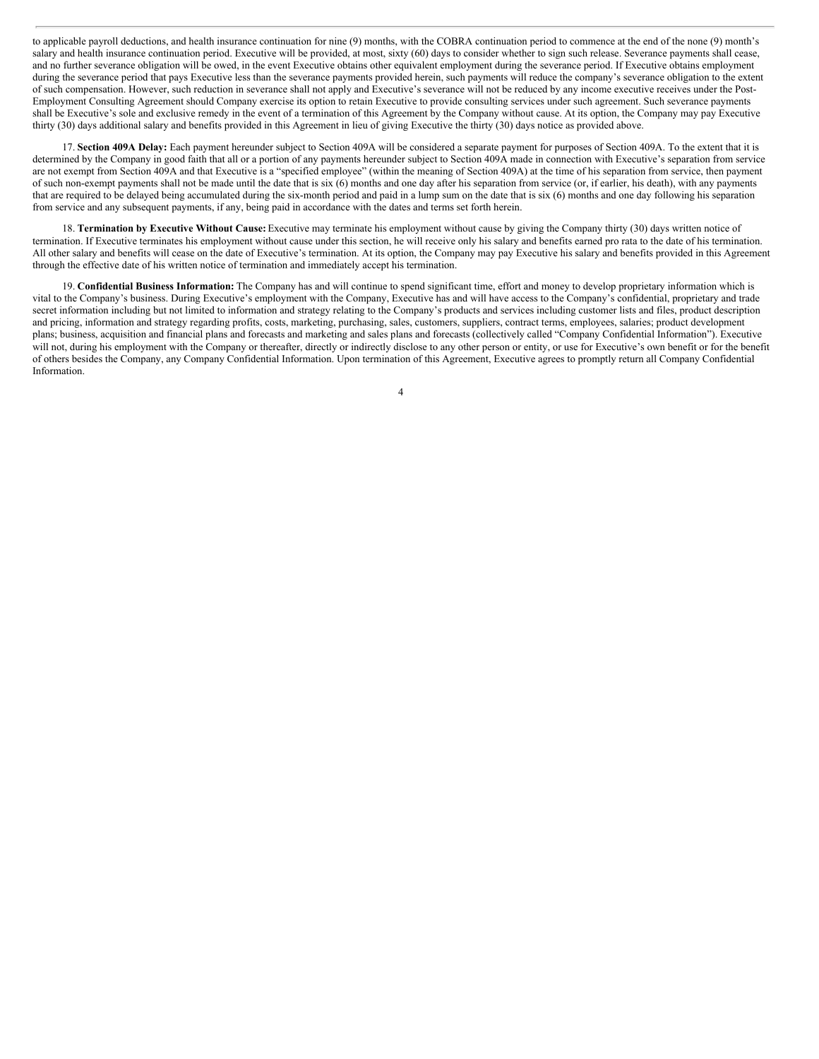to applicable payroll deductions, and health insurance continuation for nine (9) months, with the COBRA continuation period to commence at the end of the none (9) month's salary and health insurance continuation period. Executive will be provided, at most, sixty (60) days to consider whether to sign such release. Severance payments shall cease, and no further severance obligation will be owed, in the event Executive obtains other equivalent employment during the severance period. If Executive obtains employment during the severance period that pays Executive less than the severance payments provided herein, such payments will reduce the company's severance obligation to the extent of such compensation. However, such reduction in severance shall not apply and Executive's severance will not be reduced by any income executive receives under the Post-Employment Consulting Agreement should Company exercise its option to retain Executive to provide consulting services under such agreement. Such severance payments shall be Executive's sole and exclusive remedy in the event of a termination of this Agreement by the Company without cause. At its option, the Company may pay Executive thirty (30) days additional salary and benefits provided in this Agreement in lieu of giving Executive the thirty (30) days notice as provided above.

17. **Section 409A Delay:** Each payment hereunder subject to Section 409A will be considered a separate payment for purposes of Section 409A. To the extent that it is determined by the Company in good faith that all or a portion of any payments hereunder subject to Section 409A made in connection with Executive's separation from service are not exempt from Section 409A and that Executive is a "specified employee" (within the meaning of Section 409A) at the time of his separation from service, then payment of such non-exempt payments shall not be made until the date that is six (6) months and one day after his separation from service (or, if earlier, his death), with any payments that are required to be delayed being accumulated during the six-month period and paid in a lump sum on the date that is six (6) months and one day following his separation from service and any subsequent payments, if any, being paid in accordance with the dates and terms set forth herein.

18. **Termination by Executive Without Cause:** Executive may terminate his employment without cause by giving the Company thirty (30) days written notice of termination. If Executive terminates his employment without cause under this section, he will receive only his salary and benefits earned pro rata to the date of his termination. All other salary and benefits will cease on the date of Executive's termination. At its option, the Company may pay Executive his salary and benefits provided in this Agreement through the effective date of his written notice of termination and immediately accept his termination.

19. **Confidential Business Information:** The Company has and will continue to spend significant time, effort and money to develop proprietary information which is vital to the Company's business. During Executive's employment with the Company, Executive has and will have access to the Company's confidential, proprietary and trade secret information including but not limited to information and strategy relating to the Company's products and services including customer lists and files, product description and pricing, information and strategy regarding profits, costs, marketing, purchasing, sales, customers, suppliers, contract terms, employees, salaries; product development plans; business, acquisition and financial plans and forecasts and marketing and sales plans and forecasts (collectively called "Company Confidential Information"). Executive will not, during his employment with the Company or thereafter, directly or indirectly disclose to any other person or entity, or use for Executive's own benefit or for the benefit of others besides the Company, any Company Confidential Information. Upon termination of this Agreement, Executive agrees to promptly return all Company Confidential Information.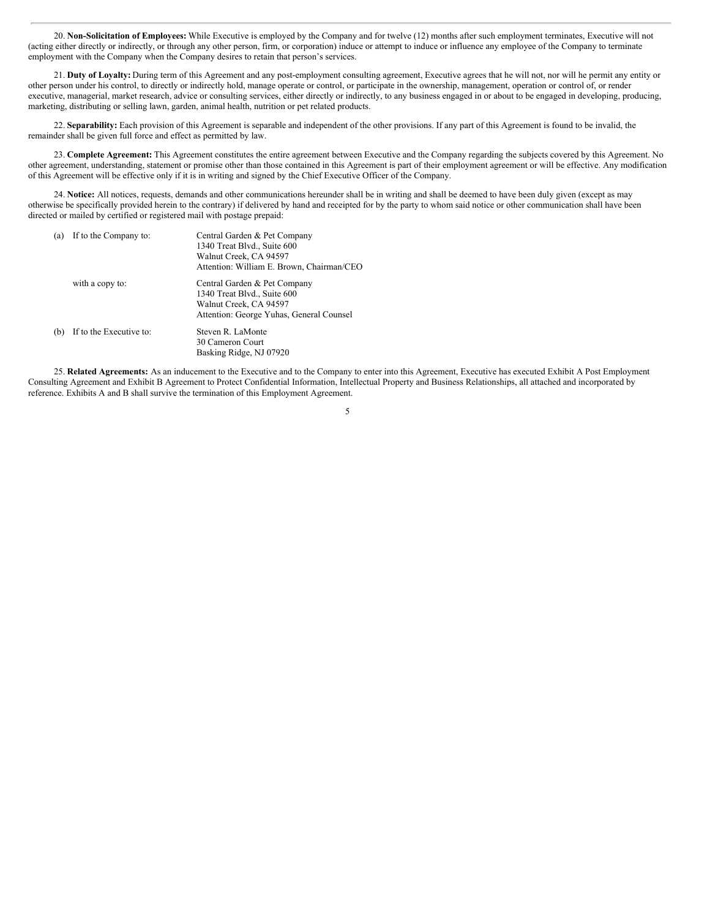20. **Non-Solicitation of Employees:** While Executive is employed by the Company and for twelve (12) months after such employment terminates, Executive will not (acting either directly or indirectly, or through any other person, firm, or corporation) induce or attempt to induce or influence any employee of the Company to terminate employment with the Company when the Company desires to retain that person's services.

21. **Duty of Loyalty:** During term of this Agreement and any post-employment consulting agreement, Executive agrees that he will not, nor will he permit any entity or other person under his control, to directly or indirectly hold, manage operate or control, or participate in the ownership, management, operation or control of, or render executive, managerial, market research, advice or consulting services, either directly or indirectly, to any business engaged in or about to be engaged in developing, producing, marketing, distributing or selling lawn, garden, animal health, nutrition or pet related products.

22. **Separability:** Each provision of this Agreement is separable and independent of the other provisions. If any part of this Agreement is found to be invalid, the remainder shall be given full force and effect as permitted by law.

23. **Complete Agreement:** This Agreement constitutes the entire agreement between Executive and the Company regarding the subjects covered by this Agreement. No other agreement, understanding, statement or promise other than those contained in this Agreement is part of their employment agreement or will be effective. Any modification of this Agreement will be effective only if it is in writing and signed by the Chief Executive Officer of the Company.

24. **Notice:** All notices, requests, demands and other communications hereunder shall be in writing and shall be deemed to have been duly given (except as may otherwise be specifically provided herein to the contrary) if delivered by hand and receipted for by the party to whom said notice or other communication shall have been directed or mailed by certified or registered mail with postage prepaid:

(a) If to the Company to:

Central Garden & Pet Company
1340 Treat Blvd., Suite 600
Walnut Creek, CA 94597
Attention: William E. Brown, Chairman/CEO

with a copy to:

Central Garden & Pet Company
1340 Treat Blvd., Suite 600
Walnut Creek, CA 94597
Attention: George Yuhas, General Counsel

(b) If to the Executive to:

Steven R. LaMonte
30 Cameron Court
Basking Ridge, NJ 07920

25. **Related Agreements:** As an inducement to the Executive and to the Company to enter into this Agreement, Executive has executed Exhibit A Post Employment Consulting Agreement and Exhibit B Agreement to Protect Confidential Information, Intellectual Property and Business Relationships, all attached and incorporated by reference. Exhibits A and B shall survive the termination of this Employment Agreement.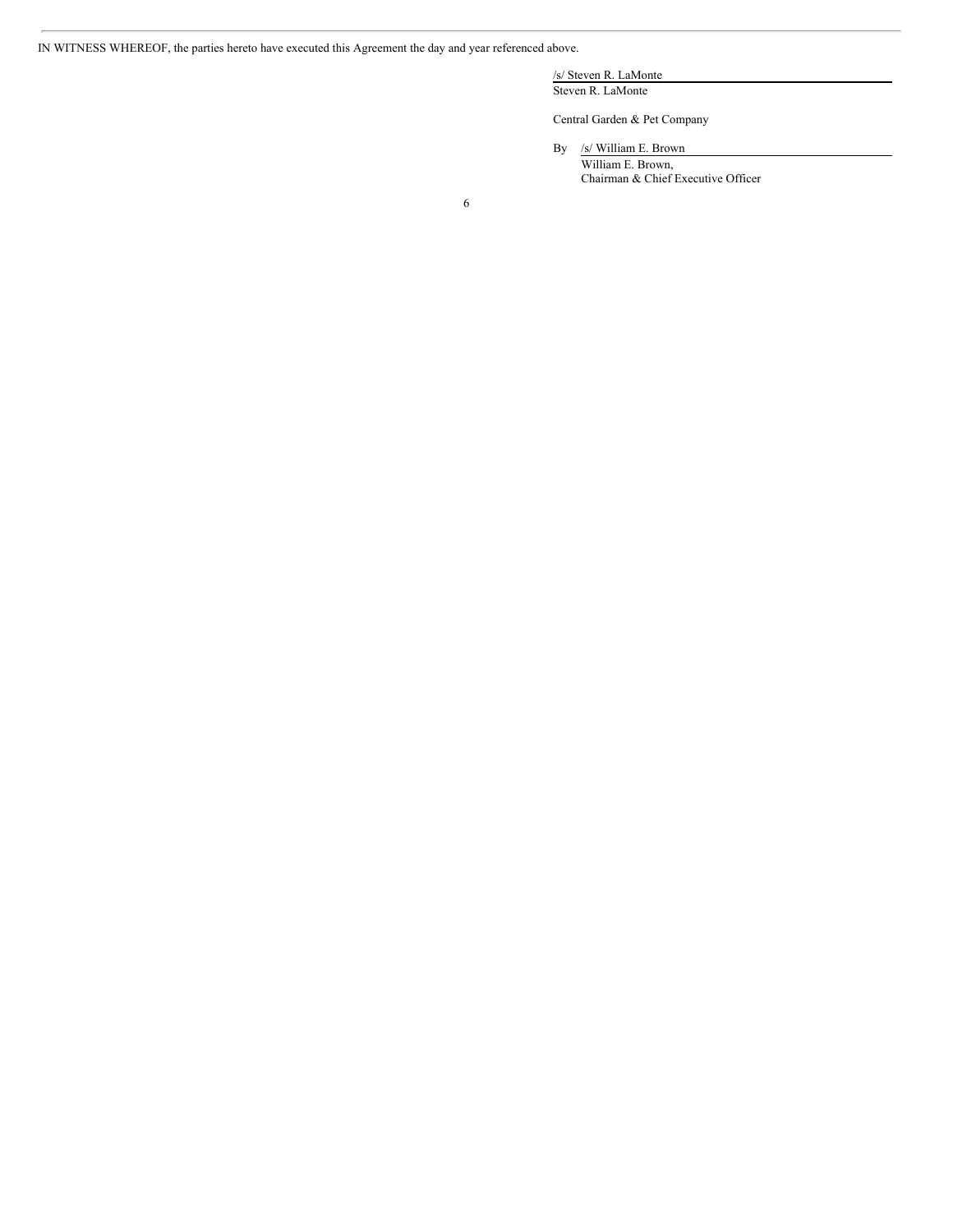IN WITNESS WHEREOF, the parties hereto have executed this Agreement the day and year referenced above.

/s/ Steven R. LaMonte
Steven R. LaMonte

Central Garden & Pet Company

By /s/ William E. Brown
William E. Brown,
Chairman & Chief Executive Officer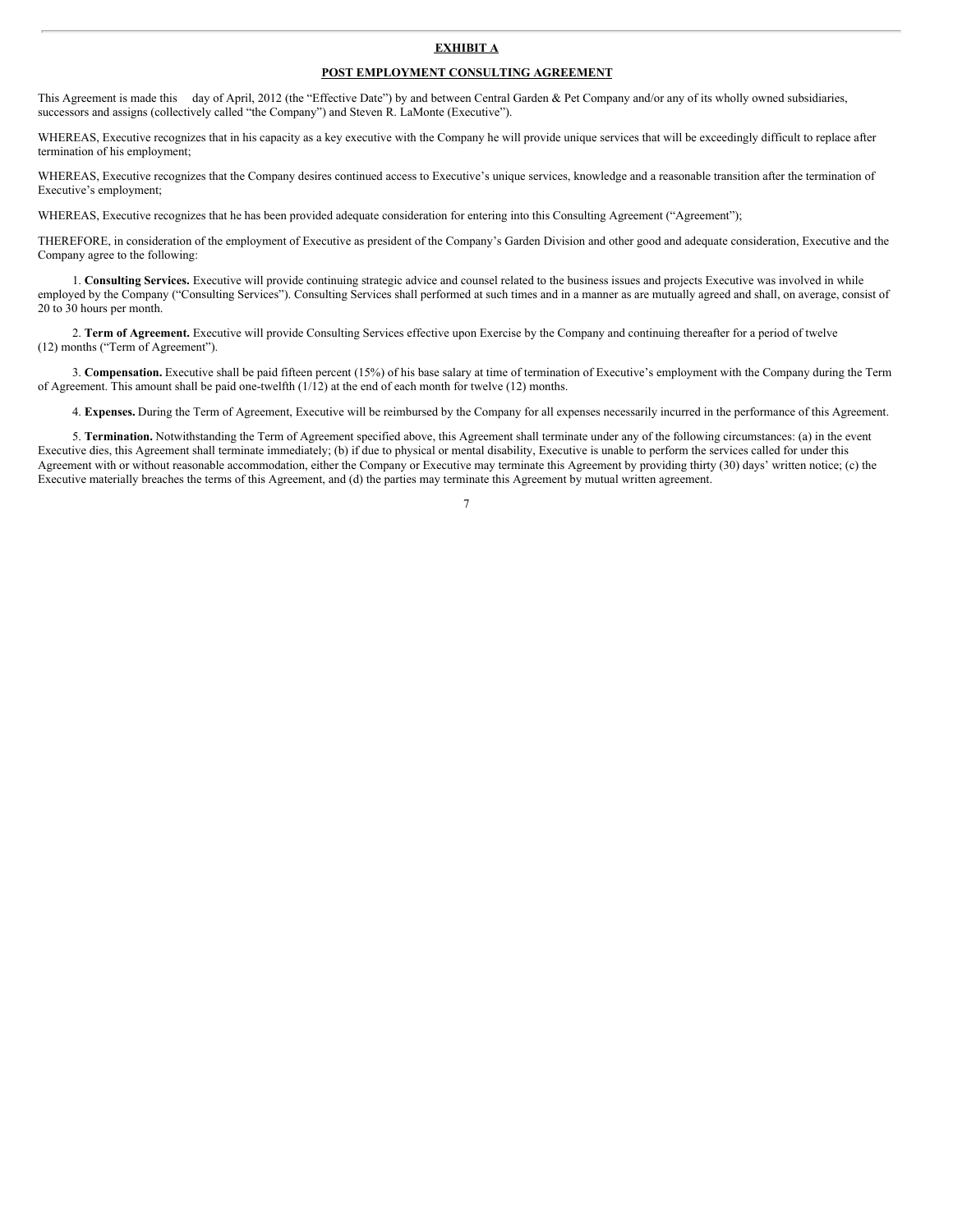**EXHIBIT A**

**POST EMPLOYMENT CONSULTING AGREEMENT**

This Agreement is made this day of April, 2012 (the "Effective Date") by and between Central Garden & Pet Company and/or any of its wholly owned subsidiaries, successors and assigns (collectively called "the Company") and Steven R. LaMonte (Executive").

WHEREAS, Executive recognizes that in his capacity as a key executive with the Company he will provide unique services that will be exceedingly difficult to replace after termination of his employment;

WHEREAS, Executive recognizes that the Company desires continued access to Executive's unique services, knowledge and a reasonable transition after the termination of Executive's employment;

WHEREAS, Executive recognizes that he has been provided adequate consideration for entering into this Consulting Agreement ("Agreement");

THEREFORE, in consideration of the employment of Executive as president of the Company's Garden Division and other good and adequate consideration, Executive and the Company agree to the following:

1. **Consulting Services.** Executive will provide continuing strategic advice and counsel related to the business issues and projects Executive was involved in while employed by the Company ("Consulting Services"). Consulting Services shall performed at such times and in a manner as are mutually agreed and shall, on average, consist of 20 to 30 hours per month.

2. **Term of Agreement.** Executive will provide Consulting Services effective upon Exercise by the Company and continuing thereafter for a period of twelve (12) months ("Term of Agreement").

3. **Compensation.** Executive shall be paid fifteen percent (15%) of his base salary at time of termination of Executive's employment with the Company during the Term of Agreement. This amount shall be paid one-twelfth (1/12) at the end of each month for twelve (12) months.

4. **Expenses.** During the Term of Agreement, Executive will be reimbursed by the Company for all expenses necessarily incurred in the performance of this Agreement.

5. **Termination.** Notwithstanding the Term of Agreement specified above, this Agreement shall terminate under any of the following circumstances: (a) in the event Executive dies, this Agreement shall terminate immediately; (b) if due to physical or mental disability, Executive is unable to perform the services called for under this Agreement with or without reasonable accommodation, either the Company or Executive may terminate this Agreement by providing thirty (30) days' written notice; (c) the Executive materially breaches the terms of this Agreement, and (d) the parties may terminate this Agreement by mutual written agreement.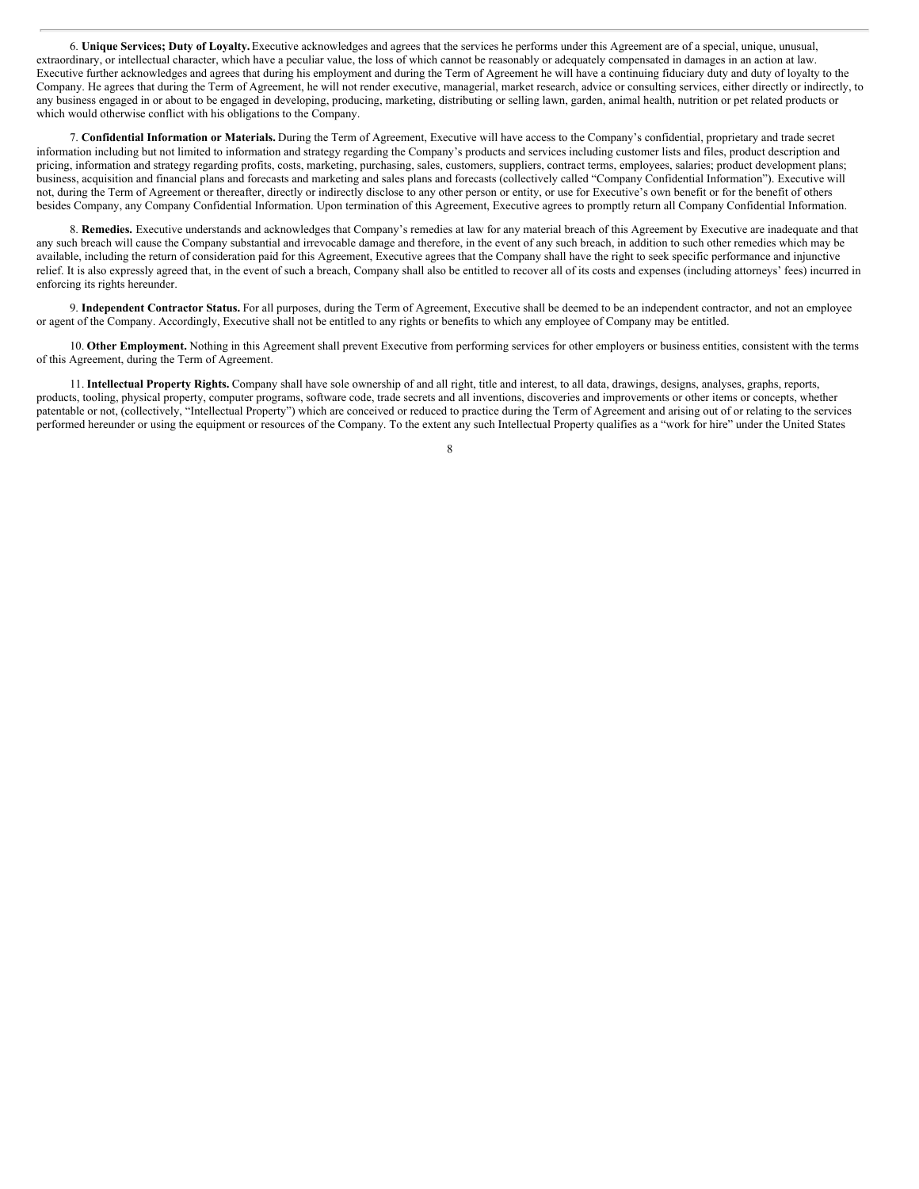6. **Unique Services; Duty of Loyalty.** Executive acknowledges and agrees that the services he performs under this Agreement are of a special, unique, unusual, extraordinary, or intellectual character, which have a peculiar value, the loss of which cannot be reasonably or adequately compensated in damages in an action at law. Executive further acknowledges and agrees that during his employment and during the Term of Agreement he will have a continuing fiduciary duty and duty of loyalty to the Company. He agrees that during the Term of Agreement, he will not render executive, managerial, market research, advice or consulting services, either directly or indirectly, to any business engaged in or about to be engaged in developing, producing, marketing, distributing or selling lawn, garden, animal health, nutrition or pet related products or which would otherwise conflict with his obligations to the Company.

7. **Confidential Information or Materials.** During the Term of Agreement, Executive will have access to the Company's confidential, proprietary and trade secret information including but not limited to information and strategy regarding the Company's products and services including customer lists and files, product description and pricing, information and strategy regarding profits, costs, marketing, purchasing, sales, customers, suppliers, contract terms, employees, salaries; product development plans; business, acquisition and financial plans and forecasts and marketing and sales plans and forecasts (collectively called "Company Confidential Information"). Executive will not, during the Term of Agreement or thereafter, directly or indirectly disclose to any other person or entity, or use for Executive's own benefit or for the benefit of others besides Company, any Company Confidential Information. Upon termination of this Agreement, Executive agrees to promptly return all Company Confidential Information.

8. **Remedies.** Executive understands and acknowledges that Company's remedies at law for any material breach of this Agreement by Executive are inadequate and that any such breach will cause the Company substantial and irrevocable damage and therefore, in the event of any such breach, in addition to such other remedies which may be available, including the return of consideration paid for this Agreement, Executive agrees that the Company shall have the right to seek specific performance and injunctive relief. It is also expressly agreed that, in the event of such a breach, Company shall also be entitled to recover all of its costs and expenses (including attorneys' fees) incurred in enforcing its rights hereunder.

9. **Independent Contractor Status.** For all purposes, during the Term of Agreement, Executive shall be deemed to be an independent contractor, and not an employee or agent of the Company. Accordingly, Executive shall not be entitled to any rights or benefits to which any employee of Company may be entitled.

10. **Other Employment.** Nothing in this Agreement shall prevent Executive from performing services for other employers or business entities, consistent with the terms of this Agreement, during the Term of Agreement.

11. **Intellectual Property Rights.** Company shall have sole ownership of and all right, title and interest, to all data, drawings, designs, analyses, graphs, reports, products, tooling, physical property, computer programs, software code, trade secrets and all inventions, discoveries and improvements or other items or concepts, whether patentable or not, (collectively, "Intellectual Property") which are conceived or reduced to practice during the Term of Agreement and arising out of or relating to the services performed hereunder or using the equipment or resources of the Company. To the extent any such Intellectual Property qualifies as a "work for hire" under the United States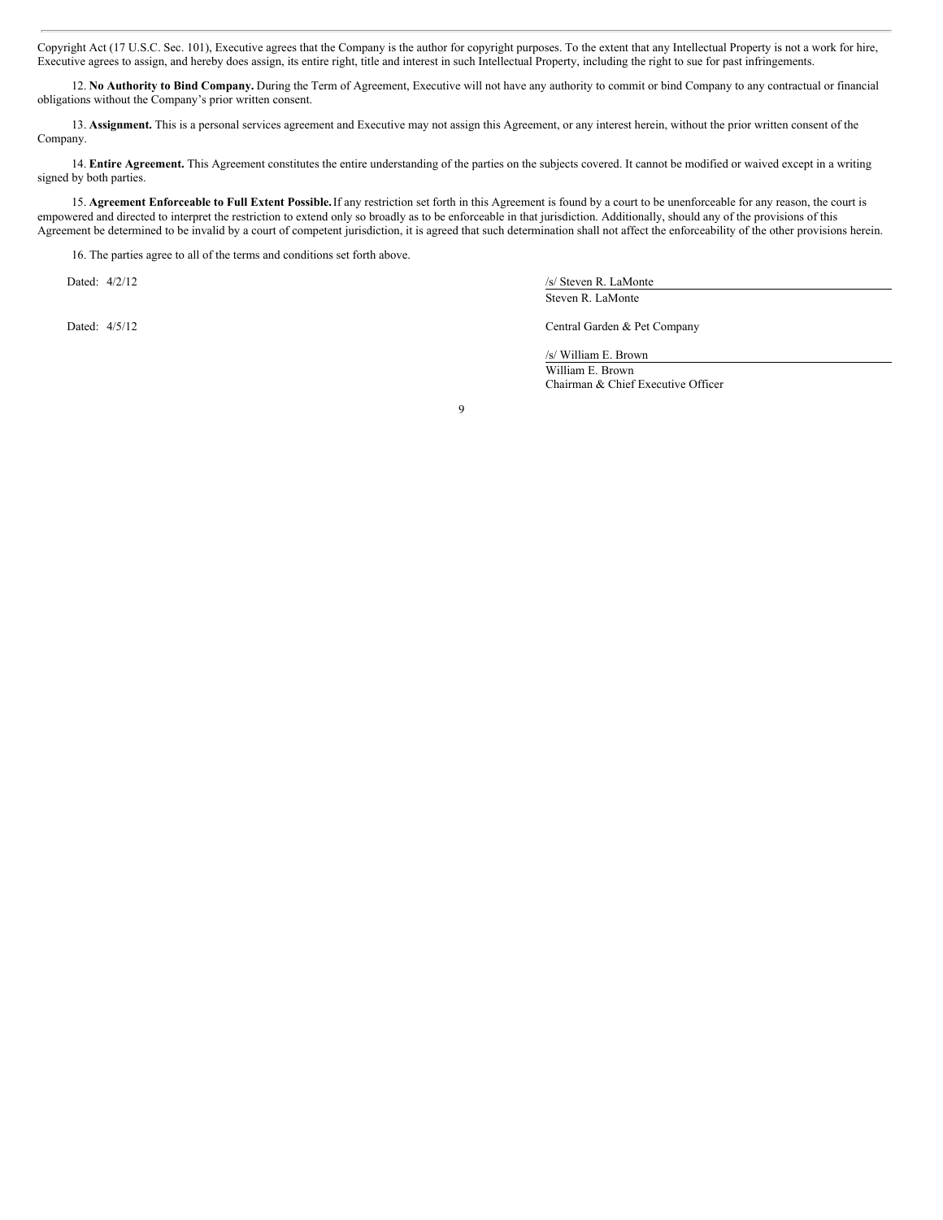Copyright Act (17 U.S.C. Sec. 101), Executive agrees that the Company is the author for copyright purposes. To the extent that any Intellectual Property is not a work for hire, Executive agrees to assign, and hereby does assign, its entire right, title and interest in such Intellectual Property, including the right to sue for past infringements.

12. **No Authority to Bind Company.** During the Term of Agreement, Executive will not have any authority to commit or bind Company to any contractual or financial obligations without the Company's prior written consent.

13. **Assignment.** This is a personal services agreement and Executive may not assign this Agreement, or any interest herein, without the prior written consent of the Company.

14. **Entire Agreement.** This Agreement constitutes the entire understanding of the parties on the subjects covered. It cannot be modified or waived except in a writing signed by both parties.

15. **Agreement Enforceable to Full Extent Possible.** If any restriction set forth in this Agreement is found by a court to be unenforceable for any reason, the court is empowered and directed to interpret the restriction to extend only so broadly as to be enforceable in that jurisdiction. Additionally, should any of the provisions of this Agreement be determined to be invalid by a court of competent jurisdiction, it is agreed that such determination shall not affect the enforceability of the other provisions herein.

16. The parties agree to all of the terms and conditions set forth above.

Dated: 4/2/12

/s/ Steven R. LaMonte
Steven R. LaMonte

Dated: 4/5/12

Central Garden & Pet Company

/s/ William E. Brown
William E. Brown
Chairman & Chief Executive Officer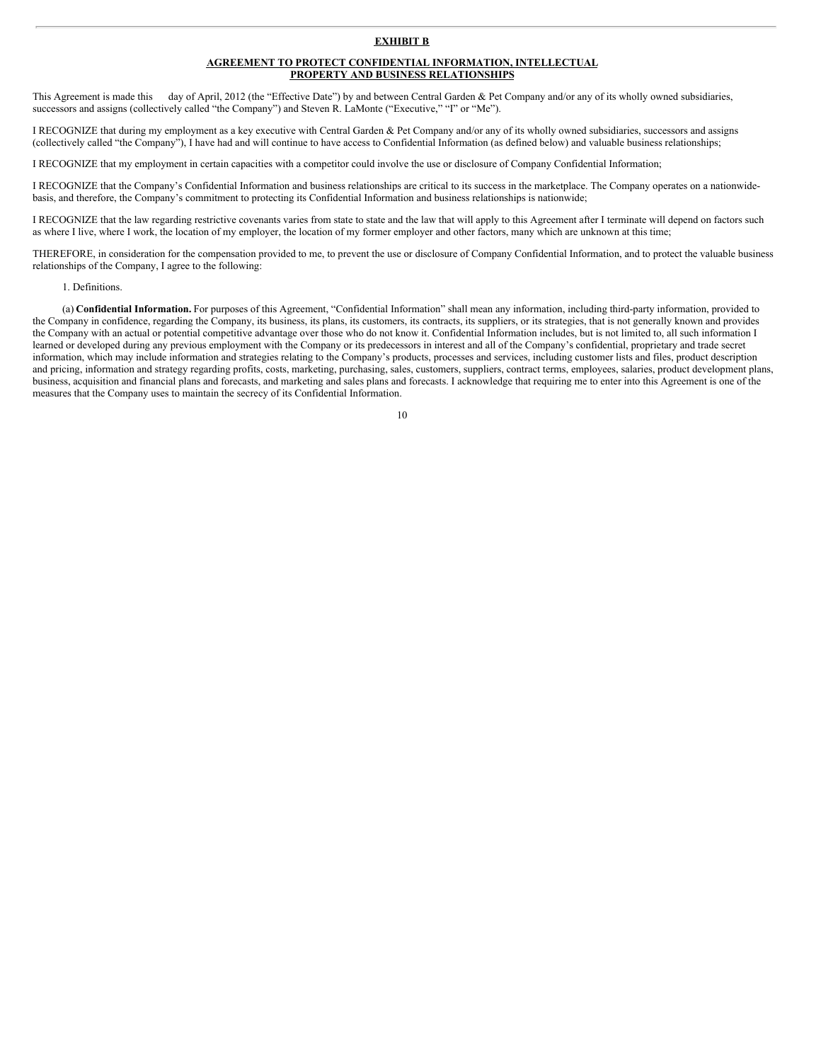**EXHIBIT B**

**AGREEMENT TO PROTECT CONFIDENTIAL INFORMATION, INTELLECTUAL PROPERTY AND BUSINESS RELATIONSHIPS**

This Agreement is made this day of April, 2012 (the "Effective Date") by and between Central Garden & Pet Company and/or any of its wholly owned subsidiaries, successors and assigns (collectively called "the Company") and Steven R. LaMonte ("Executive," "I" or "Me").

I RECOGNIZE that during my employment as a key executive with Central Garden & Pet Company and/or any of its wholly owned subsidiaries, successors and assigns (collectively called "the Company"), I have had and will continue to have access to Confidential Information (as defined below) and valuable business relationships;

I RECOGNIZE that my employment in certain capacities with a competitor could involve the use or disclosure of Company Confidential Information;

I RECOGNIZE that the Company's Confidential Information and business relationships are critical to its success in the marketplace. The Company operates on a nationwide-basis, and therefore, the Company's commitment to protecting its Confidential Information and business relationships is nationwide;

I RECOGNIZE that the law regarding restrictive covenants varies from state to state and the law that will apply to this Agreement after I terminate will depend on factors such as where I live, where I work, the location of my employer, the location of my former employer and other factors, many which are unknown at this time;

THEREFORE, in consideration for the compensation provided to me, to prevent the use or disclosure of Company Confidential Information, and to protect the valuable business relationships of the Company, I agree to the following:

1. Definitions.

(a) **Confidential Information.** For purposes of this Agreement, "Confidential Information" shall mean any information, including third-party information, provided to the Company in confidence, regarding the Company, its business, its plans, its customers, its contracts, its suppliers, or its strategies, that is not generally known and provides the Company with an actual or potential competitive advantage over those who do not know it. Confidential Information includes, but is not limited to, all such information I learned or developed during any previous employment with the Company or its predecessors in interest and all of the Company's confidential, proprietary and trade secret information, which may include information and strategies relating to the Company's products, processes and services, including customer lists and files, product description and pricing, information and strategy regarding profits, costs, marketing, purchasing, sales, customers, suppliers, contract terms, employees, salaries, product development plans, business, acquisition and financial plans and forecasts, and marketing and sales plans and forecasts. I acknowledge that requiring me to enter into this Agreement is one of the measures that the Company uses to maintain the secrecy of its Confidential Information.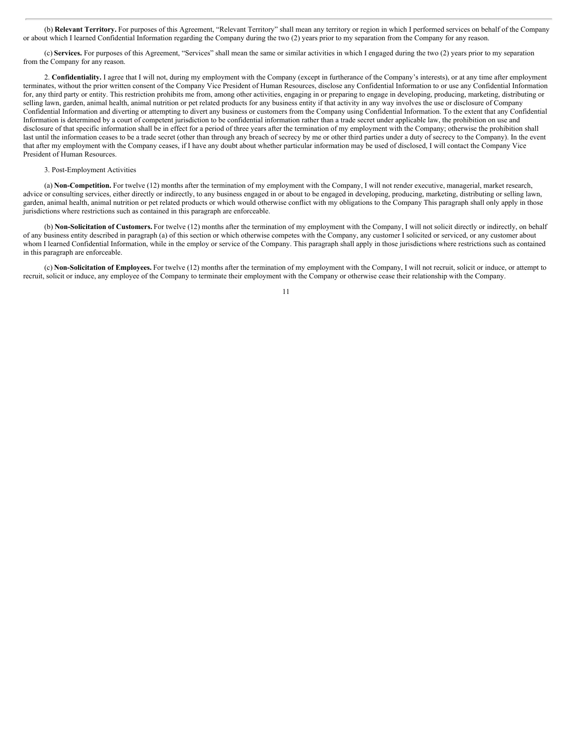(b) **Relevant Territory.** For purposes of this Agreement, "Relevant Territory" shall mean any territory or region in which I performed services on behalf of the Company or about which I learned Confidential Information regarding the Company during the two (2) years prior to my separation from the Company for any reason.

(c) **Services.** For purposes of this Agreement, "Services" shall mean the same or similar activities in which I engaged during the two (2) years prior to my separation from the Company for any reason.

2. **Confidentiality.** I agree that I will not, during my employment with the Company (except in furtherance of the Company's interests), or at any time after employment terminates, without the prior written consent of the Company Vice President of Human Resources, disclose any Confidential Information to or use any Confidential Information for, any third party or entity. This restriction prohibits me from, among other activities, engaging in or preparing to engage in developing, producing, marketing, distributing or selling lawn, garden, animal health, animal nutrition or pet related products for any business entity if that activity in any way involves the use or disclosure of Company Confidential Information and diverting or attempting to divert any business or customers from the Company using Confidential Information. To the extent that any Confidential Information is determined by a court of competent jurisdiction to be confidential information rather than a trade secret under applicable law, the prohibition on use and disclosure of that specific information shall be in effect for a period of three years after the termination of my employment with the Company; otherwise the prohibition shall last until the information ceases to be a trade secret (other than through any breach of secrecy by me or other third parties under a duty of secrecy to the Company). In the event that after my employment with the Company ceases, if I have any doubt about whether particular information may be used of disclosed, I will contact the Company Vice President of Human Resources.

3. Post-Employment Activities

(a) **Non-Competition.** For twelve (12) months after the termination of my employment with the Company, I will not render executive, managerial, market research, advice or consulting services, either directly or indirectly, to any business engaged in or about to be engaged in developing, producing, marketing, distributing or selling lawn, garden, animal health, animal nutrition or pet related products or which would otherwise conflict with my obligations to the Company This paragraph shall only apply in those jurisdictions where restrictions such as contained in this paragraph are enforceable.

(b) **Non-Solicitation of Customers.** For twelve (12) months after the termination of my employment with the Company, I will not solicit directly or indirectly, on behalf of any business entity described in paragraph (a) of this section or which otherwise competes with the Company, any customer I solicited or serviced, or any customer about whom I learned Confidential Information, while in the employ or service of the Company. This paragraph shall apply in those jurisdictions where restrictions such as contained in this paragraph are enforceable.

(c) **Non-Solicitation of Employees.** For twelve (12) months after the termination of my employment with the Company, I will not recruit, solicit or induce, or attempt to recruit, solicit or induce, any employee of the Company to terminate their employment with the Company or otherwise cease their relationship with the Company.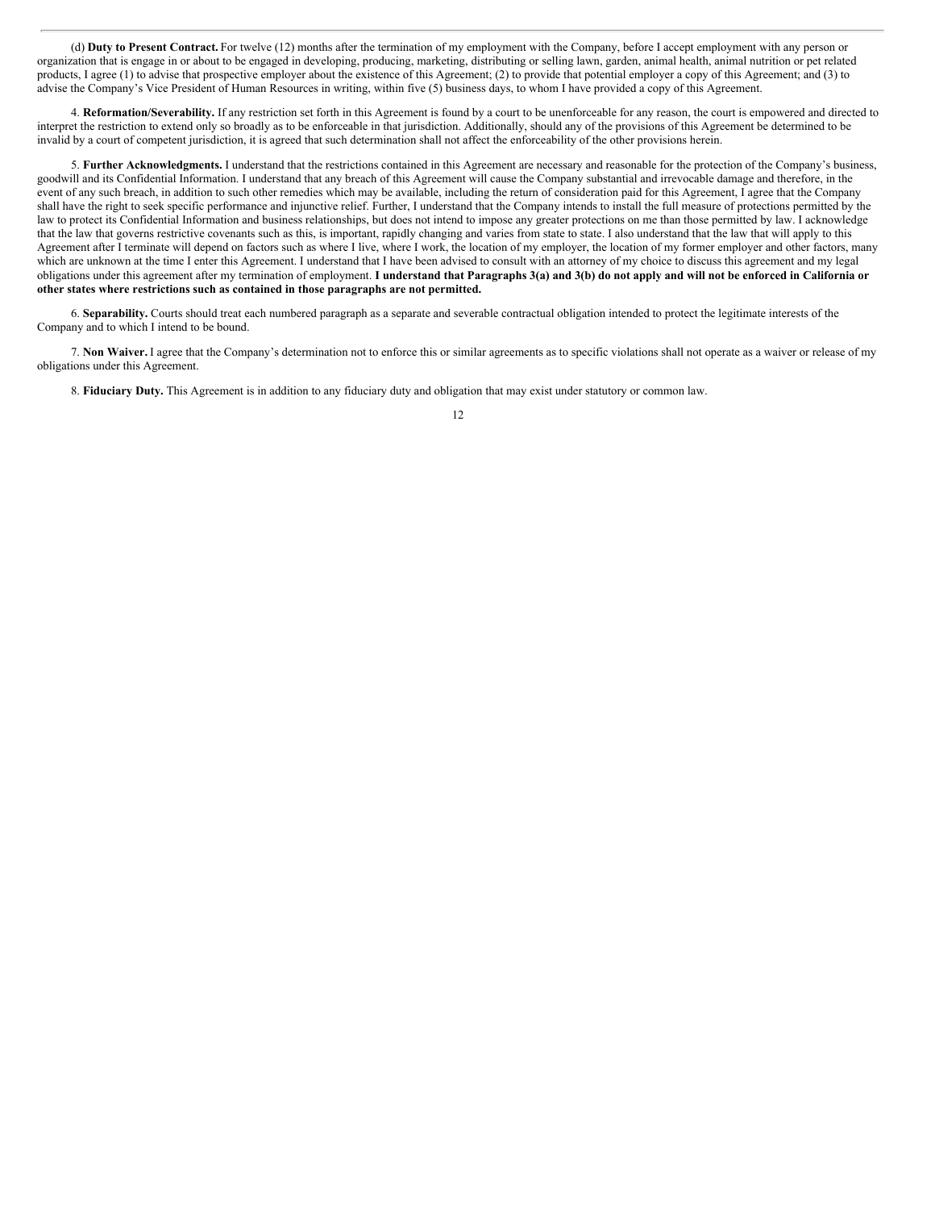(d) **Duty to Present Contract.** For twelve (12) months after the termination of my employment with the Company, before I accept employment with any person or organization that is engage in or about to be engaged in developing, producing, marketing, distributing or selling lawn, garden, animal health, animal nutrition or pet related products, I agree (1) to advise that prospective employer about the existence of this Agreement; (2) to provide that potential employer a copy of this Agreement; and (3) to advise the Company's Vice President of Human Resources in writing, within five (5) business days, to whom I have provided a copy of this Agreement.

4. **Reformation/Severability.** If any restriction set forth in this Agreement is found by a court to be unenforceable for any reason, the court is empowered and directed to interpret the restriction to extend only so broadly as to be enforceable in that jurisdiction. Additionally, should any of the provisions of this Agreement be determined to be invalid by a court of competent jurisdiction, it is agreed that such determination shall not affect the enforceability of the other provisions herein.

5. **Further Acknowledgments.** I understand that the restrictions contained in this Agreement are necessary and reasonable for the protection of the Company's business, goodwill and its Confidential Information. I understand that any breach of this Agreement will cause the Company substantial and irrevocable damage and therefore, in the event of any such breach, in addition to such other remedies which may be available, including the return of consideration paid for this Agreement, I agree that the Company shall have the right to seek specific performance and injunctive relief. Further, I understand that the Company intends to install the full measure of protections permitted by the law to protect its Confidential Information and business relationships, but does not intend to impose any greater protections on me than those permitted by law. I acknowledge that the law that governs restrictive covenants such as this, is important, rapidly changing and varies from state to state. I also understand that the law that will apply to this Agreement after I terminate will depend on factors such as where I live, where I work, the location of my employer, the location of my former employer and other factors, many which are unknown at the time I enter this Agreement. I understand that I have been advised to consult with an attorney of my choice to discuss this agreement and my legal obligations under this agreement after my termination of employment. **I understand that Paragraphs 3(a) and 3(b) do not apply and will not be enforced in California or other states where restrictions such as contained in those paragraphs are not permitted.**

6. **Separability.** Courts should treat each numbered paragraph as a separate and severable contractual obligation intended to protect the legitimate interests of the Company and to which I intend to be bound.

7. **Non Waiver.** I agree that the Company's determination not to enforce this or similar agreements as to specific violations shall not operate as a waiver or release of my obligations under this Agreement.

8. **Fiduciary Duty.** This Agreement is in addition to any fiduciary duty and obligation that may exist under statutory or common law.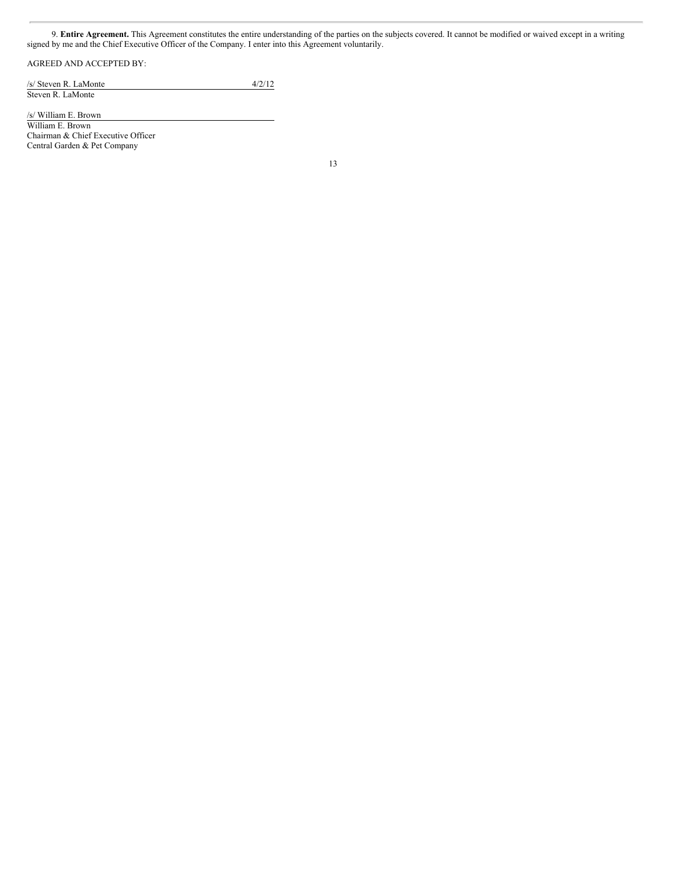9. **Entire Agreement.** This Agreement constitutes the entire understanding of the parties on the subjects covered. It cannot be modified or waived except in a writing signed by me and the Chief Executive Officer of the Company. I enter into this Agreement voluntarily.

AGREED AND ACCEPTED BY:

/s/ Steven R. LaMonte 4/2/12
Steven R. LaMonte

/s/ William E. Brown
William E. Brown
Chairman & Chief Executive Officer
Central Garden & Pet Company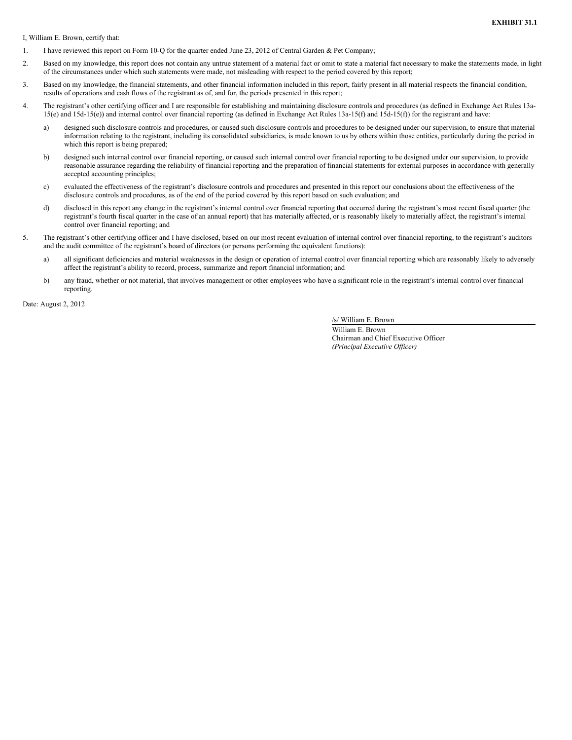**EXHIBIT 31.1**

I, William E. Brown, certify that:

1. I have reviewed this report on Form 10-Q for the quarter ended June 23, 2012 of Central Garden & Pet Company;

2. Based on my knowledge, this report does not contain any untrue statement of a material fact or omit to state a material fact necessary to make the statements made, in light of the circumstances under which such statements were made, not misleading with respect to the period covered by this report;

3. Based on my knowledge, the financial statements, and other financial information included in this report, fairly present in all material respects the financial condition, results of operations and cash flows of the registrant as of, and for, the periods presented in this report;

4. The registrant's other certifying officer and I are responsible for establishing and maintaining disclosure controls and procedures (as defined in Exchange Act Rules 13a-15(e) and 15d-15(e)) and internal control over financial reporting (as defined in Exchange Act Rules 13a-15(f) and 15d-15(f)) for the registrant and have:

   a) designed such disclosure controls and procedures, or caused such disclosure controls and procedures to be designed under our supervision, to ensure that material information relating to the registrant, including its consolidated subsidiaries, is made known to us by others within those entities, particularly during the period in which this report is being prepared;

   b) designed such internal control over financial reporting, or caused such internal control over financial reporting to be designed under our supervision, to provide reasonable assurance regarding the reliability of financial reporting and the preparation of financial statements for external purposes in accordance with generally accepted accounting principles;

   c) evaluated the effectiveness of the registrant's disclosure controls and procedures and presented in this report our conclusions about the effectiveness of the disclosure controls and procedures, as of the end of the period covered by this report based on such evaluation; and

   d) disclosed in this report any change in the registrant's internal control over financial reporting that occurred during the registrant's most recent fiscal quarter (the registrant's fourth fiscal quarter in the case of an annual report) that has materially affected, or is reasonably likely to materially affect, the registrant's internal control over financial reporting; and

5. The registrant's other certifying officer and I have disclosed, based on our most recent evaluation of internal control over financial reporting, to the registrant's auditors and the audit committee of the registrant's board of directors (or persons performing the equivalent functions):

   a) all significant deficiencies and material weaknesses in the design or operation of internal control over financial reporting which are reasonably likely to adversely affect the registrant's ability to record, process, summarize and report financial information; and

   b) any fraud, whether or not material, that involves management or other employees who have a significant role in the registrant's internal control over financial reporting.

Date: August 2, 2012

/s/ William E. Brown

William E. Brown
Chairman and Chief Executive Officer
*(Principal Executive Officer)*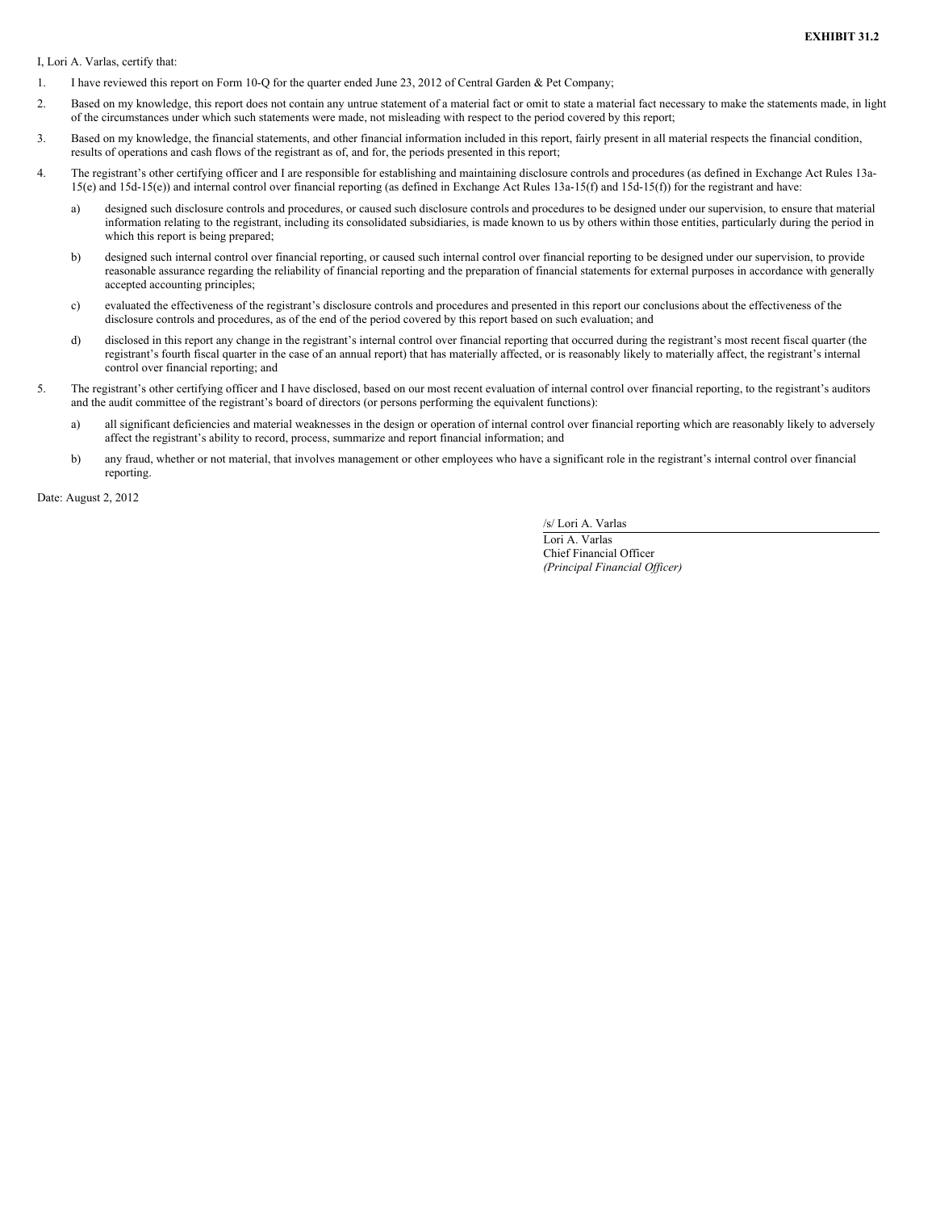**EXHIBIT 31.2**

I, Lori A. Varlas, certify that:

1. I have reviewed this report on Form 10-Q for the quarter ended June 23, 2012 of Central Garden & Pet Company;

2. Based on my knowledge, this report does not contain any untrue statement of a material fact or omit to state a material fact necessary to make the statements made, in light of the circumstances under which such statements were made, not misleading with respect to the period covered by this report;

3. Based on my knowledge, the financial statements, and other financial information included in this report, fairly present in all material respects the financial condition, results of operations and cash flows of the registrant as of, and for, the periods presented in this report;

4. The registrant's other certifying officer and I are responsible for establishing and maintaining disclosure controls and procedures (as defined in Exchange Act Rules 13a-15(e) and 15d-15(e)) and internal control over financial reporting (as defined in Exchange Act Rules 13a-15(f) and 15d-15(f)) for the registrant and have:

   a) designed such disclosure controls and procedures, or caused such disclosure controls and procedures to be designed under our supervision, to ensure that material information relating to the registrant, including its consolidated subsidiaries, is made known to us by others within those entities, particularly during the period in which this report is being prepared;

   b) designed such internal control over financial reporting, or caused such internal control over financial reporting to be designed under our supervision, to provide reasonable assurance regarding the reliability of financial reporting and the preparation of financial statements for external purposes in accordance with generally accepted accounting principles;

   c) evaluated the effectiveness of the registrant's disclosure controls and procedures and presented in this report our conclusions about the effectiveness of the disclosure controls and procedures, as of the end of the period covered by this report based on such evaluation; and

   d) disclosed in this report any change in the registrant's internal control over financial reporting that occurred during the registrant's most recent fiscal quarter (the registrant's fourth fiscal quarter in the case of an annual report) that has materially affected, or is reasonably likely to materially affect, the registrant's internal control over financial reporting; and

5. The registrant's other certifying officer and I have disclosed, based on our most recent evaluation of internal control over financial reporting, to the registrant's auditors and the audit committee of the registrant's board of directors (or persons performing the equivalent functions):

   a) all significant deficiencies and material weaknesses in the design or operation of internal control over financial reporting which are reasonably likely to adversely affect the registrant's ability to record, process, summarize and report financial information; and

   b) any fraud, whether or not material, that involves management or other employees who have a significant role in the registrant's internal control over financial reporting.

Date: August 2, 2012

/s/ Lori A. Varlas

Lori A. Varlas
Chief Financial Officer
*(Principal Financial Officer)*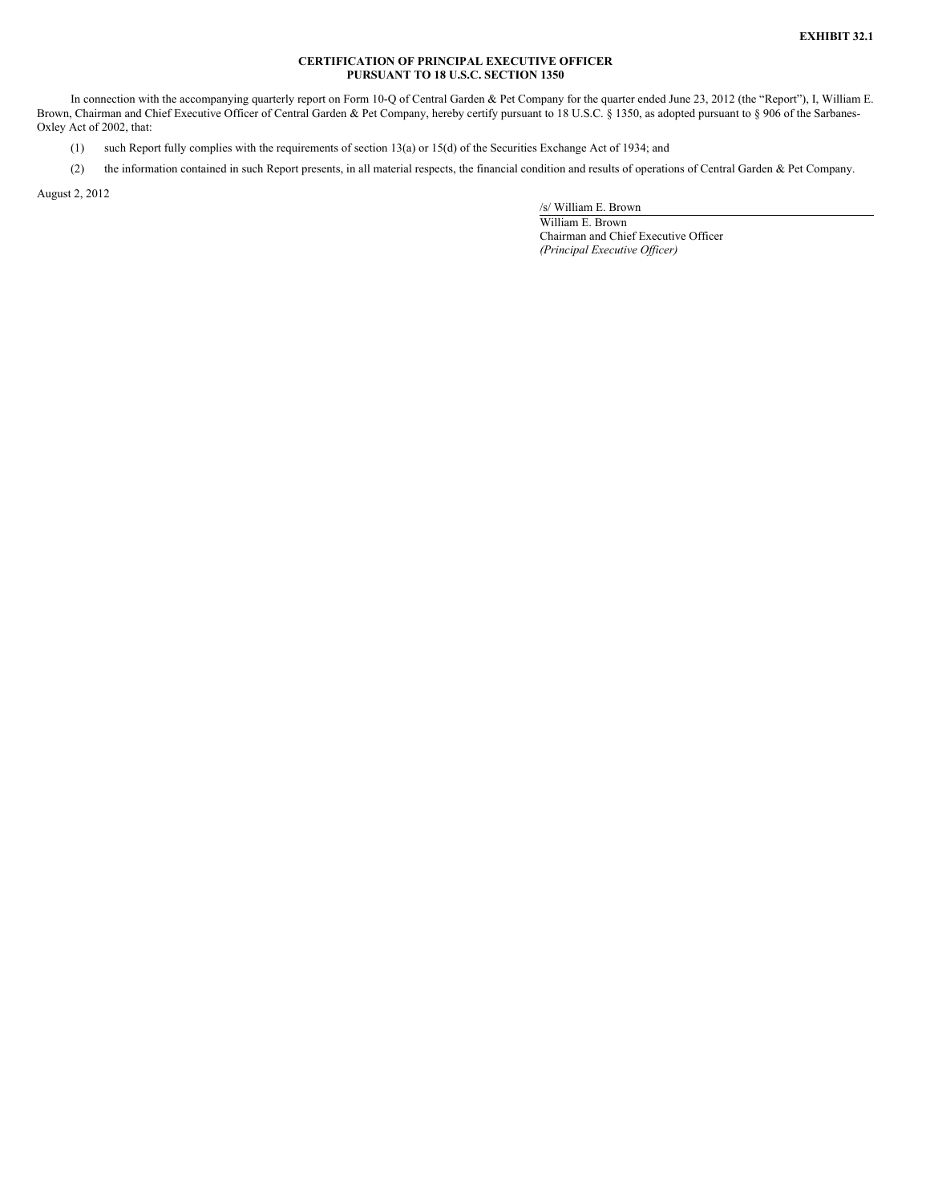**EXHIBIT 32.1**

**CERTIFICATION OF PRINCIPAL EXECUTIVE OFFICER**
**PURSUANT TO 18 U.S.C. SECTION 1350**

In connection with the accompanying quarterly report on Form 10-Q of Central Garden & Pet Company for the quarter ended June 23, 2012 (the "Report"), I, William E. Brown, Chairman and Chief Executive Officer of Central Garden & Pet Company, hereby certify pursuant to 18 U.S.C. § 1350, as adopted pursuant to § 906 of the Sarbanes-Oxley Act of 2002, that:

(1) such Report fully complies with the requirements of section 13(a) or 15(d) of the Securities Exchange Act of 1934; and

(2) the information contained in such Report presents, in all material respects, the financial condition and results of operations of Central Garden & Pet Company.

August 2, 2012

/s/ William E. Brown

William E. Brown
Chairman and Chief Executive Officer
*(Principal Executive Officer)*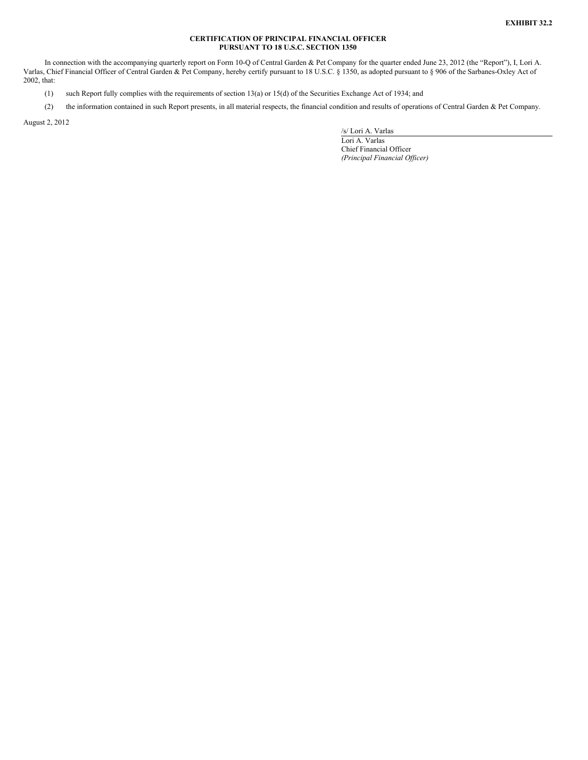**EXHIBIT 32.2**

**CERTIFICATION OF PRINCIPAL FINANCIAL OFFICER**
**PURSUANT TO 18 U.S.C. SECTION 1350**

In connection with the accompanying quarterly report on Form 10-Q of Central Garden & Pet Company for the quarter ended June 23, 2012 (the "Report"), I, Lori A. Varlas, Chief Financial Officer of Central Garden & Pet Company, hereby certify pursuant to 18 U.S.C. § 1350, as adopted pursuant to § 906 of the Sarbanes-Oxley Act of 2002, that:

(1) such Report fully complies with the requirements of section 13(a) or 15(d) of the Securities Exchange Act of 1934; and

(2) the information contained in such Report presents, in all material respects, the financial condition and results of operations of Central Garden & Pet Company.

August 2, 2012

/s/ Lori A. Varlas

Lori A. Varlas
Chief Financial Officer
*(Principal Financial Officer)*